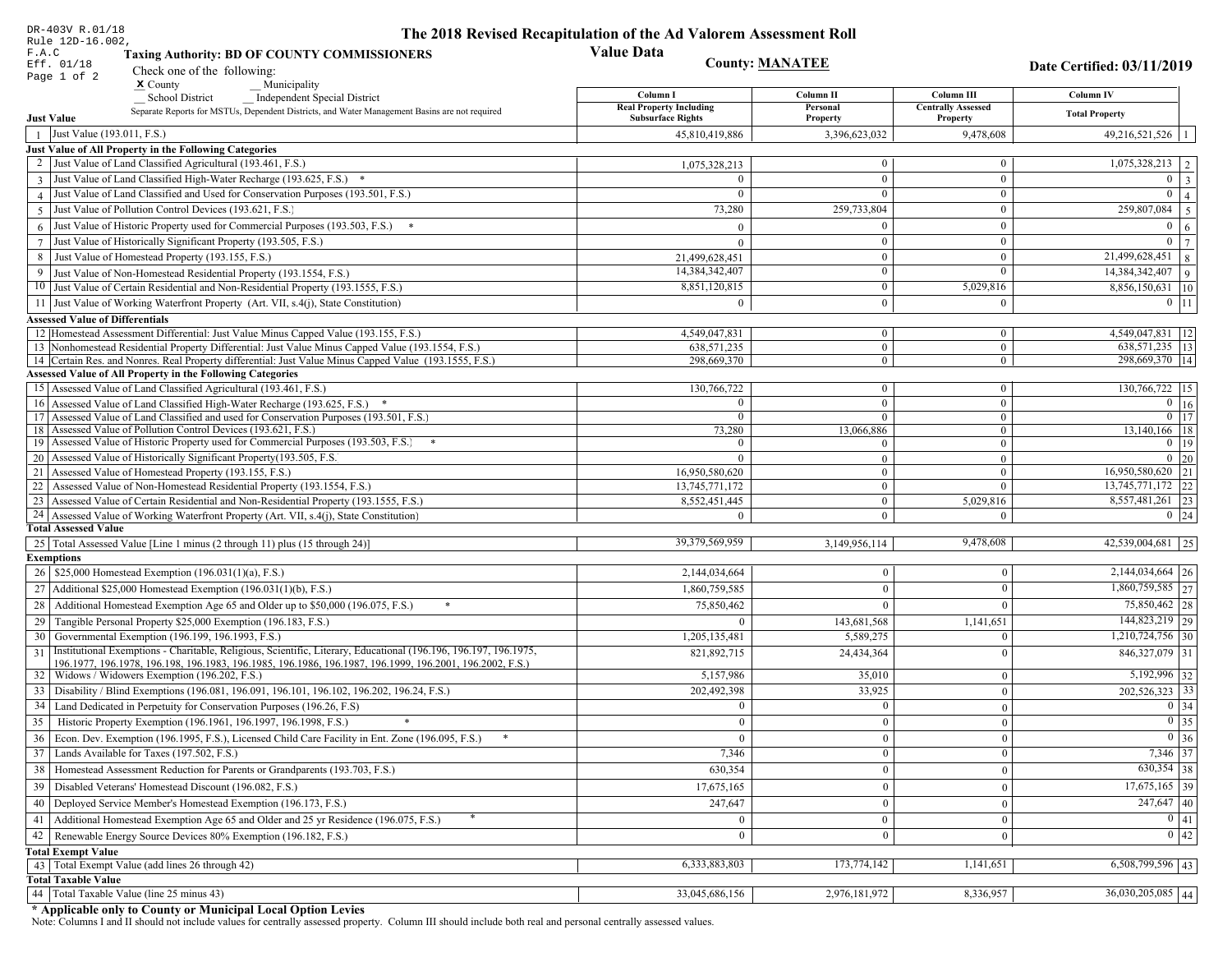DR-403V R.01/18
Rule 12D-16.002, F.A.C
Eff. 01/18

# The 2018 Revised Recapitulation of the Ad Valorem Assessment Roll

## Value Data

**Taxing Authority: BD OF COUNTY COMMISSIONERS**

**County: MANATEE**

**Date Certified: 03/11/2019**

Check one of the following:
**X** County __ Municipality
__ School District __ Independent Special District

Separate Reports for MSTUs, Dependent Districts, and Water Management Basins are not required

| # | Just Value | Column I Real Property Including Subsurface Rights | Column II Personal Property | Column III Centrally Assessed Property | Column IV Total Property | # |
|---|---|---|---|---|---|---|
| 1 | Just Value (193.011, F.S.) | 45,810,419,886 | 3,396,623,032 | 9,478,608 | 49,216,521,526 | 1 |
| | **Just Value of All Property in the Following Categories** | | | | | |
| 2 | Just Value of Land Classified Agricultural (193.461, F.S.) | 1,075,328,213 | 0 | 0 | 1,075,328,213 | 2 |
| 3 | Just Value of Land Classified High-Water Recharge (193.625, F.S.) * | 0 | 0 | 0 | 0 | 3 |
| 4 | Just Value of Land Classified and Used for Conservation Purposes (193.501, F.S.) | 0 | 0 | 0 | 0 | 4 |
| 5 | Just Value of Pollution Control Devices (193.621, F.S.) | 73,280 | 259,733,804 | 0 | 259,807,084 | 5 |
| 6 | Just Value of Historic Property used for Commercial Purposes (193.503, F.S.) * | 0 | 0 | 0 | 0 | 6 |
| 7 | Just Value of Historically Significant Property (193.505, F.S.) | 0 | 0 | 0 | 0 | 7 |
| 8 | Just Value of Homestead Property (193.155, F.S.) | 21,499,628,451 | 0 | 0 | 21,499,628,451 | 8 |
| 9 | Just Value of Non-Homestead Residential Property (193.1554, F.S.) | 14,384,342,407 | 0 | 0 | 14,384,342,407 | 9 |
| 10 | Just Value of Certain Residential and Non-Residential Property (193.1555, F.S.) | 8,851,120,815 | 0 | 5,029,816 | 8,856,150,631 | 10 |
| 11 | Just Value of Working Waterfront Property (Art. VII, s.4(j), State Constitution) | 0 | 0 | 0 | 0 | 11 |
| | **Assessed Value of Differentials** | | | | | |
| 12 | Homestead Assessment Differential: Just Value Minus Capped Value (193.155, F.S.) | 4,549,047,831 | 0 | 0 | 4,549,047,831 | 12 |
| 13 | Nonhomestead Residential Property Differential: Just Value Minus Capped Value (193.1554, F.S.) | 638,571,235 | 0 | 0 | 638,571,235 | 13 |
| 14 | Certain Res. and Nonres. Real Property differential: Just Value Minus Capped Value (193.1555, F.S.) | 298,669,370 | 0 | 0 | 298,669,370 | 14 |
| | **Assessed Value of All Property in the Following Categories** | | | | | |
| 15 | Assessed Value of Land Classified Agricultural (193.461, F.S.) | 130,766,722 | 0 | 0 | 130,766,722 | 15 |
| 16 | Assessed Value of Land Classified High-Water Recharge (193.625, F.S.) * | 0 | 0 | 0 | 0 | 16 |
| 17 | Assessed Value of Land Classified and used for Conservation Purposes (193.501, F.S.) | 0 | 0 | 0 | 0 | 17 |
| 18 | Assessed Value of Pollution Control Devices (193.621, F.S.) | 73,280 | 13,066,886 | 0 | 13,140,166 | 18 |
| 19 | Assessed Value of Historic Property used for Commercial Purposes (193.503, F.S.) * | 0 | 0 | 0 | 0 | 19 |
| 20 | Assessed Value of Historically Significant Property(193.505, F.S. | 0 | 0 | 0 | 0 | 20 |
| 21 | Assessed Value of Homestead Property (193.155, F.S.) | 16,950,580,620 | 0 | 0 | 16,950,580,620 | 21 |
| 22 | Assessed Value of Non-Homestead Residential Property (193.1554, F.S.) | 13,745,771,172 | 0 | 0 | 13,745,771,172 | 22 |
| 23 | Assessed Value of Certain Residential and Non-Residential Property (193.1555, F.S.) | 8,552,451,445 | 0 | 5,029,816 | 8,557,481,261 | 23 |
| 24 | Assessed Value of Working Waterfront Property (Art. VII, s.4(j), State Constitution) | 0 | 0 | 0 | 0 | 24 |
| | **Total Assessed Value** | | | | | |
| 25 | Total Assessed Value [Line 1 minus (2 through 11) plus (15 through 24)] | 39,379,569,959 | 3,149,956,114 | 9,478,608 | 42,539,004,681 | 25 |
| | **Exemptions** | | | | | |
| 26 | $25,000 Homestead Exemption (196.031(1)(a), F.S.) | 2,144,034,664 | 0 | 0 | 2,144,034,664 | 26 |
| 27 | Additional $25,000 Homestead Exemption (196.031(1)(b), F.S.) | 1,860,759,585 | 0 | 0 | 1,860,759,585 | 27 |
| 28 | Additional Homestead Exemption Age 65 and Older up to $50,000 (196.075, F.S.) * | 75,850,462 | 0 | 0 | 75,850,462 | 28 |
| 29 | Tangible Personal Property $25,000 Exemption (196.183, F.S.) | 0 | 143,681,568 | 1,141,651 | 144,823,219 | 29 |
| 30 | Governmental Exemption (196.199, 196.1993, F.S.) | 1,205,135,481 | 5,589,275 | 0 | 1,210,724,756 | 30 |
| 31 | Institutional Exemptions - Charitable, Religious, Scientific, Literary, Educational (196.196, 196.197, 196.1975, 196.1977, 196.1978, 196.198, 196.1983, 196.1985, 196.1986, 196.1987, 196.1999, 196.2001, 196.2002, F.S.) | 821,892,715 | 24,434,364 | 0 | 846,327,079 | 31 |
| 32 | Widows / Widowers Exemption (196.202, F.S.) | 5,157,986 | 35,010 | 0 | 5,192,996 | 32 |
| 33 | Disability / Blind Exemptions (196.081, 196.091, 196.101, 196.102, 196.202, 196.24, F.S.) | 202,492,398 | 33,925 | 0 | 202,526,323 | 33 |
| 34 | Land Dedicated in Perpetuity for Conservation Purposes (196.26, F.S) | 0 | 0 | 0 | 0 | 34 |
| 35 | Historic Property Exemption (196.1961, 196.1997, 196.1998, F.S.) * | 0 | 0 | 0 | 0 | 35 |
| 36 | Econ. Dev. Exemption (196.1995, F.S.), Licensed Child Care Facility in Ent. Zone (196.095, F.S.) * | 0 | 0 | 0 | 0 | 36 |
| 37 | Lands Available for Taxes (197.502, F.S.) | 7,346 | 0 | 0 | 7,346 | 37 |
| 38 | Homestead Assessment Reduction for Parents or Grandparents (193.703, F.S.) | 630,354 | 0 | 0 | 630,354 | 38 |
| 39 | Disabled Veterans' Homestead Discount (196.082, F.S.) | 17,675,165 | 0 | 0 | 17,675,165 | 39 |
| 40 | Deployed Service Member's Homestead Exemption (196.173, F.S.) | 247,647 | 0 | 0 | 247,647 | 40 |
| 41 | Additional Homestead Exemption Age 65 and Older and 25 yr Residence (196.075, F.S.) * | 0 | 0 | 0 | 0 | 41 |
| 42 | Renewable Energy Source Devices 80% Exemption (196.182, F.S.) | 0 | 0 | 0 | 0 | 42 |
| | **Total Exempt Value** | | | | | |
| 43 | Total Exempt Value (add lines 26 through 42) | 6,333,883,803 | 173,774,142 | 1,141,651 | 6,508,799,596 | 43 |
| | **Total Taxable Value** | | | | | |
| 44 | Total Taxable Value (line 25 minus 43) | 33,045,686,156 | 2,976,181,972 | 8,336,957 | 36,030,205,085 | 44 |

**\* Applicable only to County or Municipal Local Option Levies**

Note: Columns I and II should not include values for centrally assessed property. Column III should include both real and personal centrally assessed values.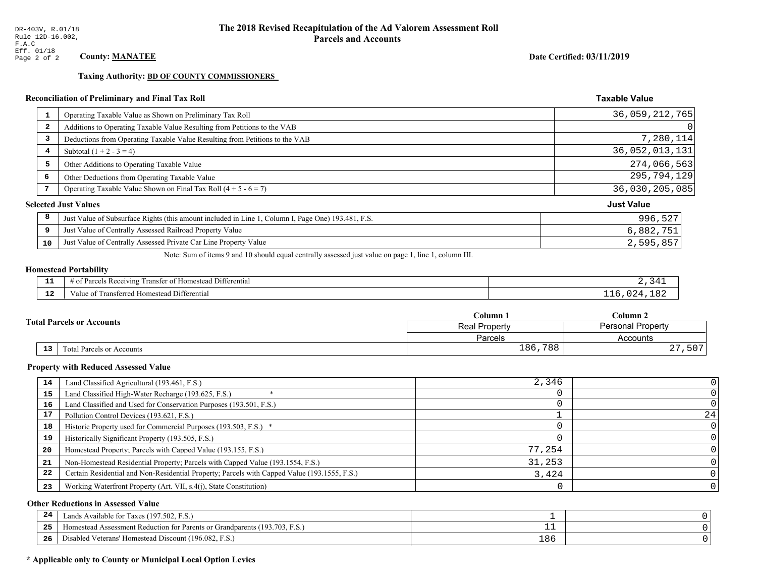DR-403V, R.01/18
Rule 12D-16.002, F.A.C
Eff. 01/18

# The 2018 Revised Recapitulation of the Ad Valorem Assessment Roll
## Parcels and Accounts

**County: MANATEE**

**Date Certified: 03/11/2019**

**Taxing Authority: BD OF COUNTY COMMISSIONERS**

### Reconciliation of Preliminary and Final Tax Roll

| | | Taxable Value |
|---|---|---|
| 1 | Operating Taxable Value as Shown on Preliminary Tax Roll | 36,059,212,765 |
| 2 | Additions to Operating Taxable Value Resulting from Petitions to the VAB | 0 |
| 3 | Deductions from Operating Taxable Value Resulting from Petitions to the VAB | 7,280,114 |
| 4 | Subtotal (1 + 2 - 3 = 4) | 36,052,013,131 |
| 5 | Other Additions to Operating Taxable Value | 274,066,563 |
| 6 | Other Deductions from Operating Taxable Value | 295,794,129 |
| 7 | Operating Taxable Value Shown on Final Tax Roll (4 + 5 - 6 = 7) | 36,030,205,085 |

### Selected Just Values

| | | Just Value |
|---|---|---|
| 8 | Just Value of Subsurface Rights (this amount included in Line 1, Column I, Page One) 193.481, F.S. | 996,527 |
| 9 | Just Value of Centrally Assessed Railroad Property Value | 6,882,751 |
| 10 | Just Value of Centrally Assessed Private Car Line Property Value | 2,595,857 |

Note: Sum of items 9 and 10 should equal centrally assessed just value on page 1, line 1, column III.

### Homestead Portability

| | | |
|---|---|---|
| 11 | # of Parcels Receiving Transfer of Homestead Differential | 2,341 |
| 12 | Value of Transferred Homestead Differential | 116,024,182 |

### Total Parcels or Accounts

| | | Column 1 Real Property Parcels | Column 2 Personal Property Accounts |
|---|---|---|---|
| 13 | Total Parcels or Accounts | 186,788 | 27,507 |

### Property with Reduced Assessed Value

| | | Column 1 | Column 2 |
|---|---|---|---|
| 14 | Land Classified Agricultural (193.461, F.S.) | 2,346 | 0 |
| 15 | Land Classified High-Water Recharge (193.625, F.S.) * | 0 | 0 |
| 16 | Land Classified and Used for Conservation Purposes (193.501, F.S.) | 0 | 0 |
| 17 | Pollution Control Devices (193.621, F.S.) | 1 | 24 |
| 18 | Historic Property used for Commercial Purposes (193.503, F.S.) * | 0 | 0 |
| 19 | Historically Significant Property (193.505, F.S.) | 0 | 0 |
| 20 | Homestead Property; Parcels with Capped Value (193.155, F.S.) | 77,254 | 0 |
| 21 | Non-Homestead Residential Property; Parcels with Capped Value (193.1554, F.S.) | 31,253 | 0 |
| 22 | Certain Residential and Non-Residential Property; Parcels with Capped Value (193.1555, F.S.) | 3,424 | 0 |
| 23 | Working Waterfront Property (Art. VII, s.4(j), State Constitution) | 0 | 0 |

### Other Reductions in Assessed Value

| | | Column 1 | Column 2 |
|---|---|---|---|
| 24 | Lands Available for Taxes (197.502, F.S.) | 1 | 0 |
| 25 | Homestead Assessment Reduction for Parents or Grandparents (193.703, F.S.) | 11 | 0 |
| 26 | Disabled Veterans' Homestead Discount (196.082, F.S.) | 186 | 0 |

**\* Applicable only to County or Municipal Local Option Levies**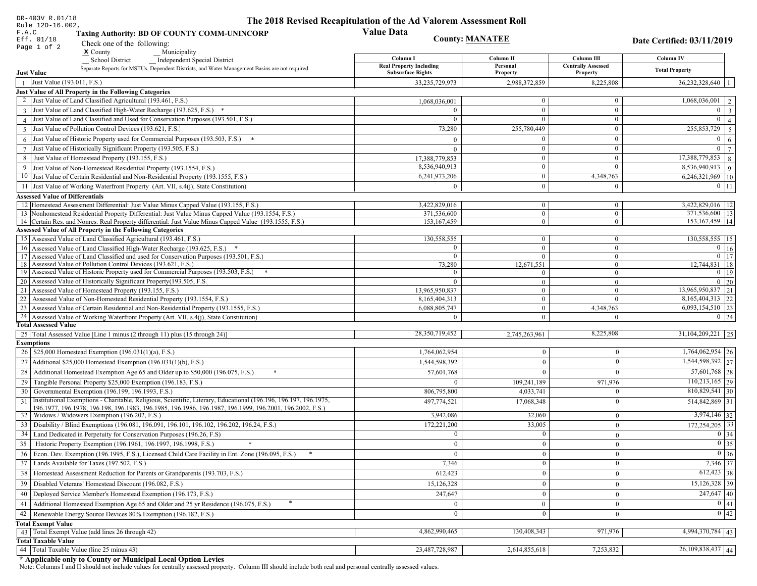DR-403V R.01/18
Rule 12D-16.002, F.A.C
Eff. 01/18
Page 1 of 2

# The 2018 Revised Recapitulation of the Ad Valorem Assessment Roll

## Value Data

**Taxing Authority: BD OF COUNTY COMM-UNINCORP**

**County: MANATEE**

**Date Certified: 03/11/2019**

Check one of the following:
X County
__ Municipality
__ School District
__ Independent Special District

Separate Reports for MSTUs, Dependent Districts, and Water Management Basins are not required

| | Just Value | Column I Real Property Including Subsurface Rights | Column II Personal Property | Column III Centrally Assessed Property | Column IV Total Property | |
|---|---|---|---|---|---|---|
| 1 | Just Value (193.011, F.S.) | 33,235,729,973 | 2,988,372,859 | 8,225,808 | 36,232,328,640 | 1 |
| | **Just Value of All Property in the Following Categories** | | | | | |
| 2 | Just Value of Land Classified Agricultural (193.461, F.S.) | 1,068,036,001 | 0 | 0 | 1,068,036,001 | 2 |
| 3 | Just Value of Land Classified High-Water Recharge (193.625, F.S.) * | 0 | 0 | 0 | 0 | 3 |
| 4 | Just Value of Land Classified and Used for Conservation Purposes (193.501, F.S.) | 0 | 0 | 0 | 0 | 4 |
| 5 | Just Value of Pollution Control Devices (193.621, F.S.) | 73,280 | 255,780,449 | 0 | 255,853,729 | 5 |
| 6 | Just Value of Historic Property used for Commercial Purposes (193.503, F.S.) * | 0 | 0 | 0 | 0 | 6 |
| 7 | Just Value of Historically Significant Property (193.505, F.S.) | 0 | 0 | 0 | 0 | 7 |
| 8 | Just Value of Homestead Property (193.155, F.S.) | 17,388,779,853 | 0 | 0 | 17,388,779,853 | 8 |
| 9 | Just Value of Non-Homestead Residential Property (193.1554, F.S.) | 8,536,940,913 | 0 | 0 | 8,536,940,913 | 9 |
| 10 | Just Value of Certain Residential and Non-Residential Property (193.1555, F.S.) | 6,241,973,206 | 0 | 4,348,763 | 6,246,321,969 | 10 |
| 11 | Just Value of Working Waterfront Property (Art. VII, s.4(j), State Constitution) | 0 | 0 | 0 | 0 | 11 |
| | **Assessed Value of Differentials** | | | | | |
| 12 | Homestead Assessment Differential: Just Value Minus Capped Value (193.155, F.S.) | 3,422,829,016 | 0 | 0 | 3,422,829,016 | 12 |
| 13 | Nonhomestead Residential Property Differential: Just Value Minus Capped Value (193.1554, F.S.) | 371,536,600 | 0 | 0 | 371,536,600 | 13 |
| 14 | Certain Res. and Nonres. Real Property differential: Just Value Minus Capped Value (193.1555, F.S.) | 153,167,459 | 0 | 0 | 153,167,459 | 14 |
| | **Assessed Value of All Property in the Following Categories** | | | | | |
| 15 | Assessed Value of Land Classified Agricultural (193.461, F.S.) | 130,558,555 | 0 | 0 | 130,558,555 | 15 |
| 16 | Assessed Value of Land Classified High-Water Recharge (193.625, F.S.) * | 0 | 0 | 0 | 0 | 16 |
| 17 | Assessed Value of Land Classified and used for Conservation Purposes (193.501, F.S.) | 0 | 0 | 0 | 0 | 17 |
| 18 | Assessed Value of Pollution Control Devices (193.621, F.S.) | 73,280 | 12,671,551 | 0 | 12,744,831 | 18 |
| 19 | Assessed Value of Historic Property used for Commercial Purposes (193.503, F.S.) * | 0 | 0 | 0 | 0 | 19 |
| 20 | Assessed Value of Historically Significant Property(193.505, F.S. | 0 | 0 | 0 | 0 | 20 |
| 21 | Assessed Value of Homestead Property (193.155, F.S.) | 13,965,950,837 | 0 | 0 | 13,965,950,837 | 21 |
| 22 | Assessed Value of Non-Homestead Residential Property (193.1554, F.S.) | 8,165,404,313 | 0 | 0 | 8,165,404,313 | 22 |
| 23 | Assessed Value of Certain Residential and Non-Residential Property (193.1555, F.S.) | 6,088,805,747 | 0 | 4,348,763 | 6,093,154,510 | 23 |
| 24 | Assessed Value of Working Waterfront Property (Art. VII, s.4(j), State Constitution) | 0 | 0 | 0 | 0 | 24 |
| | **Total Assessed Value** | | | | | |
| 25 | Total Assessed Value [Line 1 minus (2 through 11) plus (15 through 24)] | 28,350,719,452 | 2,745,263,961 | 8,225,808 | 31,104,209,221 | 25 |
| | **Exemptions** | | | | | |
| 26 | $25,000 Homestead Exemption (196.031(1)(a), F.S.) | 1,764,062,954 | 0 | 0 | 1,764,062,954 | 26 |
| 27 | Additional $25,000 Homestead Exemption (196.031(1)(b), F.S.) | 1,544,598,392 | 0 | 0 | 1,544,598,392 | 27 |
| 28 | Additional Homestead Exemption Age 65 and Older up to $50,000 (196.075, F.S.) * | 57,601,768 | 0 | 0 | 57,601,768 | 28 |
| 29 | Tangible Personal Property $25,000 Exemption (196.183, F.S.) | 0 | 109,241,189 | 971,976 | 110,213,165 | 29 |
| 30 | Governmental Exemption (196.199, 196.1993, F.S.) | 806,795,800 | 4,033,741 | 0 | 810,829,541 | 30 |
| 31 | Institutional Exemptions - Charitable, Religious, Scientific, Literary, Educational (196.196, 196.197, 196.1975, 196.1977, 196.1978, 196.198, 196.1983, 196.1985, 196.1986, 196.1987, 196.1999, 196.2001, 196.2002, F.S.) | 497,774,521 | 17,068,348 | 0 | 514,842,869 | 31 |
| 32 | Widows / Widowers Exemption (196.202, F.S.) | 3,942,086 | 32,060 | 0 | 3,974,146 | 32 |
| 33 | Disability / Blind Exemptions (196.081, 196.091, 196.101, 196.102, 196.202, 196.24, F.S.) | 172,221,200 | 33,005 | 0 | 172,254,205 | 33 |
| 34 | Land Dedicated in Perpetuity for Conservation Purposes (196.26, F.S) | 0 | 0 | 0 | 0 | 34 |
| 35 | Historic Property Exemption (196.1961, 196.1997, 196.1998, F.S.) * | 0 | 0 | 0 | 0 | 35 |
| 36 | Econ. Dev. Exemption (196.1995, F.S.), Licensed Child Care Facility in Ent. Zone (196.095, F.S.) * | 0 | 0 | 0 | 0 | 36 |
| 37 | Lands Available for Taxes (197.502, F.S.) | 7,346 | 0 | 0 | 7,346 | 37 |
| 38 | Homestead Assessment Reduction for Parents or Grandparents (193.703, F.S.) | 612,423 | 0 | 0 | 612,423 | 38 |
| 39 | Disabled Veterans' Homestead Discount (196.082, F.S.) | 15,126,328 | 0 | 0 | 15,126,328 | 39 |
| 40 | Deployed Service Member's Homestead Exemption (196.173, F.S.) | 247,647 | 0 | 0 | 247,647 | 40 |
| 41 | Additional Homestead Exemption Age 65 and Older and 25 yr Residence (196.075, F.S.) * | 0 | 0 | 0 | 0 | 41 |
| 42 | Renewable Energy Source Devices 80% Exemption (196.182, F.S.) | 0 | 0 | 0 | 0 | 42 |
| | **Total Exempt Value** | | | | | |
| 43 | Total Exempt Value (add lines 26 through 42) | 4,862,990,465 | 130,408,343 | 971,976 | 4,994,370,784 | 43 |
| | **Total Taxable Value** | | | | | |
| 44 | Total Taxable Value (line 25 minus 43) | 23,487,728,987 | 2,614,855,618 | 7,253,832 | 26,109,838,437 | 44 |

**\* Applicable only to County or Municipal Local Option Levies**

Note: Columns I and II should not include values for centrally assessed property. Column III should include both real and personal centrally assessed values.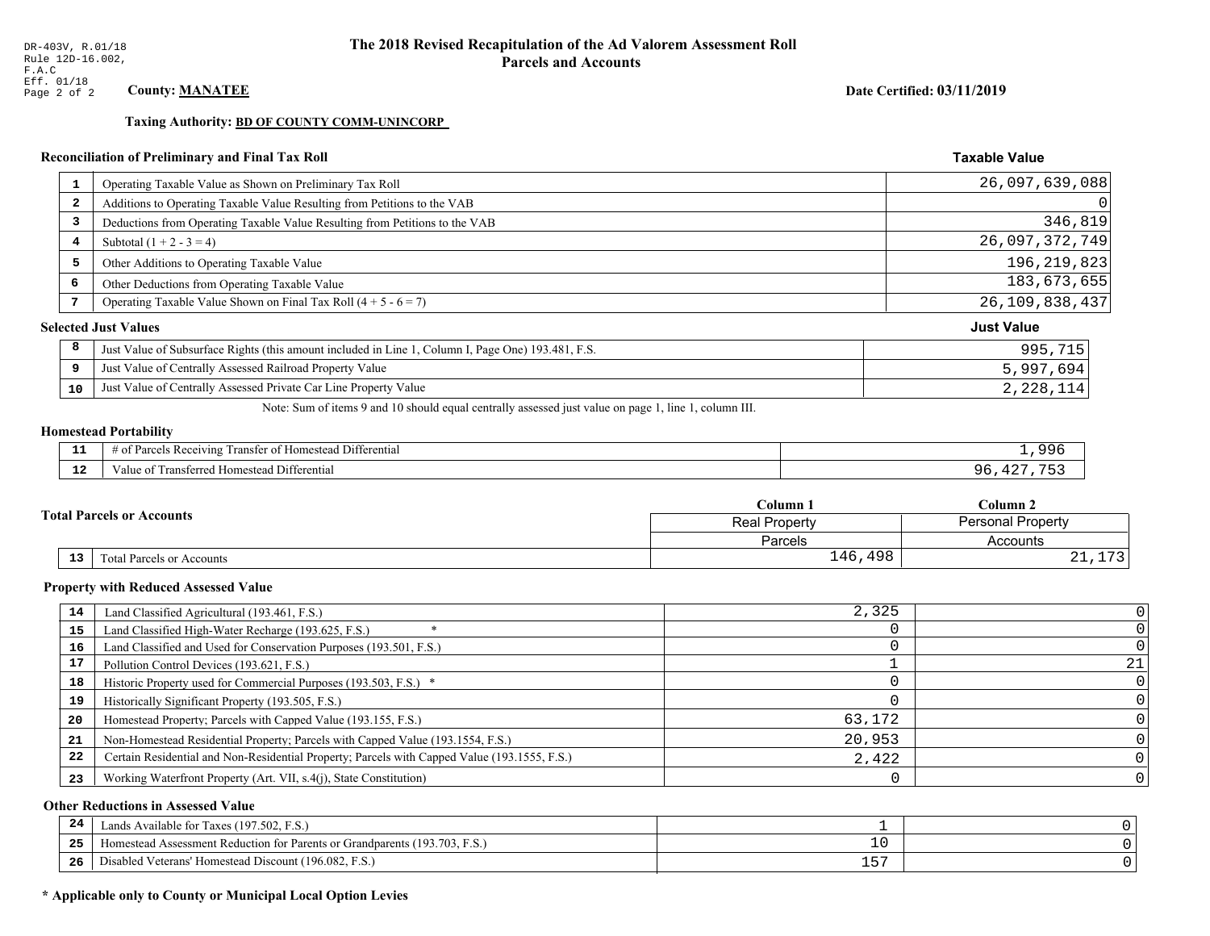DR-403V, R.01/18
Rule 12D-16.002,
F.A.C
Eff. 01/18

# The 2018 Revised Recapitulation of the Ad Valorem Assessment Roll
## Parcels and Accounts

**County: MANATEE**

**Date Certified: 03/11/2019**

**Taxing Authority: BD OF COUNTY COMM-UNINCORP**

### Reconciliation of Preliminary and Final Tax Roll

| | | Taxable Value |
|---|---|---|
| 1 | Operating Taxable Value as Shown on Preliminary Tax Roll | 26,097,639,088 |
| 2 | Additions to Operating Taxable Value Resulting from Petitions to the VAB | 0 |
| 3 | Deductions from Operating Taxable Value Resulting from Petitions to the VAB | 346,819 |
| 4 | Subtotal (1 + 2 - 3 = 4) | 26,097,372,749 |
| 5 | Other Additions to Operating Taxable Value | 196,219,823 |
| 6 | Other Deductions from Operating Taxable Value | 183,673,655 |
| 7 | Operating Taxable Value Shown on Final Tax Roll (4 + 5 - 6 = 7) | 26,109,838,437 |

### Selected Just Values

| | | Just Value |
|---|---|---|
| 8 | Just Value of Subsurface Rights (this amount included in Line 1, Column I, Page One) 193.481, F.S. | 995,715 |
| 9 | Just Value of Centrally Assessed Railroad Property Value | 5,997,694 |
| 10 | Just Value of Centrally Assessed Private Car Line Property Value | 2,228,114 |

Note: Sum of items 9 and 10 should equal centrally assessed just value on page 1, line 1, column III.

### Homestead Portability

| | | |
|---|---|---|
| 11 | # of Parcels Receiving Transfer of Homestead Differential | 1,996 |
| 12 | Value of Transferred Homestead Differential | 96,427,753 |

### Total Parcels or Accounts

| | | Column 1 | Column 2 |
|---|---|---|---|
| | | Real Property | Personal Property |
| | | Parcels | Accounts |
| 13 | Total Parcels or Accounts | 146,498 | 21,173 |

### Property with Reduced Assessed Value

| | | Column 1 | Column 2 |
|---|---|---|---|
| 14 | Land Classified Agricultural (193.461, F.S.) | 2,325 | 0 |
| 15 | Land Classified High-Water Recharge (193.625, F.S.) * | 0 | 0 |
| 16 | Land Classified and Used for Conservation Purposes (193.501, F.S.) | 0 | 0 |
| 17 | Pollution Control Devices (193.621, F.S.) | 1 | 21 |
| 18 | Historic Property used for Commercial Purposes (193.503, F.S.) * | 0 | 0 |
| 19 | Historically Significant Property (193.505, F.S.) | 0 | 0 |
| 20 | Homestead Property; Parcels with Capped Value (193.155, F.S.) | 63,172 | 0 |
| 21 | Non-Homestead Residential Property; Parcels with Capped Value (193.1554, F.S.) | 20,953 | 0 |
| 22 | Certain Residential and Non-Residential Property; Parcels with Capped Value (193.1555, F.S.) | 2,422 | 0 |
| 23 | Working Waterfront Property (Art. VII, s.4(j), State Constitution) | 0 | 0 |

### Other Reductions in Assessed Value

| | | Column 1 | Column 2 |
|---|---|---|---|
| 24 | Lands Available for Taxes (197.502, F.S.) | 1 | 0 |
| 25 | Homestead Assessment Reduction for Parents or Grandparents (193.703, F.S.) | 10 | 0 |
| 26 | Disabled Veterans' Homestead Discount (196.082, F.S.) | 157 | 0 |

**\* Applicable only to County or Municipal Local Option Levies**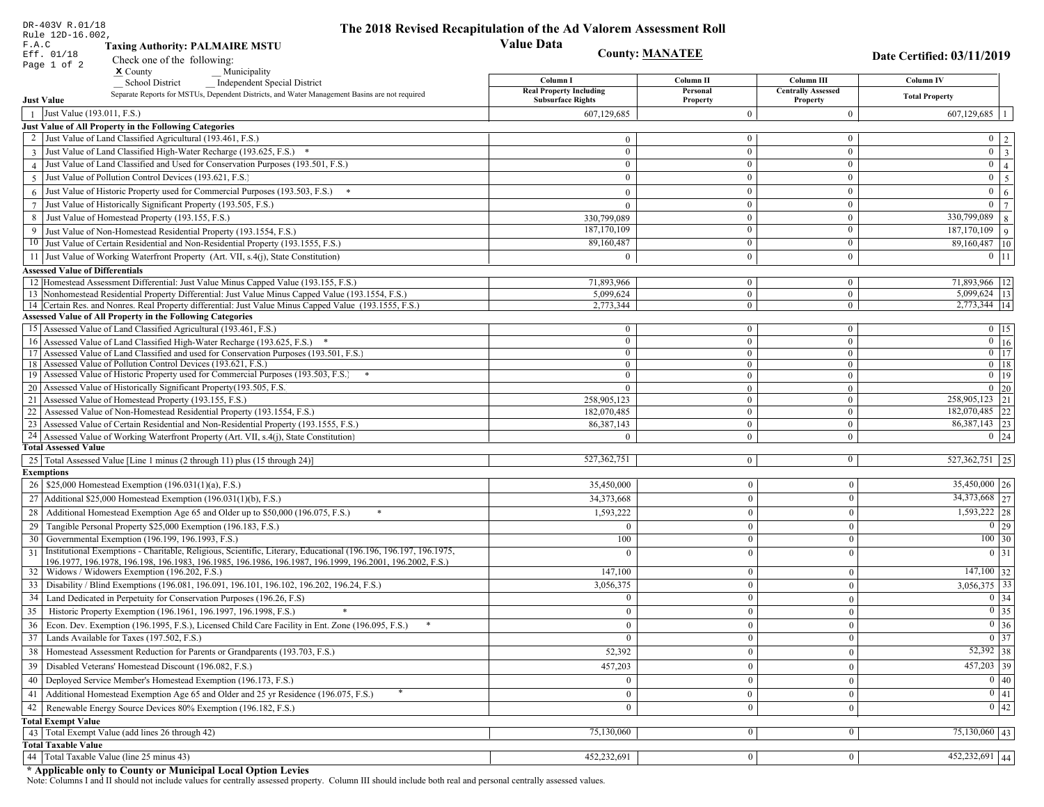DR-403V R.01/18
Rule 12D-16.002, F.A.C
Eff. 01/18

# The 2018 Revised Recapitulation of the Ad Valorem Assessment Roll

## Value Data

**Taxing Authority: PALMAIRE MSTU**

**County: MANATEE**

**Date Certified: 03/11/2019**

Check one of the following:

X County
__ Municipality
__ School District
__ Independent Special District

Separate Reports for MSTUs, Dependent Districts, and Water Management Basins are not required

| | | Column I<br>Real Property Including Subsurface Rights | Column II<br>Personal Property | Column III<br>Centrally Assessed Property | Column IV<br>Total Property | |
|---|---|---|---|---|---|---|
| **Just Value** | | | | | | |
| 1 | Just Value (193.011, F.S.) | 607,129,685 | 0 | 0 | 607,129,685 | 1 |
| **Just Value of All Property in the Following Categories** | | | | | | |
| 2 | Just Value of Land Classified Agricultural (193.461, F.S.) | 0 | 0 | 0 | 0 | 2 |
| 3 | Just Value of Land Classified High-Water Recharge (193.625, F.S.) * | 0 | 0 | 0 | 0 | 3 |
| 4 | Just Value of Land Classified and Used for Conservation Purposes (193.501, F.S.) | 0 | 0 | 0 | 0 | 4 |
| 5 | Just Value of Pollution Control Devices (193.621, F.S.) | 0 | 0 | 0 | 0 | 5 |
| 6 | Just Value of Historic Property used for Commercial Purposes (193.503, F.S.) * | 0 | 0 | 0 | 0 | 6 |
| 7 | Just Value of Historically Significant Property (193.505, F.S.) | 0 | 0 | 0 | 0 | 7 |
| 8 | Just Value of Homestead Property (193.155, F.S.) | 330,799,089 | 0 | 0 | 330,799,089 | 8 |
| 9 | Just Value of Non-Homestead Residential Property (193.1554, F.S.) | 187,170,109 | 0 | 0 | 187,170,109 | 9 |
| 10 | Just Value of Certain Residential and Non-Residential Property (193.1555, F.S.) | 89,160,487 | 0 | 0 | 89,160,487 | 10 |
| 11 | Just Value of Working Waterfront Property (Art. VII, s.4(j), State Constitution) | 0 | 0 | 0 | 0 | 11 |
| **Assessed Value of Differentials** | | | | | | |
| 12 | Homestead Assessment Differential: Just Value Minus Capped Value (193.155, F.S.) | 71,893,966 | 0 | 0 | 71,893,966 | 12 |
| 13 | Nonhomestead Residential Property Differential: Just Value Minus Capped Value (193.1554, F.S.) | 5,099,624 | 0 | 0 | 5,099,624 | 13 |
| 14 | Certain Res. and Nonres. Real Property differential: Just Value Minus Capped Value (193.1555, F.S.) | 2,773,344 | 0 | 0 | 2,773,344 | 14 |
| **Assessed Value of All Property in the Following Categories** | | | | | | |
| 15 | Assessed Value of Land Classified Agricultural (193.461, F.S.) | 0 | 0 | 0 | 0 | 15 |
| 16 | Assessed Value of Land Classified High-Water Recharge (193.625, F.S.) * | 0 | 0 | 0 | 0 | 16 |
| 17 | Assessed Value of Land Classified and used for Conservation Purposes (193.501, F.S.) | 0 | 0 | 0 | 0 | 17 |
| 18 | Assessed Value of Pollution Control Devices (193.621, F.S.) | 0 | 0 | 0 | 0 | 18 |
| 19 | Assessed Value of Historic Property used for Commercial Purposes (193.503, F.S.) * | 0 | 0 | 0 | 0 | 19 |
| 20 | Assessed Value of Historically Significant Property(193.505, F.S. | 0 | 0 | 0 | 0 | 20 |
| 21 | Assessed Value of Homestead Property (193.155, F.S.) | 258,905,123 | 0 | 0 | 258,905,123 | 21 |
| 22 | Assessed Value of Non-Homestead Residential Property (193.1554, F.S.) | 182,070,485 | 0 | 0 | 182,070,485 | 22 |
| 23 | Assessed Value of Certain Residential and Non-Residential Property (193.1555, F.S.) | 86,387,143 | 0 | 0 | 86,387,143 | 23 |
| 24 | Assessed Value of Working Waterfront Property (Art. VII, s.4(j), State Constitution) | 0 | 0 | 0 | 0 | 24 |
| **Total Assessed Value** | | | | | | |
| 25 | Total Assessed Value [Line 1 minus (2 through 11) plus (15 through 24)] | 527,362,751 | 0 | 0 | 527,362,751 | 25 |
| **Exemptions** | | | | | | |
| 26 | $25,000 Homestead Exemption (196.031(1)(a), F.S.) | 35,450,000 | 0 | 0 | 35,450,000 | 26 |
| 27 | Additional $25,000 Homestead Exemption (196.031(1)(b), F.S.) | 34,373,668 | 0 | 0 | 34,373,668 | 27 |
| 28 | Additional Homestead Exemption Age 65 and Older up to $50,000 (196.075, F.S.) * | 1,593,222 | 0 | 0 | 1,593,222 | 28 |
| 29 | Tangible Personal Property $25,000 Exemption (196.183, F.S.) | 0 | 0 | 0 | 0 | 29 |
| 30 | Governmental Exemption (196.199, 196.1993, F.S.) | 100 | 0 | 0 | 100 | 30 |
| 31 | Institutional Exemptions - Charitable, Religious, Scientific, Literary, Educational (196.196, 196.197, 196.1975, 196.1977, 196.1978, 196.198, 196.1983, 196.1985, 196.1986, 196.1987, 196.1999, 196.2001, 196.2002, F.S.) | 0 | 0 | 0 | 0 | 31 |
| 32 | Widows / Widowers Exemption (196.202, F.S.) | 147,100 | 0 | 0 | 147,100 | 32 |
| 33 | Disability / Blind Exemptions (196.081, 196.091, 196.101, 196.102, 196.202, 196.24, F.S.) | 3,056,375 | 0 | 0 | 3,056,375 | 33 |
| 34 | Land Dedicated in Perpetuity for Conservation Purposes (196.26, F.S) | 0 | 0 | 0 | 0 | 34 |
| 35 | Historic Property Exemption (196.1961, 196.1997, 196.1998, F.S.) * | 0 | 0 | 0 | 0 | 35 |
| 36 | Econ. Dev. Exemption (196.1995, F.S.), Licensed Child Care Facility in Ent. Zone (196.095, F.S.) * | 0 | 0 | 0 | 0 | 36 |
| 37 | Lands Available for Taxes (197.502, F.S.) | 0 | 0 | 0 | 0 | 37 |
| 38 | Homestead Assessment Reduction for Parents or Grandparents (193.703, F.S.) | 52,392 | 0 | 0 | 52,392 | 38 |
| 39 | Disabled Veterans' Homestead Discount (196.082, F.S.) | 457,203 | 0 | 0 | 457,203 | 39 |
| 40 | Deployed Service Member's Homestead Exemption (196.173, F.S.) | 0 | 0 | 0 | 0 | 40 |
| 41 | Additional Homestead Exemption Age 65 and Older and 25 yr Residence (196.075, F.S.) * | 0 | 0 | 0 | 0 | 41 |
| 42 | Renewable Energy Source Devices 80% Exemption (196.182, F.S.) | 0 | 0 | 0 | 0 | 42 |
| **Total Exempt Value** | | | | | | |
| 43 | Total Exempt Value (add lines 26 through 42) | 75,130,060 | 0 | 0 | 75,130,060 | 43 |
| **Total Taxable Value** | | | | | | |
| 44 | Total Taxable Value (line 25 minus 43) | 452,232,691 | 0 | 0 | 452,232,691 | 44 |

**\* Applicable only to County or Municipal Local Option Levies**

Note: Columns I and II should not include values for centrally assessed property. Column III should include both real and personal centrally assessed values.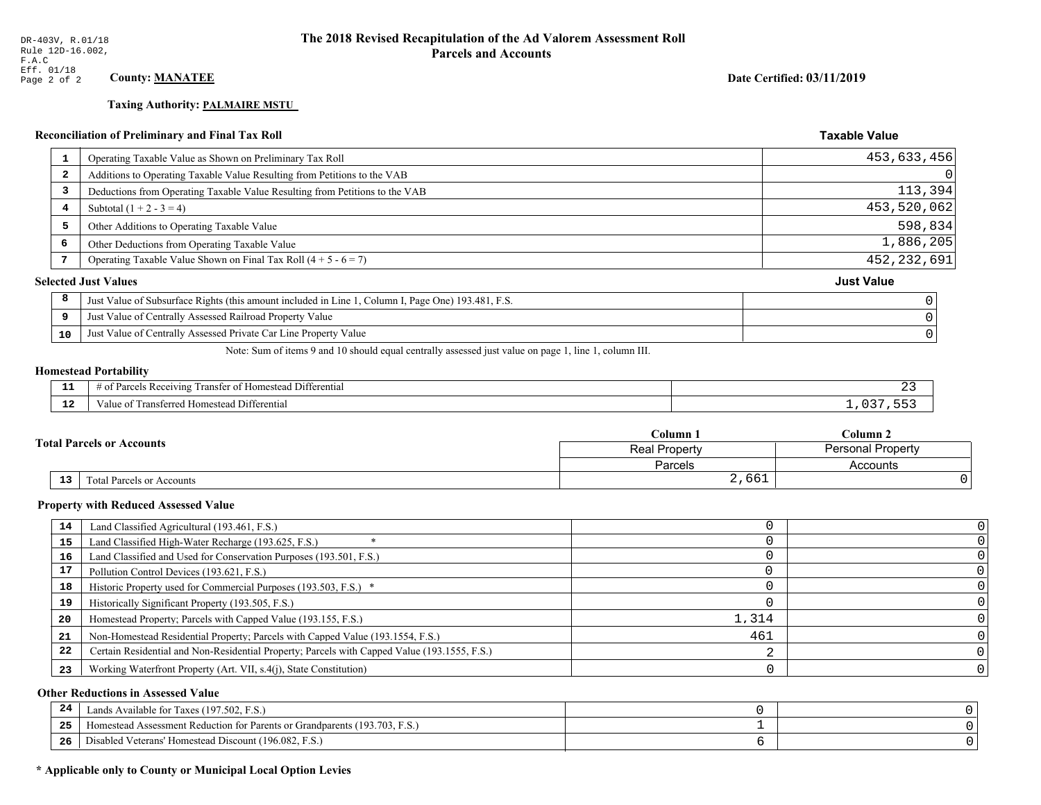DR-403V, R.01/18
Rule 12D-16.002, F.A.C
Eff. 01/18

# The 2018 Revised Recapitulation of the Ad Valorem Assessment Roll
## Parcels and Accounts

**County: MANATEE**

**Date Certified: 03/11/2019**

**Taxing Authority: PALMAIRE MSTU**

### Reconciliation of Preliminary and Final Tax Roll

| | | Taxable Value |
|---|---|---|
| 1 | Operating Taxable Value as Shown on Preliminary Tax Roll | 453,633,456 |
| 2 | Additions to Operating Taxable Value Resulting from Petitions to the VAB | 0 |
| 3 | Deductions from Operating Taxable Value Resulting from Petitions to the VAB | 113,394 |
| 4 | Subtotal (1 + 2 - 3 = 4) | 453,520,062 |
| 5 | Other Additions to Operating Taxable Value | 598,834 |
| 6 | Other Deductions from Operating Taxable Value | 1,886,205 |
| 7 | Operating Taxable Value Shown on Final Tax Roll (4 + 5 - 6 = 7) | 452,232,691 |

### Selected Just Values

| | | Just Value |
|---|---|---|
| 8 | Just Value of Subsurface Rights (this amount included in Line 1, Column I, Page One) 193.481, F.S. | 0 |
| 9 | Just Value of Centrally Assessed Railroad Property Value | 0 |
| 10 | Just Value of Centrally Assessed Private Car Line Property Value | 0 |

Note: Sum of items 9 and 10 should equal centrally assessed just value on page 1, line 1, column III.

### Homestead Portability

| | | |
|---|---|---|
| 11 | # of Parcels Receiving Transfer of Homestead Differential | 23 |
| 12 | Value of Transferred Homestead Differential | 1,037,553 |

### Total Parcels or Accounts

| | | Column 1<br>Real Property<br>Parcels | Column 2<br>Personal Property<br>Accounts |
|---|---|---|---|
| 13 | Total Parcels or Accounts | 2,661 | 0 |

### Property with Reduced Assessed Value

| | | Column 1 | Column 2 |
|---|---|---|---|
| 14 | Land Classified Agricultural (193.461, F.S.) | 0 | 0 |
| 15 | Land Classified High-Water Recharge (193.625, F.S.) * | 0 | 0 |
| 16 | Land Classified and Used for Conservation Purposes (193.501, F.S.) | 0 | 0 |
| 17 | Pollution Control Devices (193.621, F.S.) | 0 | 0 |
| 18 | Historic Property used for Commercial Purposes (193.503, F.S.) * | 0 | 0 |
| 19 | Historically Significant Property (193.505, F.S.) | 0 | 0 |
| 20 | Homestead Property; Parcels with Capped Value (193.155, F.S.) | 1,314 | 0 |
| 21 | Non-Homestead Residential Property; Parcels with Capped Value (193.1554, F.S.) | 461 | 0 |
| 22 | Certain Residential and Non-Residential Property; Parcels with Capped Value (193.1555, F.S.) | 2 | 0 |
| 23 | Working Waterfront Property (Art. VII, s.4(j), State Constitution) | 0 | 0 |

### Other Reductions in Assessed Value

| | | Column 1 | Column 2 |
|---|---|---|---|
| 24 | Lands Available for Taxes (197.502, F.S.) | 0 | 0 |
| 25 | Homestead Assessment Reduction for Parents or Grandparents (193.703, F.S.) | 1 | 0 |
| 26 | Disabled Veterans' Homestead Discount (196.082, F.S.) | 6 | 0 |

**\* Applicable only to County or Municipal Local Option Levies**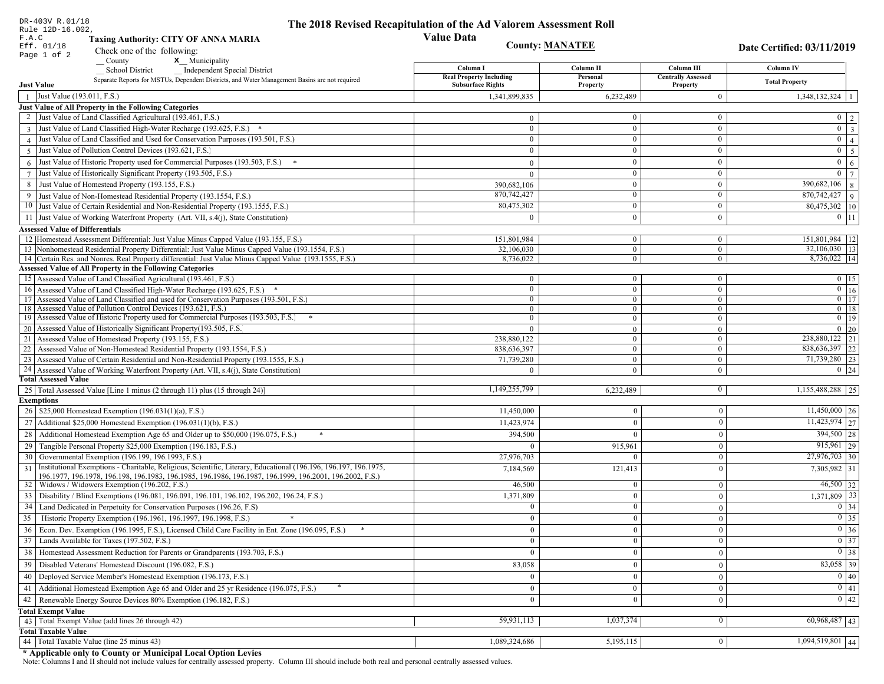DR-403V R.01/18
Rule 12D-16.002, F.A.C
Eff. 01/18

# The 2018 Revised Recapitulation of the Ad Valorem Assessment Roll

## Value Data

**Taxing Authority: CITY OF ANNA MARIA**

**County: MANATEE**

**Date Certified: 03/11/2019**

Check one of the following:

__ County  **x** Municipality
__ School District  __ Independent Special District

Separate Reports for MSTUs, Dependent Districts, and Water Management Basins are not required

| | Just Value | Column I Real Property Including Subsurface Rights | Column II Personal Property | Column III Centrally Assessed Property | Column IV Total Property | |
|---|---|---|---|---|---|---|
| 1 | Just Value (193.011, F.S.) | 1,341,899,835 | 6,232,489 | 0 | 1,348,132,324 | 1 |
| | **Just Value of All Property in the Following Categories** | | | | | |
| 2 | Just Value of Land Classified Agricultural (193.461, F.S.) | 0 | 0 | 0 | 0 | 2 |
| 3 | Just Value of Land Classified High-Water Recharge (193.625, F.S.) * | 0 | 0 | 0 | 0 | 3 |
| 4 | Just Value of Land Classified and Used for Conservation Purposes (193.501, F.S.) | 0 | 0 | 0 | 0 | 4 |
| 5 | Just Value of Pollution Control Devices (193.621, F.S.) | 0 | 0 | 0 | 0 | 5 |
| 6 | Just Value of Historic Property used for Commercial Purposes (193.503, F.S.) * | 0 | 0 | 0 | 0 | 6 |
| 7 | Just Value of Historically Significant Property (193.505, F.S.) | 0 | 0 | 0 | 0 | 7 |
| 8 | Just Value of Homestead Property (193.155, F.S.) | 390,682,106 | 0 | 0 | 390,682,106 | 8 |
| 9 | Just Value of Non-Homestead Residential Property (193.1554, F.S.) | 870,742,427 | 0 | 0 | 870,742,427 | 9 |
| 10 | Just Value of Certain Residential and Non-Residential Property (193.1555, F.S.) | 80,475,302 | 0 | 0 | 80,475,302 | 10 |
| 11 | Just Value of Working Waterfront Property (Art. VII, s.4(j), State Constitution) | 0 | 0 | 0 | 0 | 11 |
| | **Assessed Value of Differentials** | | | | | |
| 12 | Homestead Assessment Differential: Just Value Minus Capped Value (193.155, F.S.) | 151,801,984 | 0 | 0 | 151,801,984 | 12 |
| 13 | Nonhomestead Residential Property Differential: Just Value Minus Capped Value (193.1554, F.S.) | 32,106,030 | 0 | 0 | 32,106,030 | 13 |
| 14 | Certain Res. and Nonres. Real Property differential: Just Value Minus Capped Value (193.1555, F.S.) | 8,736,022 | 0 | 0 | 8,736,022 | 14 |
| | **Assessed Value of All Property in the Following Categories** | | | | | |
| 15 | Assessed Value of Land Classified Agricultural (193.461, F.S.) | 0 | 0 | 0 | 0 | 15 |
| 16 | Assessed Value of Land Classified High-Water Recharge (193.625, F.S.) * | 0 | 0 | 0 | 0 | 16 |
| 17 | Assessed Value of Land Classified and used for Conservation Purposes (193.501, F.S.) | 0 | 0 | 0 | 0 | 17 |
| 18 | Assessed Value of Pollution Control Devices (193.621, F.S.) | 0 | 0 | 0 | 0 | 18 |
| 19 | Assessed Value of Historic Property used for Commercial Purposes (193.503, F.S.) * | 0 | 0 | 0 | 0 | 19 |
| 20 | Assessed Value of Historically Significant Property(193.505, F.S. | 0 | 0 | 0 | 0 | 20 |
| 21 | Assessed Value of Homestead Property (193.155, F.S.) | 238,880,122 | 0 | 0 | 238,880,122 | 21 |
| 22 | Assessed Value of Non-Homestead Residential Property (193.1554, F.S.) | 838,636,397 | 0 | 0 | 838,636,397 | 22 |
| 23 | Assessed Value of Certain Residential and Non-Residential Property (193.1555, F.S.) | 71,739,280 | 0 | 0 | 71,739,280 | 23 |
| 24 | Assessed Value of Working Waterfront Property (Art. VII, s.4(j), State Constitution) | 0 | 0 | 0 | 0 | 24 |
| | **Total Assessed Value** | | | | | |
| 25 | Total Assessed Value [Line 1 minus (2 through 11) plus (15 through 24)] | 1,149,255,799 | 6,232,489 | 0 | 1,155,488,288 | 25 |
| | **Exemptions** | | | | | |
| 26 | $25,000 Homestead Exemption (196.031(1)(a), F.S.) | 11,450,000 | 0 | 0 | 11,450,000 | 26 |
| 27 | Additional $25,000 Homestead Exemption (196.031(1)(b), F.S.) | 11,423,974 | 0 | 0 | 11,423,974 | 27 |
| 28 | Additional Homestead Exemption Age 65 and Older up to $50,000 (196.075, F.S.) * | 394,500 | 0 | 0 | 394,500 | 28 |
| 29 | Tangible Personal Property $25,000 Exemption (196.183, F.S.) | 0 | 915,961 | 0 | 915,961 | 29 |
| 30 | Governmental Exemption (196.199, 196.1993, F.S.) | 27,976,703 | 0 | 0 | 27,976,703 | 30 |
| 31 | Institutional Exemptions - Charitable, Religious, Scientific, Literary, Educational (196.196, 196.197, 196.1975, 196.1977, 196.1978, 196.198, 196.1983, 196.1985, 196.1986, 196.1987, 196.1999, 196.2001, 196.2002, F.S.) | 7,184,569 | 121,413 | 0 | 7,305,982 | 31 |
| 32 | Widows / Widowers Exemption (196.202, F.S.) | 46,500 | 0 | 0 | 46,500 | 32 |
| 33 | Disability / Blind Exemptions (196.081, 196.091, 196.101, 196.102, 196.202, 196.24, F.S.) | 1,371,809 | 0 | 0 | 1,371,809 | 33 |
| 34 | Land Dedicated in Perpetuity for Conservation Purposes (196.26, F.S) | 0 | 0 | 0 | 0 | 34 |
| 35 | Historic Property Exemption (196.1961, 196.1997, 196.1998, F.S.) * | 0 | 0 | 0 | 0 | 35 |
| 36 | Econ. Dev. Exemption (196.1995, F.S.), Licensed Child Care Facility in Ent. Zone (196.095, F.S.) * | 0 | 0 | 0 | 0 | 36 |
| 37 | Lands Available for Taxes (197.502, F.S.) | 0 | 0 | 0 | 0 | 37 |
| 38 | Homestead Assessment Reduction for Parents or Grandparents (193.703, F.S.) | 0 | 0 | 0 | 0 | 38 |
| 39 | Disabled Veterans' Homestead Discount (196.082, F.S.) | 83,058 | 0 | 0 | 83,058 | 39 |
| 40 | Deployed Service Member's Homestead Exemption (196.173, F.S.) | 0 | 0 | 0 | 0 | 40 |
| 41 | Additional Homestead Exemption Age 65 and Older and 25 yr Residence (196.075, F.S.) * | 0 | 0 | 0 | 0 | 41 |
| 42 | Renewable Energy Source Devices 80% Exemption (196.182, F.S.) | 0 | 0 | 0 | 0 | 42 |
| | **Total Exempt Value** | | | | | |
| 43 | Total Exempt Value (add lines 26 through 42) | 59,931,113 | 1,037,374 | 0 | 60,968,487 | 43 |
| | **Total Taxable Value** | | | | | |
| 44 | Total Taxable Value (line 25 minus 43) | 1,089,324,686 | 5,195,115 | 0 | 1,094,519,801 | 44 |

**\* Applicable only to County or Municipal Local Option Levies**

Note: Columns I and II should not include values for centrally assessed property. Column III should include both real and personal centrally assessed values.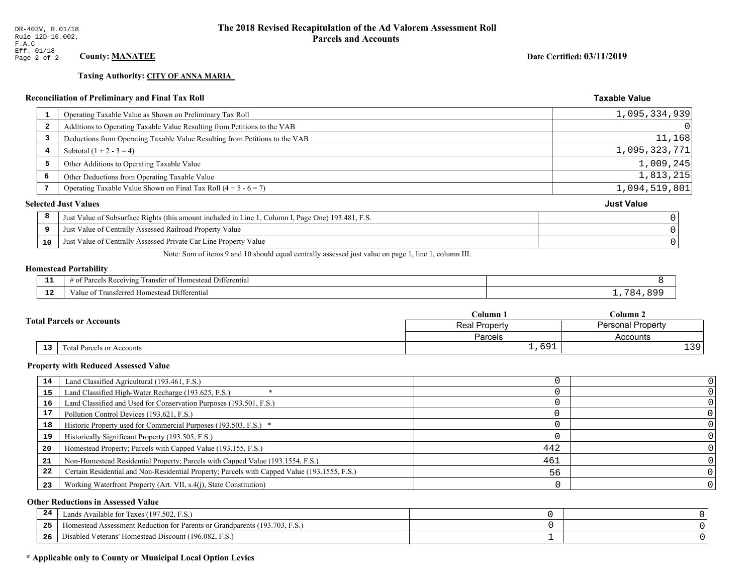DR-403V, R.01/18
Rule 12D-16.002,
F.A.C
Eff. 01/18

# The 2018 Revised Recapitulation of the Ad Valorem Assessment Roll
## Parcels and Accounts

**County: MANATEE**

**Date Certified: 03/11/2019**

**Taxing Authority: CITY OF ANNA MARIA**

### Reconciliation of Preliminary and Final Tax Roll

| | | Taxable Value |
|---|---|---|
| 1 | Operating Taxable Value as Shown on Preliminary Tax Roll | 1,095,334,939 |
| 2 | Additions to Operating Taxable Value Resulting from Petitions to the VAB | 0 |
| 3 | Deductions from Operating Taxable Value Resulting from Petitions to the VAB | 11,168 |
| 4 | Subtotal (1 + 2 - 3 = 4) | 1,095,323,771 |
| 5 | Other Additions to Operating Taxable Value | 1,009,245 |
| 6 | Other Deductions from Operating Taxable Value | 1,813,215 |
| 7 | Operating Taxable Value Shown on Final Tax Roll (4 + 5 - 6 = 7) | 1,094,519,801 |

### Selected Just Values

| | | Just Value |
|---|---|---|
| 8 | Just Value of Subsurface Rights (this amount included in Line 1, Column I, Page One) 193.481, F.S. | 0 |
| 9 | Just Value of Centrally Assessed Railroad Property Value | 0 |
| 10 | Just Value of Centrally Assessed Private Car Line Property Value | 0 |

Note: Sum of items 9 and 10 should equal centrally assessed just value on page 1, line 1, column III.

### Homestead Portability

| | | |
|---|---|---|
| 11 | # of Parcels Receiving Transfer of Homestead Differential | 8 |
| 12 | Value of Transferred Homestead Differential | 1,784,899 |

### Total Parcels or Accounts

| | | Column 1 | Column 2 |
|---|---|---|---|
| | | Real Property | Personal Property |
| | | Parcels | Accounts |
| 13 | Total Parcels or Accounts | 1,691 | 139 |

### Property with Reduced Assessed Value

| | | Column 1 | Column 2 |
|---|---|---|---|
| 14 | Land Classified Agricultural (193.461, F.S.) | 0 | 0 |
| 15 | Land Classified High-Water Recharge (193.625, F.S.) * | 0 | 0 |
| 16 | Land Classified and Used for Conservation Purposes (193.501, F.S.) | 0 | 0 |
| 17 | Pollution Control Devices (193.621, F.S.) | 0 | 0 |
| 18 | Historic Property used for Commercial Purposes (193.503, F.S.) * | 0 | 0 |
| 19 | Historically Significant Property (193.505, F.S.) | 0 | 0 |
| 20 | Homestead Property; Parcels with Capped Value (193.155, F.S.) | 442 | 0 |
| 21 | Non-Homestead Residential Property; Parcels with Capped Value (193.1554, F.S.) | 461 | 0 |
| 22 | Certain Residential and Non-Residential Property; Parcels with Capped Value (193.1555, F.S.) | 56 | 0 |
| 23 | Working Waterfront Property (Art. VII, s.4(j), State Constitution) | 0 | 0 |

### Other Reductions in Assessed Value

| | | Column 1 | Column 2 |
|---|---|---|---|
| 24 | Lands Available for Taxes (197.502, F.S.) | 0 | 0 |
| 25 | Homestead Assessment Reduction for Parents or Grandparents (193.703, F.S.) | 0 | 0 |
| 26 | Disabled Veterans' Homestead Discount (196.082, F.S.) | 1 | 0 |

**\* Applicable only to County or Municipal Local Option Levies**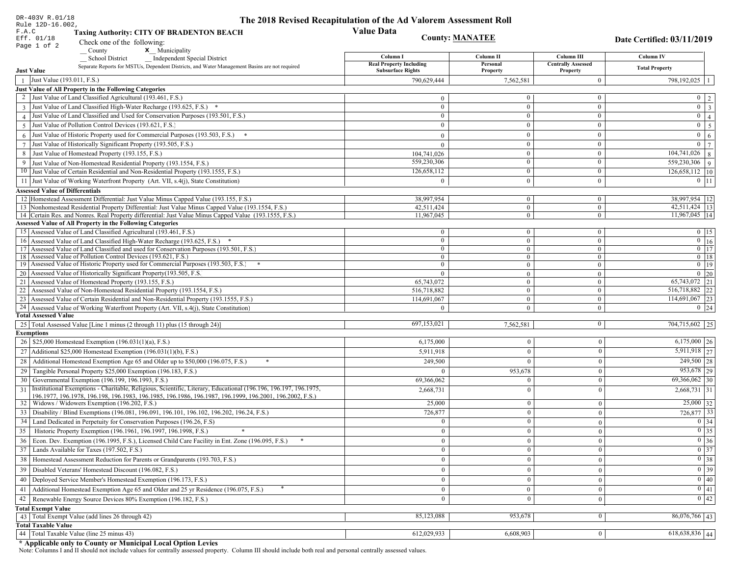DR-403V R.01/18
Rule 12D-16.002, F.A.C
Eff. 01/18
Page 1 of 2

# The 2018 Revised Recapitulation of the Ad Valorem Assessment Roll

## Value Data

**Taxing Authority: CITY OF BRADENTON BEACH**

**County: MANATEE**

**Date Certified: 03/11/2019**

Check one of the following:
__ County
**x** __ Municipality
__ School District
__ Independent Special District

Separate Reports for MSTUs, Dependent Districts, and Water Management Basins are not required

| | | Column I<br>Real Property Including Subsurface Rights | Column II<br>Personal Property | Column III<br>Centrally Assessed Property | Column IV<br>Total Property | |
|---|---|---|---|---|---|---|
| **Just Value** | | | | | | |
| 1 | Just Value (193.011, F.S.) | 790,629,444 | 7,562,581 | 0 | 798,192,025 | 1 |
| **Just Value of All Property in the Following Categories** | | | | | | |
| 2 | Just Value of Land Classified Agricultural (193.461, F.S.) | 0 | 0 | 0 | 0 | 2 |
| 3 | Just Value of Land Classified High-Water Recharge (193.625, F.S.) * | 0 | 0 | 0 | 0 | 3 |
| 4 | Just Value of Land Classified and Used for Conservation Purposes (193.501, F.S.) | 0 | 0 | 0 | 0 | 4 |
| 5 | Just Value of Pollution Control Devices (193.621, F.S.) | 0 | 0 | 0 | 0 | 5 |
| 6 | Just Value of Historic Property used for Commercial Purposes (193.503, F.S.) * | 0 | 0 | 0 | 0 | 6 |
| 7 | Just Value of Historically Significant Property (193.505, F.S.) | 0 | 0 | 0 | 0 | 7 |
| 8 | Just Value of Homestead Property (193.155, F.S.) | 104,741,026 | 0 | 0 | 104,741,026 | 8 |
| 9 | Just Value of Non-Homestead Residential Property (193.1554, F.S.) | 559,230,306 | 0 | 0 | 559,230,306 | 9 |
| 10 | Just Value of Certain Residential and Non-Residential Property (193.1555, F.S.) | 126,658,112 | 0 | 0 | 126,658,112 | 10 |
| 11 | Just Value of Working Waterfront Property (Art. VII, s.4(j), State Constitution) | 0 | 0 | 0 | 0 | 11 |
| **Assessed Value of Differentials** | | | | | | |
| 12 | Homestead Assessment Differential: Just Value Minus Capped Value (193.155, F.S.) | 38,997,954 | 0 | 0 | 38,997,954 | 12 |
| 13 | Nonhomestead Residential Property Differential: Just Value Minus Capped Value (193.1554, F.S.) | 42,511,424 | 0 | 0 | 42,511,424 | 13 |
| 14 | Certain Res. and Nonres. Real Property differential: Just Value Minus Capped Value (193.1555, F.S.) | 11,967,045 | 0 | 0 | 11,967,045 | 14 |
| **Assessed Value of All Property in the Following Categories** | | | | | | |
| 15 | Assessed Value of Land Classified Agricultural (193.461, F.S.) | 0 | 0 | 0 | 0 | 15 |
| 16 | Assessed Value of Land Classified High-Water Recharge (193.625, F.S.) * | 0 | 0 | 0 | 0 | 16 |
| 17 | Assessed Value of Land Classified and used for Conservation Purposes (193.501, F.S.) | 0 | 0 | 0 | 0 | 17 |
| 18 | Assessed Value of Pollution Control Devices (193.621, F.S.) | 0 | 0 | 0 | 0 | 18 |
| 19 | Assessed Value of Historic Property used for Commercial Purposes (193.503, F.S.) * | 0 | 0 | 0 | 0 | 19 |
| 20 | Assessed Value of Historically Significant Property(193.505, F.S. | 0 | 0 | 0 | 0 | 20 |
| 21 | Assessed Value of Homestead Property (193.155, F.S.) | 65,743,072 | 0 | 0 | 65,743,072 | 21 |
| 22 | Assessed Value of Non-Homestead Residential Property (193.1554, F.S.) | 516,718,882 | 0 | 0 | 516,718,882 | 22 |
| 23 | Assessed Value of Certain Residential and Non-Residential Property (193.1555, F.S.) | 114,691,067 | 0 | 0 | 114,691,067 | 23 |
| 24 | Assessed Value of Working Waterfront Property (Art. VII, s.4(j), State Constitution) | 0 | 0 | 0 | 0 | 24 |
| **Total Assessed Value** | | | | | | |
| 25 | Total Assessed Value [Line 1 minus (2 through 11) plus (15 through 24)] | 697,153,021 | 7,562,581 | 0 | 704,715,602 | 25 |
| **Exemptions** | | | | | | |
| 26 | $25,000 Homestead Exemption (196.031(1)(a), F.S.) | 6,175,000 | 0 | 0 | 6,175,000 | 26 |
| 27 | Additional $25,000 Homestead Exemption (196.031(1)(b), F.S.) | 5,911,918 | 0 | 0 | 5,911,918 | 27 |
| 28 | Additional Homestead Exemption Age 65 and Older up to $50,000 (196.075, F.S.) * | 249,500 | 0 | 0 | 249,500 | 28 |
| 29 | Tangible Personal Property $25,000 Exemption (196.183, F.S.) | 0 | 953,678 | 0 | 953,678 | 29 |
| 30 | Governmental Exemption (196.199, 196.1993, F.S.) | 69,366,062 | 0 | 0 | 69,366,062 | 30 |
| 31 | Institutional Exemptions - Charitable, Religious, Scientific, Literary, Educational (196.196, 196.197, 196.1975, 196.1977, 196.1978, 196.198, 196.1983, 196.1985, 196.1986, 196.1987, 196.1999, 196.2001, 196.2002, F.S.) | 2,668,731 | 0 | 0 | 2,668,731 | 31 |
| 32 | Widows / Widowers Exemption (196.202, F.S.) | 25,000 | 0 | 0 | 25,000 | 32 |
| 33 | Disability / Blind Exemptions (196.081, 196.091, 196.101, 196.102, 196.202, 196.24, F.S.) | 726,877 | 0 | 0 | 726,877 | 33 |
| 34 | Land Dedicated in Perpetuity for Conservation Purposes (196.26, F.S) | 0 | 0 | 0 | 0 | 34 |
| 35 | Historic Property Exemption (196.1961, 196.1997, 196.1998, F.S.) * | 0 | 0 | 0 | 0 | 35 |
| 36 | Econ. Dev. Exemption (196.1995, F.S.), Licensed Child Care Facility in Ent. Zone (196.095, F.S.) * | 0 | 0 | 0 | 0 | 36 |
| 37 | Lands Available for Taxes (197.502, F.S.) | 0 | 0 | 0 | 0 | 37 |
| 38 | Homestead Assessment Reduction for Parents or Grandparents (193.703, F.S.) | 0 | 0 | 0 | 0 | 38 |
| 39 | Disabled Veterans' Homestead Discount (196.082, F.S.) | 0 | 0 | 0 | 0 | 39 |
| 40 | Deployed Service Member's Homestead Exemption (196.173, F.S.) | 0 | 0 | 0 | 0 | 40 |
| 41 | Additional Homestead Exemption Age 65 and Older and 25 yr Residence (196.075, F.S.) * | 0 | 0 | 0 | 0 | 41 |
| 42 | Renewable Energy Source Devices 80% Exemption (196.182, F.S.) | 0 | 0 | 0 | 0 | 42 |
| **Total Exempt Value** | | | | | | |
| 43 | Total Exempt Value (add lines 26 through 42) | 85,123,088 | 953,678 | 0 | 86,076,766 | 43 |
| **Total Taxable Value** | | | | | | |
| 44 | Total Taxable Value (line 25 minus 43) | 612,029,933 | 6,608,903 | 0 | 618,638,836 | 44 |

**\* Applicable only to County or Municipal Local Option Levies**

Note: Columns I and II should not include values for centrally assessed property. Column III should include both real and personal centrally assessed values.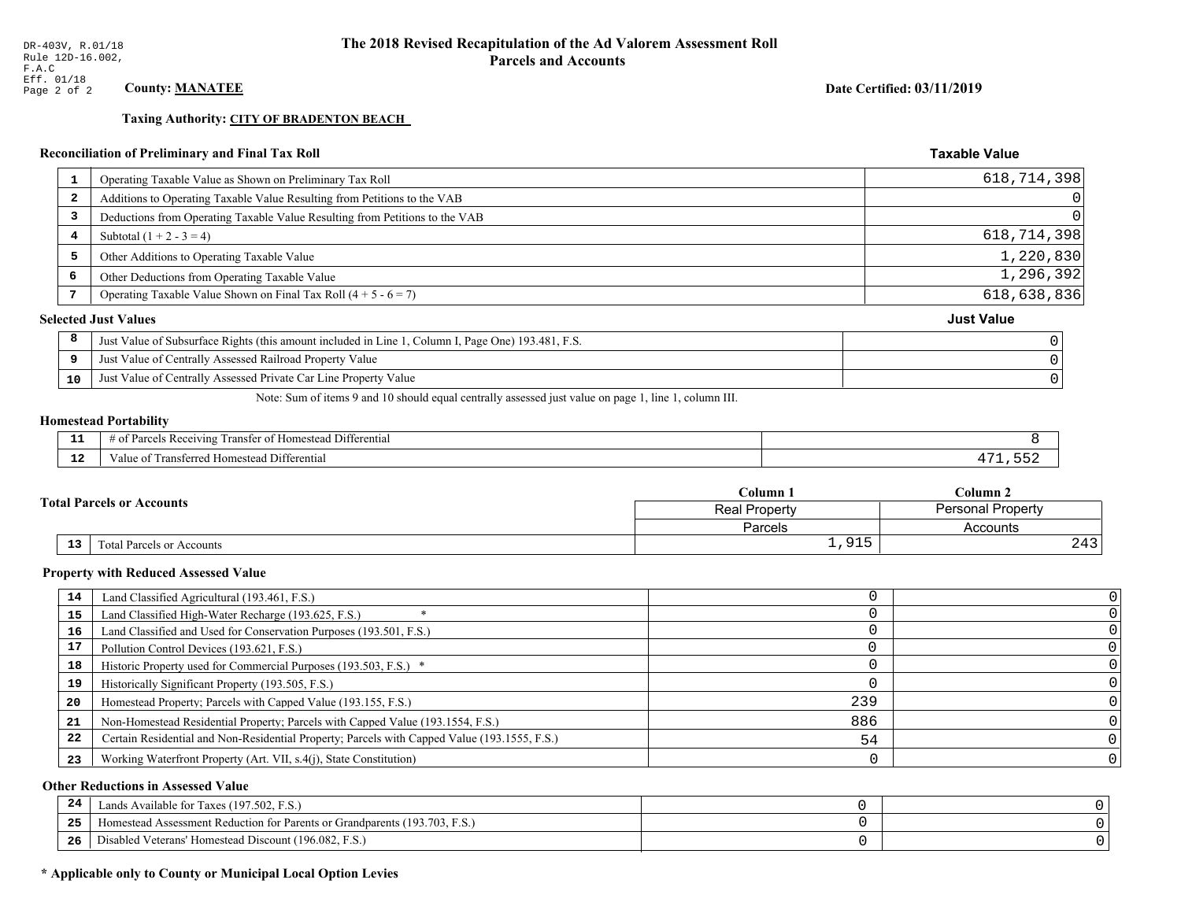DR-403V, R.01/18
Rule 12D-16.002, F.A.C
Eff. 01/18

# The 2018 Revised Recapitulation of the Ad Valorem Assessment Roll
## Parcels and Accounts

**County: MANATEE**

**Date Certified: 03/11/2019**

**Taxing Authority: CITY OF BRADENTON BEACH**

### Reconciliation of Preliminary and Final Tax Roll

| # | Description | Taxable Value |
|---|---|---|
| 1 | Operating Taxable Value as Shown on Preliminary Tax Roll | 618,714,398 |
| 2 | Additions to Operating Taxable Value Resulting from Petitions to the VAB | 0 |
| 3 | Deductions from Operating Taxable Value Resulting from Petitions to the VAB | 0 |
| 4 | Subtotal (1 + 2 - 3 = 4) | 618,714,398 |
| 5 | Other Additions to Operating Taxable Value | 1,220,830 |
| 6 | Other Deductions from Operating Taxable Value | 1,296,392 |
| 7 | Operating Taxable Value Shown on Final Tax Roll (4 + 5 - 6 = 7) | 618,638,836 |

### Selected Just Values

| # | Description | Just Value |
|---|---|---|
| 8 | Just Value of Subsurface Rights (this amount included in Line 1, Column I, Page One) 193.481, F.S. | 0 |
| 9 | Just Value of Centrally Assessed Railroad Property Value | 0 |
| 10 | Just Value of Centrally Assessed Private Car Line Property Value | 0 |

Note: Sum of items 9 and 10 should equal centrally assessed just value on page 1, line 1, column III.

### Homestead Portability

| # | Description | Value |
|---|---|---|
| 11 | # of Parcels Receiving Transfer of Homestead Differential | 8 |
| 12 | Value of Transferred Homestead Differential | 471,552 |

### Total Parcels or Accounts

| # | Description | Column 1 Real Property Parcels | Column 2 Personal Property Accounts |
|---|---|---|---|
| 13 | Total Parcels or Accounts | 1,915 | 243 |

### Property with Reduced Assessed Value

| # | Description | Column 1 | Column 2 |
|---|---|---|---|
| 14 | Land Classified Agricultural (193.461, F.S.) | 0 | 0 |
| 15 | Land Classified High-Water Recharge (193.625, F.S.) * | 0 | 0 |
| 16 | Land Classified and Used for Conservation Purposes (193.501, F.S.) | 0 | 0 |
| 17 | Pollution Control Devices (193.621, F.S.) | 0 | 0 |
| 18 | Historic Property used for Commercial Purposes (193.503, F.S.) * | 0 | 0 |
| 19 | Historically Significant Property (193.505, F.S.) | 0 | 0 |
| 20 | Homestead Property; Parcels with Capped Value (193.155, F.S.) | 239 | 0 |
| 21 | Non-Homestead Residential Property; Parcels with Capped Value (193.1554, F.S.) | 886 | 0 |
| 22 | Certain Residential and Non-Residential Property; Parcels with Capped Value (193.1555, F.S.) | 54 | 0 |
| 23 | Working Waterfront Property (Art. VII, s.4(j), State Constitution) | 0 | 0 |

### Other Reductions in Assessed Value

| # | Description | Column 1 | Column 2 |
|---|---|---|---|
| 24 | Lands Available for Taxes (197.502, F.S.) | 0 | 0 |
| 25 | Homestead Assessment Reduction for Parents or Grandparents (193.703, F.S.) | 0 | 0 |
| 26 | Disabled Veterans' Homestead Discount (196.082, F.S.) | 0 | 0 |

**\* Applicable only to County or Municipal Local Option Levies**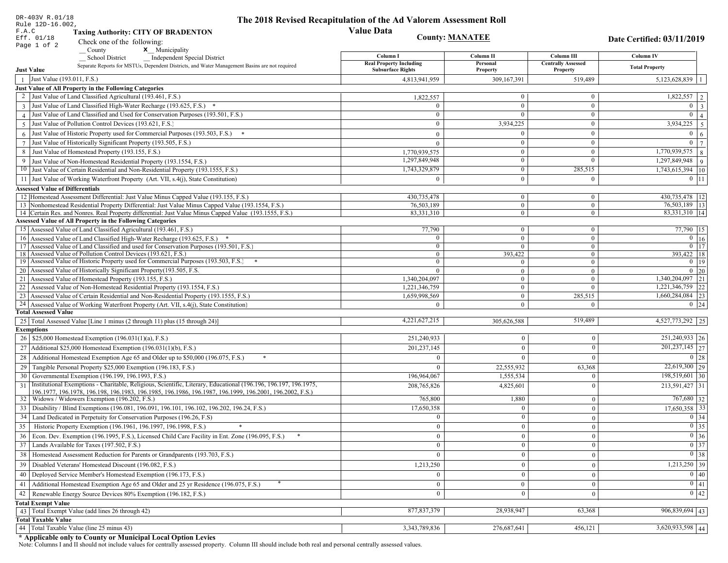DR-403V R.01/18
Rule 12D-16.002,
F.A.C
Eff. 01/18
Page 1 of 2

# The 2018 Revised Recapitulation of the Ad Valorem Assessment Roll

## Value Data

**Taxing Authority: CITY OF BRADENTON**

**County: MANATEE**

**Date Certified: 03/11/2019**

Check one of the following:
__ County
**x** Municipality
__ School District
__ Independent Special District

Separate Reports for MSTUs, Dependent Districts, and Water Management Basins are not required

| | | Column I Real Property Including Subsurface Rights | Column II Personal Property | Column III Centrally Assessed Property | Column IV Total Property | |
|---|---|---|---|---|---|---|
| **Just Value** | | | | | | |
| 1 | Just Value (193.011, F.S.) | 4,813,941,959 | 309,167,391 | 519,489 | 5,123,628,839 | 1 |
| **Just Value of All Property in the Following Categories** | | | | | | |
| 2 | Just Value of Land Classified Agricultural (193.461, F.S.) | 1,822,557 | 0 | 0 | 1,822,557 | 2 |
| 3 | Just Value of Land Classified High-Water Recharge (193.625, F.S.) * | 0 | 0 | 0 | 0 | 3 |
| 4 | Just Value of Land Classified and Used for Conservation Purposes (193.501, F.S.) | 0 | 0 | 0 | 0 | 4 |
| 5 | Just Value of Pollution Control Devices (193.621, F.S.) | 0 | 3,934,225 | 0 | 3,934,225 | 5 |
| 6 | Just Value of Historic Property used for Commercial Purposes (193.503, F.S.) * | 0 | 0 | 0 | 0 | 6 |
| 7 | Just Value of Historically Significant Property (193.505, F.S.) | 0 | 0 | 0 | 0 | 7 |
| 8 | Just Value of Homestead Property (193.155, F.S.) | 1,770,939,575 | 0 | 0 | 1,770,939,575 | 8 |
| 9 | Just Value of Non-Homestead Residential Property (193.1554, F.S.) | 1,297,849,948 | 0 | 0 | 1,297,849,948 | 9 |
| 10 | Just Value of Certain Residential and Non-Residential Property (193.1555, F.S.) | 1,743,329,879 | 0 | 285,515 | 1,743,615,394 | 10 |
| 11 | Just Value of Working Waterfront Property (Art. VII, s.4(j), State Constitution) | 0 | 0 | 0 | 0 | 11 |
| **Assessed Value of Differentials** | | | | | | |
| 12 | Homestead Assessment Differential: Just Value Minus Capped Value (193.155, F.S.) | 430,735,478 | 0 | 0 | 430,735,478 | 12 |
| 13 | Nonhomestead Residential Property Differential: Just Value Minus Capped Value (193.1554, F.S.) | 76,503,189 | 0 | 0 | 76,503,189 | 13 |
| 14 | Certain Res. and Nonres. Real Property differential: Just Value Minus Capped Value (193.1555, F.S.) | 83,331,310 | 0 | 0 | 83,331,310 | 14 |
| **Assessed Value of All Property in the Following Categories** | | | | | | |
| 15 | Assessed Value of Land Classified Agricultural (193.461, F.S.) | 77,790 | 0 | 0 | 77,790 | 15 |
| 16 | Assessed Value of Land Classified High-Water Recharge (193.625, F.S.) * | 0 | 0 | 0 | 0 | 16 |
| 17 | Assessed Value of Land Classified and used for Conservation Purposes (193.501, F.S.) | 0 | 0 | 0 | 0 | 17 |
| 18 | Assessed Value of Pollution Control Devices (193.621, F.S.) | 0 | 393,422 | 0 | 393,422 | 18 |
| 19 | Assessed Value of Historic Property used for Commercial Purposes (193.503, F.S.) * | 0 | 0 | 0 | 0 | 19 |
| 20 | Assessed Value of Historically Significant Property(193.505, F.S. | 0 | 0 | 0 | 0 | 20 |
| 21 | Assessed Value of Homestead Property (193.155, F.S.) | 1,340,204,097 | 0 | 0 | 1,340,204,097 | 21 |
| 22 | Assessed Value of Non-Homestead Residential Property (193.1554, F.S.) | 1,221,346,759 | 0 | 0 | 1,221,346,759 | 22 |
| 23 | Assessed Value of Certain Residential and Non-Residential Property (193.1555, F.S.) | 1,659,998,569 | 0 | 285,515 | 1,660,284,084 | 23 |
| 24 | Assessed Value of Working Waterfront Property (Art. VII, s.4(j), State Constitution) | 0 | 0 | 0 | 0 | 24 |
| **Total Assessed Value** | | | | | | |
| 25 | Total Assessed Value [Line 1 minus (2 through 11) plus (15 through 24)] | 4,221,627,215 | 305,626,588 | 519,489 | 4,527,773,292 | 25 |
| **Exemptions** | | | | | | |
| 26 | $25,000 Homestead Exemption (196.031(1)(a), F.S.) | 251,240,933 | 0 | 0 | 251,240,933 | 26 |
| 27 | Additional $25,000 Homestead Exemption (196.031(1)(b), F.S.) | 201,237,145 | 0 | 0 | 201,237,145 | 27 |
| 28 | Additional Homestead Exemption Age 65 and Older up to $50,000 (196.075, F.S.) * | 0 | 0 | 0 | 0 | 28 |
| 29 | Tangible Personal Property $25,000 Exemption (196.183, F.S.) | 0 | 22,555,932 | 63,368 | 22,619,300 | 29 |
| 30 | Governmental Exemption (196.199, 196.1993, F.S.) | 196,964,067 | 1,555,534 | 0 | 198,519,601 | 30 |
| 31 | Institutional Exemptions - Charitable, Religious, Scientific, Literary, Educational (196.196, 196.197, 196.1975, 196.1977, 196.1978, 196.198, 196.1983, 196.1985, 196.1986, 196.1987, 196.1999, 196.2001, 196.2002, F.S.) | 208,765,826 | 4,825,601 | 0 | 213,591,427 | 31 |
| 32 | Widows / Widowers Exemption (196.202, F.S.) | 765,800 | 1,880 | 0 | 767,680 | 32 |
| 33 | Disability / Blind Exemptions (196.081, 196.091, 196.101, 196.102, 196.202, 196.24, F.S.) | 17,650,358 | 0 | 0 | 17,650,358 | 33 |
| 34 | Land Dedicated in Perpetuity for Conservation Purposes (196.26, F.S) | 0 | 0 | 0 | 0 | 34 |
| 35 | Historic Property Exemption (196.1961, 196.1997, 196.1998, F.S.) * | 0 | 0 | 0 | 0 | 35 |
| 36 | Econ. Dev. Exemption (196.1995, F.S.), Licensed Child Care Facility in Ent. Zone (196.095, F.S.) * | 0 | 0 | 0 | 0 | 36 |
| 37 | Lands Available for Taxes (197.502, F.S.) | 0 | 0 | 0 | 0 | 37 |
| 38 | Homestead Assessment Reduction for Parents or Grandparents (193.703, F.S.) | 0 | 0 | 0 | 0 | 38 |
| 39 | Disabled Veterans' Homestead Discount (196.082, F.S.) | 1,213,250 | 0 | 0 | 1,213,250 | 39 |
| 40 | Deployed Service Member's Homestead Exemption (196.173, F.S.) | 0 | 0 | 0 | 0 | 40 |
| 41 | Additional Homestead Exemption Age 65 and Older and 25 yr Residence (196.075, F.S.) * | 0 | 0 | 0 | 0 | 41 |
| 42 | Renewable Energy Source Devices 80% Exemption (196.182, F.S.) | 0 | 0 | 0 | 0 | 42 |
| **Total Exempt Value** | | | | | | |
| 43 | Total Exempt Value (add lines 26 through 42) | 877,837,379 | 28,938,947 | 63,368 | 906,839,694 | 43 |
| **Total Taxable Value** | | | | | | |
| 44 | Total Taxable Value (line 25 minus 43) | 3,343,789,836 | 276,687,641 | 456,121 | 3,620,933,598 | 44 |

**\* Applicable only to County or Municipal Local Option Levies**

Note: Columns I and II should not include values for centrally assessed property. Column III should include both real and personal centrally assessed values.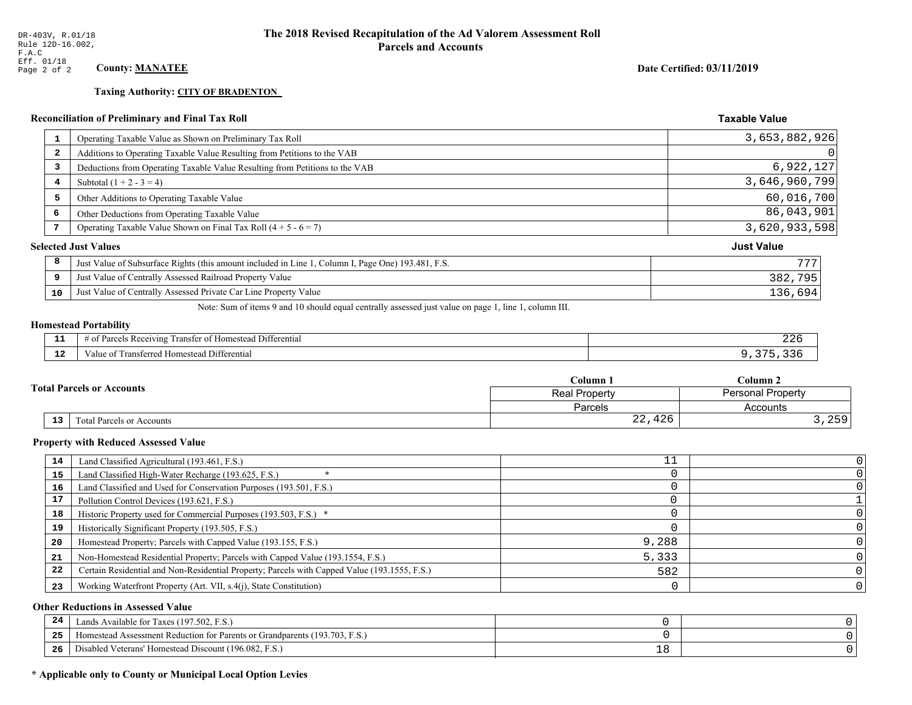DR-403V, R.01/18
Rule 12D-16.002, F.A.C
Eff. 01/18
Page 2 of 2

# The 2018 Revised Recapitulation of the Ad Valorem Assessment Roll
## Parcels and Accounts

**County: MANATEE**

**Date Certified: 03/11/2019**

**Taxing Authority: CITY OF BRADENTON**

### Reconciliation of Preliminary and Final Tax Roll

| # | Description | Taxable Value |
|---|---|---|
| 1 | Operating Taxable Value as Shown on Preliminary Tax Roll | 3,653,882,926 |
| 2 | Additions to Operating Taxable Value Resulting from Petitions to the VAB | 0 |
| 3 | Deductions from Operating Taxable Value Resulting from Petitions to the VAB | 6,922,127 |
| 4 | Subtotal (1 + 2 - 3 = 4) | 3,646,960,799 |
| 5 | Other Additions to Operating Taxable Value | 60,016,700 |
| 6 | Other Deductions from Operating Taxable Value | 86,043,901 |
| 7 | Operating Taxable Value Shown on Final Tax Roll (4 + 5 - 6 = 7) | 3,620,933,598 |

### Selected Just Values

| # | Description | Just Value |
|---|---|---|
| 8 | Just Value of Subsurface Rights (this amount included in Line 1, Column I, Page One) 193.481, F.S. | 777 |
| 9 | Just Value of Centrally Assessed Railroad Property Value | 382,795 |
| 10 | Just Value of Centrally Assessed Private Car Line Property Value | 136,694 |

Note: Sum of items 9 and 10 should equal centrally assessed just value on page 1, line 1, column III.

### Homestead Portability

| # | Description | Value |
|---|---|---|
| 11 | # of Parcels Receiving Transfer of Homestead Differential | 226 |
| 12 | Value of Transferred Homestead Differential | 9,375,336 |

### Total Parcels or Accounts

| # | Description | Column 1 Real Property Parcels | Column 2 Personal Property Accounts |
|---|---|---|---|
| 13 | Total Parcels or Accounts | 22,426 | 3,259 |

### Property with Reduced Assessed Value

| # | Description | Column 1 | Column 2 |
|---|---|---|---|
| 14 | Land Classified Agricultural (193.461, F.S.) | 11 | 0 |
| 15 | Land Classified High-Water Recharge (193.625, F.S.) * | 0 | 0 |
| 16 | Land Classified and Used for Conservation Purposes (193.501, F.S.) | 0 | 0 |
| 17 | Pollution Control Devices (193.621, F.S.) | 0 | 1 |
| 18 | Historic Property used for Commercial Purposes (193.503, F.S.) * | 0 | 0 |
| 19 | Historically Significant Property (193.505, F.S.) | 0 | 0 |
| 20 | Homestead Property; Parcels with Capped Value (193.155, F.S.) | 9,288 | 0 |
| 21 | Non-Homestead Residential Property; Parcels with Capped Value (193.1554, F.S.) | 5,333 | 0 |
| 22 | Certain Residential and Non-Residential Property; Parcels with Capped Value (193.1555, F.S.) | 582 | 0 |
| 23 | Working Waterfront Property (Art. VII, s.4(j), State Constitution) | 0 | 0 |

### Other Reductions in Assessed Value

| # | Description | Column 1 | Column 2 |
|---|---|---|---|
| 24 | Lands Available for Taxes (197.502, F.S.) | 0 | 0 |
| 25 | Homestead Assessment Reduction for Parents or Grandparents (193.703, F.S.) | 0 | 0 |
| 26 | Disabled Veterans' Homestead Discount (196.082, F.S.) | 18 | 0 |

**\* Applicable only to County or Municipal Local Option Levies**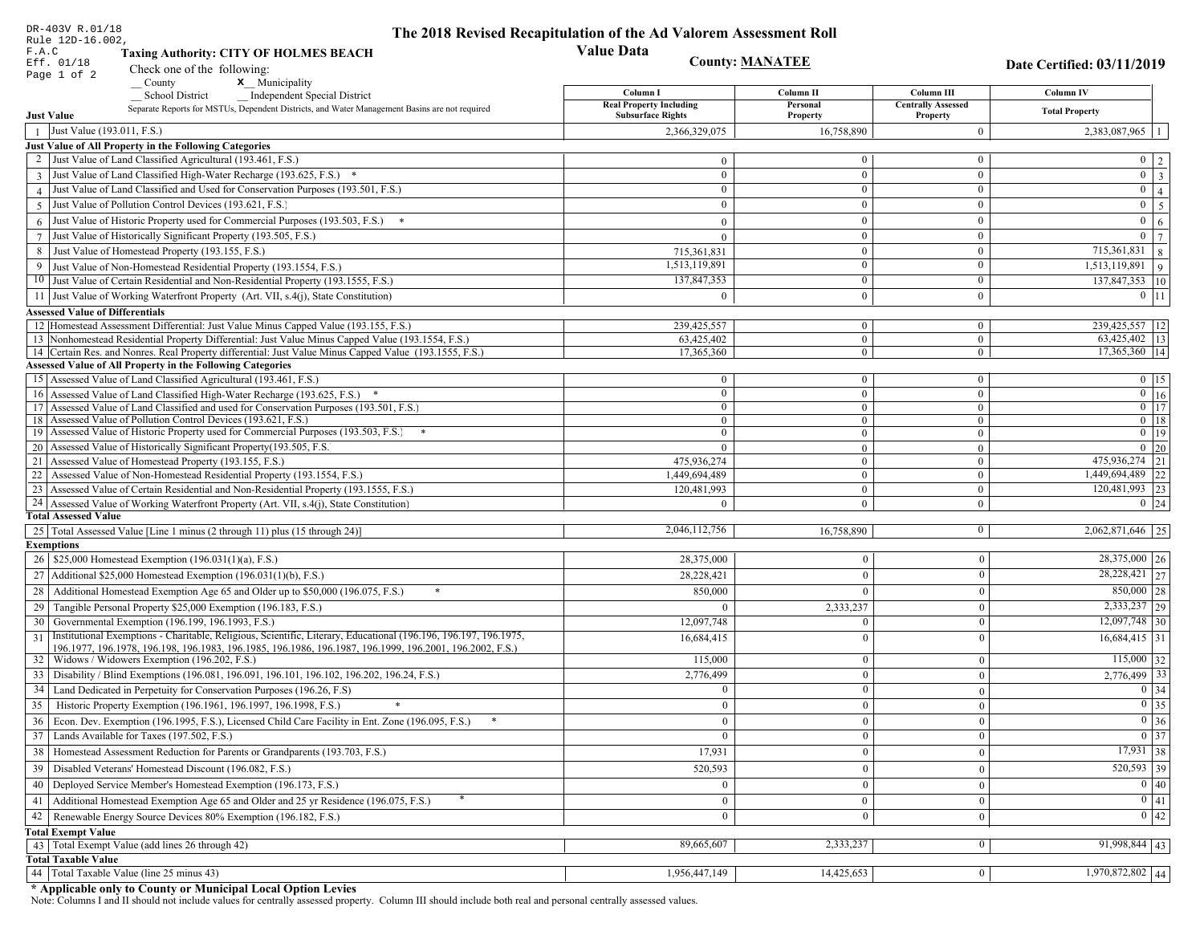DR-403V R.01/18
Rule 12D-16.002, F.A.C
Eff. 01/18

# The 2018 Revised Recapitulation of the Ad Valorem Assessment Roll
## Value Data

**Taxing Authority: CITY OF HOLMES BEACH**

**County: MANATEE**

**Date Certified: 03/11/2019**

Check one of the following:
__ County  **x** Municipality
__ School District  __ Independent Special District

Separate Reports for MSTUs, Dependent Districts, and Water Management Basins are not required

| | Just Value | Column I Real Property Including Subsurface Rights | Column II Personal Property | Column III Centrally Assessed Property | Column IV Total Property | |
|---|---|---|---|---|---|---|
| 1 | Just Value (193.011, F.S.) | 2,366,329,075 | 16,758,890 | 0 | 2,383,087,965 | 1 |
| | **Just Value of All Property in the Following Categories** | | | | | |
| 2 | Just Value of Land Classified Agricultural (193.461, F.S.) | 0 | 0 | 0 | 0 | 2 |
| 3 | Just Value of Land Classified High-Water Recharge (193.625, F.S.) * | 0 | 0 | 0 | 0 | 3 |
| 4 | Just Value of Land Classified and Used for Conservation Purposes (193.501, F.S.) | 0 | 0 | 0 | 0 | 4 |
| 5 | Just Value of Pollution Control Devices (193.621, F.S.) | 0 | 0 | 0 | 0 | 5 |
| 6 | Just Value of Historic Property used for Commercial Purposes (193.503, F.S.) * | 0 | 0 | 0 | 0 | 6 |
| 7 | Just Value of Historically Significant Property (193.505, F.S.) | 0 | 0 | 0 | 0 | 7 |
| 8 | Just Value of Homestead Property (193.155, F.S.) | 715,361,831 | 0 | 0 | 715,361,831 | 8 |
| 9 | Just Value of Non-Homestead Residential Property (193.1554, F.S.) | 1,513,119,891 | 0 | 0 | 1,513,119,891 | 9 |
| 10 | Just Value of Certain Residential and Non-Residential Property (193.1555, F.S.) | 137,847,353 | 0 | 0 | 137,847,353 | 10 |
| 11 | Just Value of Working Waterfront Property (Art. VII, s.4(j), State Constitution) | 0 | 0 | 0 | 0 | 11 |
| | **Assessed Value of Differentials** | | | | | |
| 12 | Homestead Assessment Differential: Just Value Minus Capped Value (193.155, F.S.) | 239,425,557 | 0 | 0 | 239,425,557 | 12 |
| 13 | Nonhomestead Residential Property Differential: Just Value Minus Capped Value (193.1554, F.S.) | 63,425,402 | 0 | 0 | 63,425,402 | 13 |
| 14 | Certain Res. and Nonres. Real Property differential: Just Value Minus Capped Value (193.1555, F.S.) | 17,365,360 | 0 | 0 | 17,365,360 | 14 |
| | **Assessed Value of All Property in the Following Categories** | | | | | |
| 15 | Assessed Value of Land Classified Agricultural (193.461, F.S.) | 0 | 0 | 0 | 0 | 15 |
| 16 | Assessed Value of Land Classified High-Water Recharge (193.625, F.S.) * | 0 | 0 | 0 | 0 | 16 |
| 17 | Assessed Value of Land Classified and used for Conservation Purposes (193.501, F.S.) | 0 | 0 | 0 | 0 | 17 |
| 18 | Assessed Value of Pollution Control Devices (193.621, F.S.) | 0 | 0 | 0 | 0 | 18 |
| 19 | Assessed Value of Historic Property used for Commercial Purposes (193.503, F.S.) * | 0 | 0 | 0 | 0 | 19 |
| 20 | Assessed Value of Historically Significant Property(193.505, F.S. | 0 | 0 | 0 | 0 | 20 |
| 21 | Assessed Value of Homestead Property (193.155, F.S.) | 475,936,274 | 0 | 0 | 475,936,274 | 21 |
| 22 | Assessed Value of Non-Homestead Residential Property (193.1554, F.S.) | 1,449,694,489 | 0 | 0 | 1,449,694,489 | 22 |
| 23 | Assessed Value of Certain Residential and Non-Residential Property (193.1555, F.S.) | 120,481,993 | 0 | 0 | 120,481,993 | 23 |
| 24 | Assessed Value of Working Waterfront Property (Art. VII, s.4(j), State Constitution) | 0 | 0 | 0 | 0 | 24 |
| | **Total Assessed Value** | | | | | |
| 25 | Total Assessed Value [Line 1 minus (2 through 11) plus (15 through 24)] | 2,046,112,756 | 16,758,890 | 0 | 2,062,871,646 | 25 |
| | **Exemptions** | | | | | |
| 26 | $25,000 Homestead Exemption (196.031(1)(a), F.S.) | 28,375,000 | 0 | 0 | 28,375,000 | 26 |
| 27 | Additional $25,000 Homestead Exemption (196.031(1)(b), F.S.) | 28,228,421 | 0 | 0 | 28,228,421 | 27 |
| 28 | Additional Homestead Exemption Age 65 and Older up to $50,000 (196.075, F.S.) * | 850,000 | 0 | 0 | 850,000 | 28 |
| 29 | Tangible Personal Property $25,000 Exemption (196.183, F.S.) | 0 | 2,333,237 | 0 | 2,333,237 | 29 |
| 30 | Governmental Exemption (196.199, 196.1993, F.S.) | 12,097,748 | 0 | 0 | 12,097,748 | 30 |
| 31 | Institutional Exemptions - Charitable, Religious, Scientific, Literary, Educational (196.196, 196.197, 196.1975, 196.1977, 196.1978, 196.198, 196.1983, 196.1985, 196.1986, 196.1987, 196.1999, 196.2001, 196.2002, F.S.) | 16,684,415 | 0 | 0 | 16,684,415 | 31 |
| 32 | Widows / Widowers Exemption (196.202, F.S.) | 115,000 | 0 | 0 | 115,000 | 32 |
| 33 | Disability / Blind Exemptions (196.081, 196.091, 196.101, 196.102, 196.202, 196.24, F.S.) | 2,776,499 | 0 | 0 | 2,776,499 | 33 |
| 34 | Land Dedicated in Perpetuity for Conservation Purposes (196.26, F.S) | 0 | 0 | 0 | 0 | 34 |
| 35 | Historic Property Exemption (196.1961, 196.1997, 196.1998, F.S.) * | 0 | 0 | 0 | 0 | 35 |
| 36 | Econ. Dev. Exemption (196.1995, F.S.), Licensed Child Care Facility in Ent. Zone (196.095, F.S.) * | 0 | 0 | 0 | 0 | 36 |
| 37 | Lands Available for Taxes (197.502, F.S.) | 0 | 0 | 0 | 0 | 37 |
| 38 | Homestead Assessment Reduction for Parents or Grandparents (193.703, F.S.) | 17,931 | 0 | 0 | 17,931 | 38 |
| 39 | Disabled Veterans' Homestead Discount (196.082, F.S.) | 520,593 | 0 | 0 | 520,593 | 39 |
| 40 | Deployed Service Member's Homestead Exemption (196.173, F.S.) | 0 | 0 | 0 | 0 | 40 |
| 41 | Additional Homestead Exemption Age 65 and Older and 25 yr Residence (196.075, F.S.) * | 0 | 0 | 0 | 0 | 41 |
| 42 | Renewable Energy Source Devices 80% Exemption (196.182, F.S.) | 0 | 0 | 0 | 0 | 42 |
| | **Total Exempt Value** | | | | | |
| 43 | Total Exempt Value (add lines 26 through 42) | 89,665,607 | 2,333,237 | 0 | 91,998,844 | 43 |
| | **Total Taxable Value** | | | | | |
| 44 | Total Taxable Value (line 25 minus 43) | 1,956,447,149 | 14,425,653 | 0 | 1,970,872,802 | 44 |

**\* Applicable only to County or Municipal Local Option Levies**

Note: Columns I and II should not include values for centrally assessed property. Column III should include both real and personal centrally assessed values.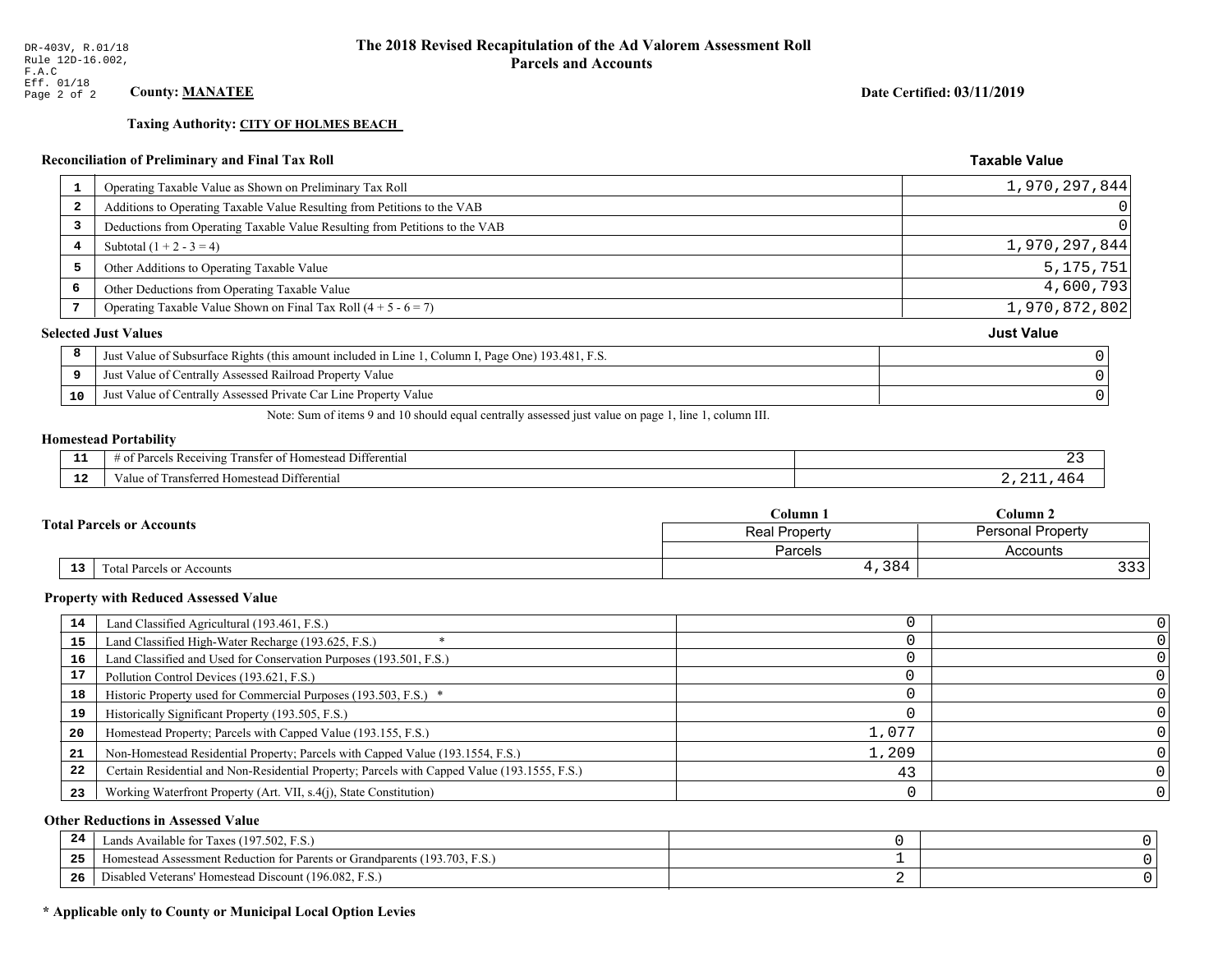DR-403V, R.01/18
Rule 12D-16.002, F.A.C
Eff. 01/18

# The 2018 Revised Recapitulation of the Ad Valorem Assessment Roll
## Parcels and Accounts

**County: MANATEE**

**Date Certified: 03/11/2019**

**Taxing Authority: CITY OF HOLMES BEACH**

### Reconciliation of Preliminary and Final Tax Roll

| # | Description | Taxable Value |
|---|---|---|
| 1 | Operating Taxable Value as Shown on Preliminary Tax Roll | 1,970,297,844 |
| 2 | Additions to Operating Taxable Value Resulting from Petitions to the VAB | 0 |
| 3 | Deductions from Operating Taxable Value Resulting from Petitions to the VAB | 0 |
| 4 | Subtotal (1 + 2 - 3 = 4) | 1,970,297,844 |
| 5 | Other Additions to Operating Taxable Value | 5,175,751 |
| 6 | Other Deductions from Operating Taxable Value | 4,600,793 |
| 7 | Operating Taxable Value Shown on Final Tax Roll (4 + 5 - 6 = 7) | 1,970,872,802 |

### Selected Just Values

| # | Description | Just Value |
|---|---|---|
| 8 | Just Value of Subsurface Rights (this amount included in Line 1, Column I, Page One) 193.481, F.S. | 0 |
| 9 | Just Value of Centrally Assessed Railroad Property Value | 0 |
| 10 | Just Value of Centrally Assessed Private Car Line Property Value | 0 |

Note: Sum of items 9 and 10 should equal centrally assessed just value on page 1, line 1, column III.

### Homestead Portability

| # | Description | Value |
|---|---|---|
| 11 | # of Parcels Receiving Transfer of Homestead Differential | 23 |
| 12 | Value of Transferred Homestead Differential | 2,211,464 |

### Total Parcels or Accounts

| # | Description | Column 1 Real Property Parcels | Column 2 Personal Property Accounts |
|---|---|---|---|
| 13 | Total Parcels or Accounts | 4,384 | 333 |

### Property with Reduced Assessed Value

| # | Description | Column 1 | Column 2 |
|---|---|---|---|
| 14 | Land Classified Agricultural (193.461, F.S.) | 0 | 0 |
| 15 | Land Classified High-Water Recharge (193.625, F.S.) * | 0 | 0 |
| 16 | Land Classified and Used for Conservation Purposes (193.501, F.S.) | 0 | 0 |
| 17 | Pollution Control Devices (193.621, F.S.) | 0 | 0 |
| 18 | Historic Property used for Commercial Purposes (193.503, F.S.) * | 0 | 0 |
| 19 | Historically Significant Property (193.505, F.S.) | 0 | 0 |
| 20 | Homestead Property; Parcels with Capped Value (193.155, F.S.) | 1,077 | 0 |
| 21 | Non-Homestead Residential Property; Parcels with Capped Value (193.1554, F.S.) | 1,209 | 0 |
| 22 | Certain Residential and Non-Residential Property; Parcels with Capped Value (193.1555, F.S.) | 43 | 0 |
| 23 | Working Waterfront Property (Art. VII, s.4(j), State Constitution) | 0 | 0 |

### Other Reductions in Assessed Value

| # | Description | Column 1 | Column 2 |
|---|---|---|---|
| 24 | Lands Available for Taxes (197.502, F.S.) | 0 | 0 |
| 25 | Homestead Assessment Reduction for Parents or Grandparents (193.703, F.S.) | 1 | 0 |
| 26 | Disabled Veterans' Homestead Discount (196.082, F.S.) | 2 | 0 |

**\* Applicable only to County or Municipal Local Option Levies**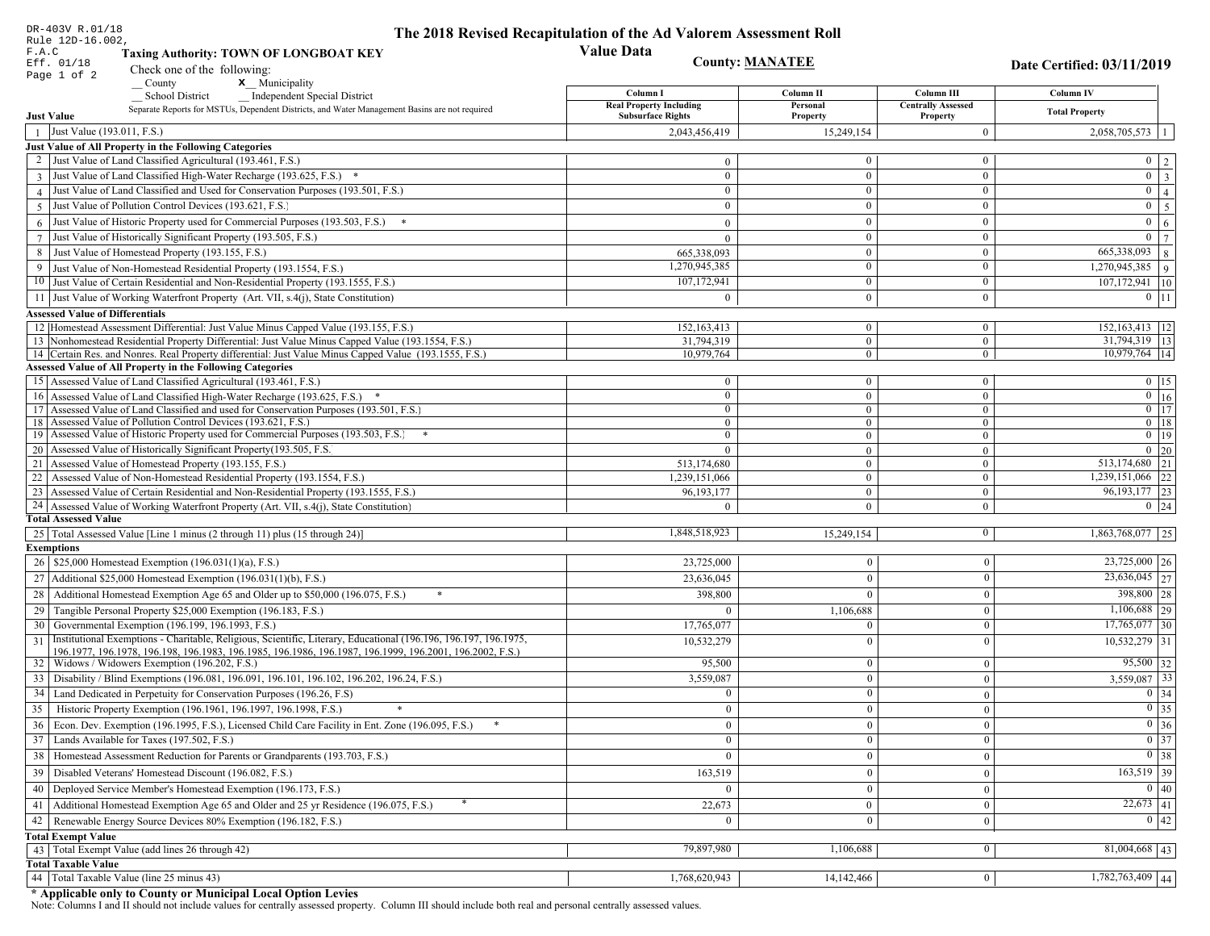DR-403V R.01/18
Rule 12D-16.002, F.A.C
Eff. 01/18

# The 2018 Revised Recapitulation of the Ad Valorem Assessment Roll

## Value Data

**Taxing Authority: TOWN OF LONGBOAT KEY**

**County: MANATEE**

**Date Certified: 03/11/2019**

Check one of the following:
__ County   X__ Municipality
__ School District   __ Independent Special District

Separate Reports for MSTUs, Dependent Districts, and Water Management Basins are not required

| | | Column I<br>Real Property Including Subsurface Rights | Column II<br>Personal Property | Column III<br>Centrally Assessed Property | Column IV<br>Total Property | |
|---|---|---|---|---|---|---|
| **Just Value** | | | | | | |
| 1 | Just Value (193.011, F.S.) | 2,043,456,419 | 15,249,154 | 0 | 2,058,705,573 | 1 |
| **Just Value of All Property in the Following Categories** | | | | | | |
| 2 | Just Value of Land Classified Agricultural (193.461, F.S.) | 0 | 0 | 0 | 0 | 2 |
| 3 | Just Value of Land Classified High-Water Recharge (193.625, F.S.) * | 0 | 0 | 0 | 0 | 3 |
| 4 | Just Value of Land Classified and Used for Conservation Purposes (193.501, F.S.) | 0 | 0 | 0 | 0 | 4 |
| 5 | Just Value of Pollution Control Devices (193.621, F.S.) | 0 | 0 | 0 | 0 | 5 |
| 6 | Just Value of Historic Property used for Commercial Purposes (193.503, F.S.) * | 0 | 0 | 0 | 0 | 6 |
| 7 | Just Value of Historically Significant Property (193.505, F.S.) | 0 | 0 | 0 | 0 | 7 |
| 8 | Just Value of Homestead Property (193.155, F.S.) | 665,338,093 | 0 | 0 | 665,338,093 | 8 |
| 9 | Just Value of Non-Homestead Residential Property (193.1554, F.S.) | 1,270,945,385 | 0 | 0 | 1,270,945,385 | 9 |
| 10 | Just Value of Certain Residential and Non-Residential Property (193.1555, F.S.) | 107,172,941 | 0 | 0 | 107,172,941 | 10 |
| 11 | Just Value of Working Waterfront Property (Art. VII, s.4(j), State Constitution) | 0 | 0 | 0 | 0 | 11 |
| **Assessed Value of Differentials** | | | | | | |
| 12 | Homestead Assessment Differential: Just Value Minus Capped Value (193.155, F.S.) | 152,163,413 | 0 | 0 | 152,163,413 | 12 |
| 13 | Nonhomestead Residential Property Differential: Just Value Minus Capped Value (193.1554, F.S.) | 31,794,319 | 0 | 0 | 31,794,319 | 13 |
| 14 | Certain Res. and Nonres. Real Property differential: Just Value Minus Capped Value (193.1555, F.S.) | 10,979,764 | 0 | 0 | 10,979,764 | 14 |
| **Assessed Value of All Property in the Following Categories** | | | | | | |
| 15 | Assessed Value of Land Classified Agricultural (193.461, F.S.) | 0 | 0 | 0 | 0 | 15 |
| 16 | Assessed Value of Land Classified High-Water Recharge (193.625, F.S.) * | 0 | 0 | 0 | 0 | 16 |
| 17 | Assessed Value of Land Classified and used for Conservation Purposes (193.501, F.S.) | 0 | 0 | 0 | 0 | 17 |
| 18 | Assessed Value of Pollution Control Devices (193.621, F.S.) | 0 | 0 | 0 | 0 | 18 |
| 19 | Assessed Value of Historic Property used for Commercial Purposes (193.503, F.S.) * | 0 | 0 | 0 | 0 | 19 |
| 20 | Assessed Value of Historically Significant Property(193.505, F.S. | 0 | 0 | 0 | 0 | 20 |
| 21 | Assessed Value of Homestead Property (193.155, F.S.) | 513,174,680 | 0 | 0 | 513,174,680 | 21 |
| 22 | Assessed Value of Non-Homestead Residential Property (193.1554, F.S.) | 1,239,151,066 | 0 | 0 | 1,239,151,066 | 22 |
| 23 | Assessed Value of Certain Residential and Non-Residential Property (193.1555, F.S.) | 96,193,177 | 0 | 0 | 96,193,177 | 23 |
| 24 | Assessed Value of Working Waterfront Property (Art. VII, s.4(j), State Constitution) | 0 | 0 | 0 | 0 | 24 |
| **Total Assessed Value** | | | | | | |
| 25 | Total Assessed Value [Line 1 minus (2 through 11) plus (15 through 24)] | 1,848,518,923 | 15,249,154 | 0 | 1,863,768,077 | 25 |
| **Exemptions** | | | | | | |
| 26 | $25,000 Homestead Exemption (196.031(1)(a), F.S.) | 23,725,000 | 0 | 0 | 23,725,000 | 26 |
| 27 | Additional $25,000 Homestead Exemption (196.031(1)(b), F.S.) | 23,636,045 | 0 | 0 | 23,636,045 | 27 |
| 28 | Additional Homestead Exemption Age 65 and Older up to $50,000 (196.075, F.S.) * | 398,800 | 0 | 0 | 398,800 | 28 |
| 29 | Tangible Personal Property $25,000 Exemption (196.183, F.S.) | 0 | 1,106,688 | 0 | 1,106,688 | 29 |
| 30 | Governmental Exemption (196.199, 196.1993, F.S.) | 17,765,077 | 0 | 0 | 17,765,077 | 30 |
| 31 | Institutional Exemptions - Charitable, Religious, Scientific, Literary, Educational (196.196, 196.197, 196.1975, 196.1977, 196.1978, 196.198, 196.1983, 196.1985, 196.1986, 196.1987, 196.1999, 196.2001, 196.2002, F.S.) | 10,532,279 | 0 | 0 | 10,532,279 | 31 |
| 32 | Widows / Widowers Exemption (196.202, F.S.) | 95,500 | 0 | 0 | 95,500 | 32 |
| 33 | Disability / Blind Exemptions (196.081, 196.091, 196.101, 196.102, 196.202, 196.24, F.S.) | 3,559,087 | 0 | 0 | 3,559,087 | 33 |
| 34 | Land Dedicated in Perpetuity for Conservation Purposes (196.26, F.S) | 0 | 0 | 0 | 0 | 34 |
| 35 | Historic Property Exemption (196.1961, 196.1997, 196.1998, F.S.) * | 0 | 0 | 0 | 0 | 35 |
| 36 | Econ. Dev. Exemption (196.1995, F.S.), Licensed Child Care Facility in Ent. Zone (196.095, F.S.) * | 0 | 0 | 0 | 0 | 36 |
| 37 | Lands Available for Taxes (197.502, F.S.) | 0 | 0 | 0 | 0 | 37 |
| 38 | Homestead Assessment Reduction for Parents or Grandparents (193.703, F.S.) | 0 | 0 | 0 | 0 | 38 |
| 39 | Disabled Veterans' Homestead Discount (196.082, F.S.) | 163,519 | 0 | 0 | 163,519 | 39 |
| 40 | Deployed Service Member's Homestead Exemption (196.173, F.S.) | 0 | 0 | 0 | 0 | 40 |
| 41 | Additional Homestead Exemption Age 65 and Older and 25 yr Residence (196.075, F.S.) * | 22,673 | 0 | 0 | 22,673 | 41 |
| 42 | Renewable Energy Source Devices 80% Exemption (196.182, F.S.) | 0 | 0 | 0 | 0 | 42 |
| **Total Exempt Value** | | | | | | |
| 43 | Total Exempt Value (add lines 26 through 42) | 79,897,980 | 1,106,688 | 0 | 81,004,668 | 43 |
| **Total Taxable Value** | | | | | | |
| 44 | Total Taxable Value (line 25 minus 43) | 1,768,620,943 | 14,142,466 | 0 | 1,782,763,409 | 44 |

**\* Applicable only to County or Municipal Local Option Levies**

Note: Columns I and II should not include values for centrally assessed property. Column III should include both real and personal centrally assessed values.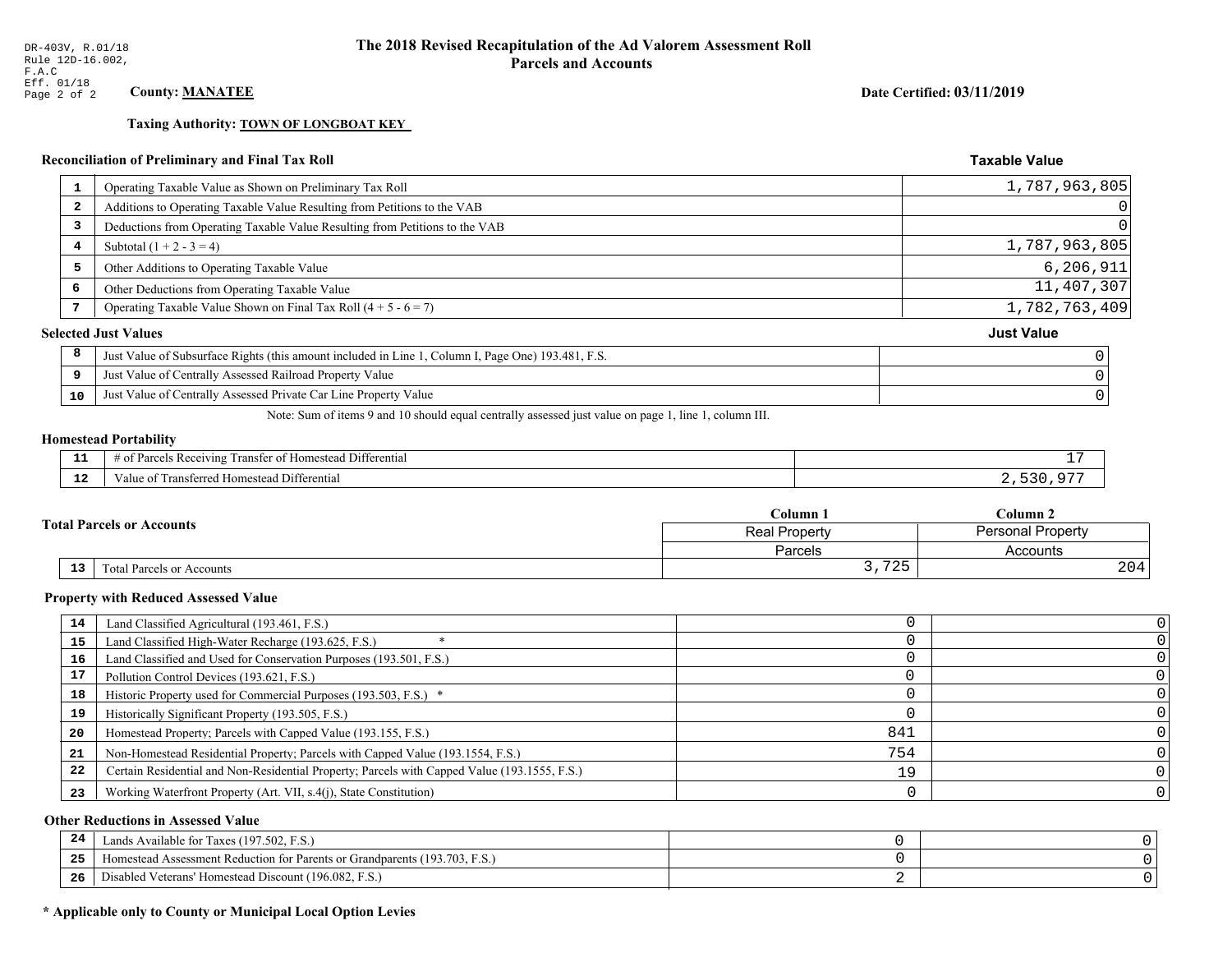DR-403V, R.01/18
Rule 12D-16.002,
F.A.C
Eff. 01/18

# The 2018 Revised Recapitulation of the Ad Valorem Assessment Roll
## Parcels and Accounts

**County: MANATEE**

**Date Certified: 03/11/2019**

**Taxing Authority: TOWN OF LONGBOAT KEY**

### Reconciliation of Preliminary and Final Tax Roll

| | | Taxable Value |
|---|---|---|
| 1 | Operating Taxable Value as Shown on Preliminary Tax Roll | 1,787,963,805 |
| 2 | Additions to Operating Taxable Value Resulting from Petitions to the VAB | 0 |
| 3 | Deductions from Operating Taxable Value Resulting from Petitions to the VAB | 0 |
| 4 | Subtotal (1 + 2 - 3 = 4) | 1,787,963,805 |
| 5 | Other Additions to Operating Taxable Value | 6,206,911 |
| 6 | Other Deductions from Operating Taxable Value | 11,407,307 |
| 7 | Operating Taxable Value Shown on Final Tax Roll (4 + 5 - 6 = 7) | 1,782,763,409 |

### Selected Just Values

| | | Just Value |
|---|---|---|
| 8 | Just Value of Subsurface Rights (this amount included in Line 1, Column I, Page One) 193.481, F.S. | 0 |
| 9 | Just Value of Centrally Assessed Railroad Property Value | 0 |
| 10 | Just Value of Centrally Assessed Private Car Line Property Value | 0 |

Note: Sum of items 9 and 10 should equal centrally assessed just value on page 1, line 1, column III.

### Homestead Portability

| | | |
|---|---|---|
| 11 | # of Parcels Receiving Transfer of Homestead Differential | 17 |
| 12 | Value of Transferred Homestead Differential | 2,530,977 |

### Total Parcels or Accounts

| | | Column 1<br>Real Property<br>Parcels | Column 2<br>Personal Property<br>Accounts |
|---|---|---|---|
| 13 | Total Parcels or Accounts | 3,725 | 204 |

### Property with Reduced Assessed Value

| | | Column 1 | Column 2 |
|---|---|---|---|
| 14 | Land Classified Agricultural (193.461, F.S.) | 0 | 0 |
| 15 | Land Classified High-Water Recharge (193.625, F.S.) * | 0 | 0 |
| 16 | Land Classified and Used for Conservation Purposes (193.501, F.S.) | 0 | 0 |
| 17 | Pollution Control Devices (193.621, F.S.) | 0 | 0 |
| 18 | Historic Property used for Commercial Purposes (193.503, F.S.) * | 0 | 0 |
| 19 | Historically Significant Property (193.505, F.S.) | 0 | 0 |
| 20 | Homestead Property; Parcels with Capped Value (193.155, F.S.) | 841 | 0 |
| 21 | Non-Homestead Residential Property; Parcels with Capped Value (193.1554, F.S.) | 754 | 0 |
| 22 | Certain Residential and Non-Residential Property; Parcels with Capped Value (193.1555, F.S.) | 19 | 0 |
| 23 | Working Waterfront Property (Art. VII, s.4(j), State Constitution) | 0 | 0 |

### Other Reductions in Assessed Value

| | | Column 1 | Column 2 |
|---|---|---|---|
| 24 | Lands Available for Taxes (197.502, F.S.) | 0 | 0 |
| 25 | Homestead Assessment Reduction for Parents or Grandparents (193.703, F.S.) | 0 | 0 |
| 26 | Disabled Veterans' Homestead Discount (196.082, F.S.) | 2 | 0 |

**\* Applicable only to County or Municipal Local Option Levies**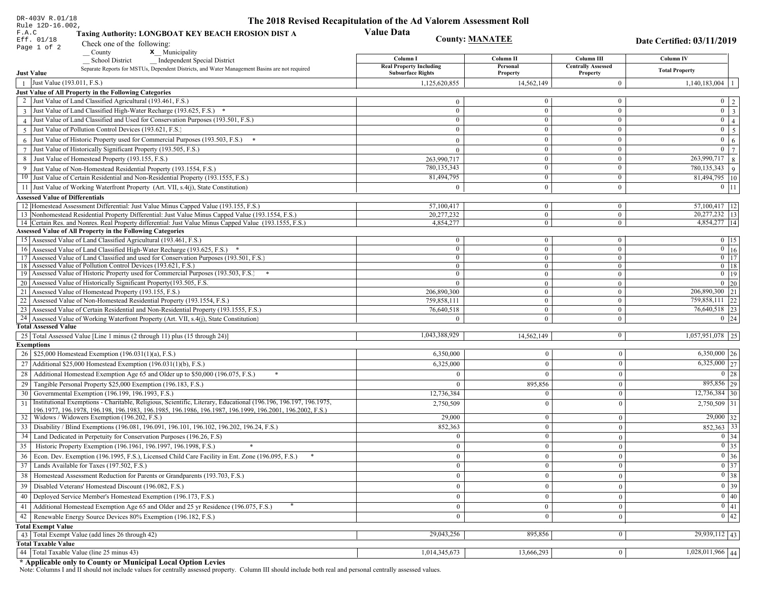DR-403V R.01/18
Rule 12D-16.002, F.A.C
Eff. 01/18
Page 1 of 2

# The 2018 Revised Recapitulation of the Ad Valorem Assessment Roll
## Value Data

**Taxing Authority: LONGBOAT KEY BEACH EROSION DIST A**

**County: MANATEE**

**Date Certified: 03/11/2019**

Check one of the following:
__ County
X__ Municipality
__ School District
__ Independent Special District

Separate Reports for MSTUs, Dependent Districts, and Water Management Basins are not required

| | | Column I Real Property Including Subsurface Rights | Column II Personal Property | Column III Centrally Assessed Property | Column IV Total Property | |
|---|---|---|---|---|---|---|
| **Just Value** | | | | | | |
| 1 | Just Value (193.011, F.S.) | 1,125,620,855 | 14,562,149 | 0 | 1,140,183,004 | 1 |
| **Just Value of All Property in the Following Categories** | | | | | | |
| 2 | Just Value of Land Classified Agricultural (193.461, F.S.) | 0 | 0 | 0 | 0 | 2 |
| 3 | Just Value of Land Classified High-Water Recharge (193.625, F.S.) * | 0 | 0 | 0 | 0 | 3 |
| 4 | Just Value of Land Classified and Used for Conservation Purposes (193.501, F.S.) | 0 | 0 | 0 | 0 | 4 |
| 5 | Just Value of Pollution Control Devices (193.621, F.S.) | 0 | 0 | 0 | 0 | 5 |
| 6 | Just Value of Historic Property used for Commercial Purposes (193.503, F.S.) * | 0 | 0 | 0 | 0 | 6 |
| 7 | Just Value of Historically Significant Property (193.505, F.S.) | 0 | 0 | 0 | 0 | 7 |
| 8 | Just Value of Homestead Property (193.155, F.S.) | 263,990,717 | 0 | 0 | 263,990,717 | 8 |
| 9 | Just Value of Non-Homestead Residential Property (193.1554, F.S.) | 780,135,343 | 0 | 0 | 780,135,343 | 9 |
| 10 | Just Value of Certain Residential and Non-Residential Property (193.1555, F.S.) | 81,494,795 | 0 | 0 | 81,494,795 | 10 |
| 11 | Just Value of Working Waterfront Property (Art. VII, s.4(j), State Constitution) | 0 | 0 | 0 | 0 | 11 |
| **Assessed Value of Differentials** | | | | | | |
| 12 | Homestead Assessment Differential: Just Value Minus Capped Value (193.155, F.S.) | 57,100,417 | 0 | 0 | 57,100,417 | 12 |
| 13 | Nonhomestead Residential Property Differential: Just Value Minus Capped Value (193.1554, F.S.) | 20,277,232 | 0 | 0 | 20,277,232 | 13 |
| 14 | Certain Res. and Nonres. Real Property differential: Just Value Minus Capped Value (193.1555, F.S.) | 4,854,277 | 0 | 0 | 4,854,277 | 14 |
| **Assessed Value of All Property in the Following Categories** | | | | | | |
| 15 | Assessed Value of Land Classified Agricultural (193.461, F.S.) | 0 | 0 | 0 | 0 | 15 |
| 16 | Assessed Value of Land Classified High-Water Recharge (193.625, F.S.) * | 0 | 0 | 0 | 0 | 16 |
| 17 | Assessed Value of Land Classified and used for Conservation Purposes (193.501, F.S.) | 0 | 0 | 0 | 0 | 17 |
| 18 | Assessed Value of Pollution Control Devices (193.621, F.S.) | 0 | 0 | 0 | 0 | 18 |
| 19 | Assessed Value of Historic Property used for Commercial Purposes (193.503, F.S.) * | 0 | 0 | 0 | 0 | 19 |
| 20 | Assessed Value of Historically Significant Property(193.505, F.S. | 0 | 0 | 0 | 0 | 20 |
| 21 | Assessed Value of Homestead Property (193.155, F.S.) | 206,890,300 | 0 | 0 | 206,890,300 | 21 |
| 22 | Assessed Value of Non-Homestead Residential Property (193.1554, F.S.) | 759,858,111 | 0 | 0 | 759,858,111 | 22 |
| 23 | Assessed Value of Certain Residential and Non-Residential Property (193.1555, F.S.) | 76,640,518 | 0 | 0 | 76,640,518 | 23 |
| 24 | Assessed Value of Working Waterfront Property (Art. VII, s.4(j), State Constitution) | 0 | 0 | 0 | 0 | 24 |
| **Total Assessed Value** | | | | | | |
| 25 | Total Assessed Value [Line 1 minus (2 through 11) plus (15 through 24)] | 1,043,388,929 | 14,562,149 | 0 | 1,057,951,078 | 25 |
| **Exemptions** | | | | | | |
| 26 | $25,000 Homestead Exemption (196.031(1)(a), F.S.) | 6,350,000 | 0 | 0 | 6,350,000 | 26 |
| 27 | Additional $25,000 Homestead Exemption (196.031(1)(b), F.S.) | 6,325,000 | 0 | 0 | 6,325,000 | 27 |
| 28 | Additional Homestead Exemption Age 65 and Older up to $50,000 (196.075, F.S.) * | 0 | 0 | 0 | 0 | 28 |
| 29 | Tangible Personal Property $25,000 Exemption (196.183, F.S.) | 0 | 895,856 | 0 | 895,856 | 29 |
| 30 | Governmental Exemption (196.199, 196.1993, F.S.) | 12,736,384 | 0 | 0 | 12,736,384 | 30 |
| 31 | Institutional Exemptions - Charitable, Religious, Scientific, Literary, Educational (196.196, 196.197, 196.1975, 196.1977, 196.1978, 196.198, 196.1983, 196.1985, 196.1986, 196.1987, 196.1999, 196.2001, 196.2002, F.S.) | 2,750,509 | 0 | 0 | 2,750,509 | 31 |
| 32 | Widows / Widowers Exemption (196.202, F.S.) | 29,000 | 0 | 0 | 29,000 | 32 |
| 33 | Disability / Blind Exemptions (196.081, 196.091, 196.101, 196.102, 196.202, 196.24, F.S.) | 852,363 | 0 | 0 | 852,363 | 33 |
| 34 | Land Dedicated in Perpetuity for Conservation Purposes (196.26, F.S) | 0 | 0 | 0 | 0 | 34 |
| 35 | Historic Property Exemption (196.1961, 196.1997, 196.1998, F.S.) * | 0 | 0 | 0 | 0 | 35 |
| 36 | Econ. Dev. Exemption (196.1995, F.S.), Licensed Child Care Facility in Ent. Zone (196.095, F.S.) * | 0 | 0 | 0 | 0 | 36 |
| 37 | Lands Available for Taxes (197.502, F.S.) | 0 | 0 | 0 | 0 | 37 |
| 38 | Homestead Assessment Reduction for Parents or Grandparents (193.703, F.S.) | 0 | 0 | 0 | 0 | 38 |
| 39 | Disabled Veterans' Homestead Discount (196.082, F.S.) | 0 | 0 | 0 | 0 | 39 |
| 40 | Deployed Service Member's Homestead Exemption (196.173, F.S.) | 0 | 0 | 0 | 0 | 40 |
| 41 | Additional Homestead Exemption Age 65 and Older and 25 yr Residence (196.075, F.S.) * | 0 | 0 | 0 | 0 | 41 |
| 42 | Renewable Energy Source Devices 80% Exemption (196.182, F.S.) | 0 | 0 | 0 | 0 | 42 |
| **Total Exempt Value** | | | | | | |
| 43 | Total Exempt Value (add lines 26 through 42) | 29,043,256 | 895,856 | 0 | 29,939,112 | 43 |
| **Total Taxable Value** | | | | | | |
| 44 | Total Taxable Value (line 25 minus 43) | 1,014,345,673 | 13,666,293 | 0 | 1,028,011,966 | 44 |

**\* Applicable only to County or Municipal Local Option Levies**

Note: Columns I and II should not include values for centrally assessed property. Column III should include both real and personal centrally assessed values.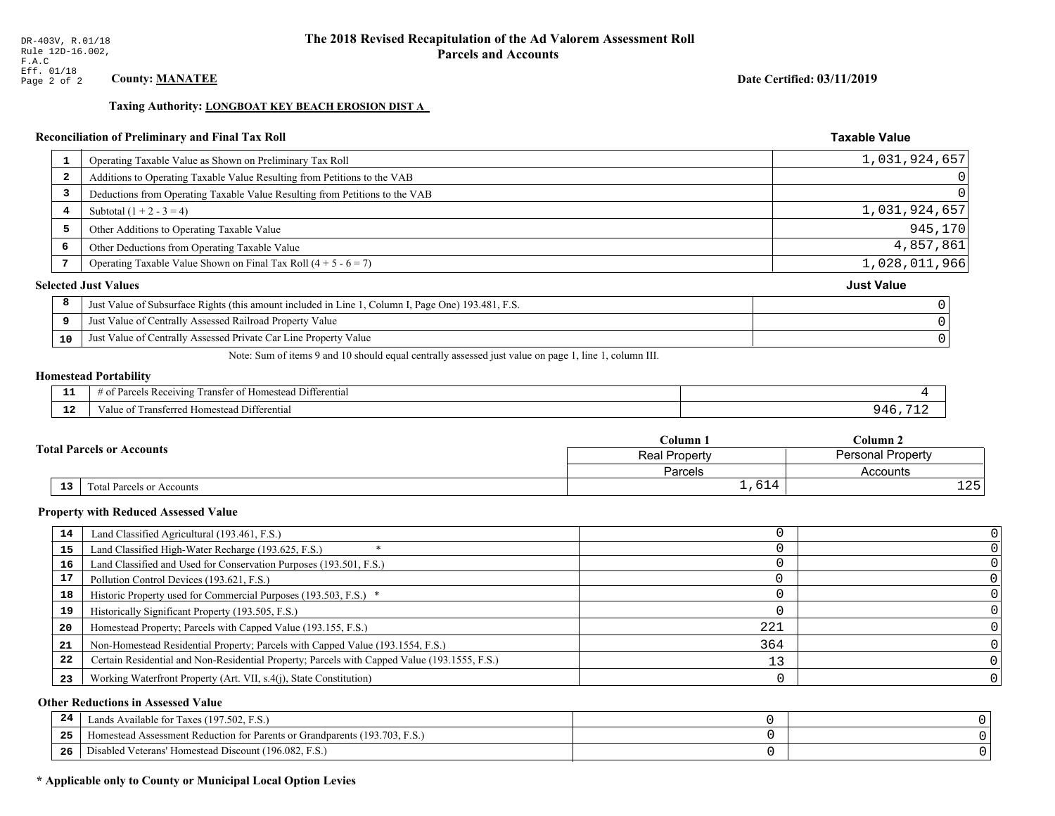DR-403V, R.01/18
Rule 12D-16.002, F.A.C
Eff. 01/18

# The 2018 Revised Recapitulation of the Ad Valorem Assessment Roll
## Parcels and Accounts

**County: MANATEE**

**Date Certified: 03/11/2019**

**Taxing Authority: LONGBOAT KEY BEACH EROSION DIST A**

### Reconciliation of Preliminary and Final Tax Roll

| | | Taxable Value |
|---|---|---|
| 1 | Operating Taxable Value as Shown on Preliminary Tax Roll | 1,031,924,657 |
| 2 | Additions to Operating Taxable Value Resulting from Petitions to the VAB | 0 |
| 3 | Deductions from Operating Taxable Value Resulting from Petitions to the VAB | 0 |
| 4 | Subtotal (1 + 2 - 3 = 4) | 1,031,924,657 |
| 5 | Other Additions to Operating Taxable Value | 945,170 |
| 6 | Other Deductions from Operating Taxable Value | 4,857,861 |
| 7 | Operating Taxable Value Shown on Final Tax Roll (4 + 5 - 6 = 7) | 1,028,011,966 |

### Selected Just Values

| | | Just Value |
|---|---|---|
| 8 | Just Value of Subsurface Rights (this amount included in Line 1, Column I, Page One) 193.481, F.S. | 0 |
| 9 | Just Value of Centrally Assessed Railroad Property Value | 0 |
| 10 | Just Value of Centrally Assessed Private Car Line Property Value | 0 |

Note: Sum of items 9 and 10 should equal centrally assessed just value on page 1, line 1, column III.

### Homestead Portability

| | | |
|---|---|---|
| 11 | # of Parcels Receiving Transfer of Homestead Differential | 4 |
| 12 | Value of Transferred Homestead Differential | 946,712 |

### Total Parcels or Accounts

| | | Column 1<br>Real Property<br>Parcels | Column 2<br>Personal Property<br>Accounts |
|---|---|---|---|
| 13 | Total Parcels or Accounts | 1,614 | 125 |

### Property with Reduced Assessed Value

| | | | |
|---|---|---|---|
| 14 | Land Classified Agricultural (193.461, F.S.) | 0 | 0 |
| 15 | Land Classified High-Water Recharge (193.625, F.S.) * | 0 | 0 |
| 16 | Land Classified and Used for Conservation Purposes (193.501, F.S.) | 0 | 0 |
| 17 | Pollution Control Devices (193.621, F.S.) | 0 | 0 |
| 18 | Historic Property used for Commercial Purposes (193.503, F.S.) * | 0 | 0 |
| 19 | Historically Significant Property (193.505, F.S.) | 0 | 0 |
| 20 | Homestead Property; Parcels with Capped Value (193.155, F.S.) | 221 | 0 |
| 21 | Non-Homestead Residential Property; Parcels with Capped Value (193.1554, F.S.) | 364 | 0 |
| 22 | Certain Residential and Non-Residential Property; Parcels with Capped Value (193.1555, F.S.) | 13 | 0 |
| 23 | Working Waterfront Property (Art. VII, s.4(j), State Constitution) | 0 | 0 |

### Other Reductions in Assessed Value

| | | | |
|---|---|---|---|
| 24 | Lands Available for Taxes (197.502, F.S.) | 0 | 0 |
| 25 | Homestead Assessment Reduction for Parents or Grandparents (193.703, F.S.) | 0 | 0 |
| 26 | Disabled Veterans' Homestead Discount (196.082, F.S.) | 0 | 0 |

**\* Applicable only to County or Municipal Local Option Levies**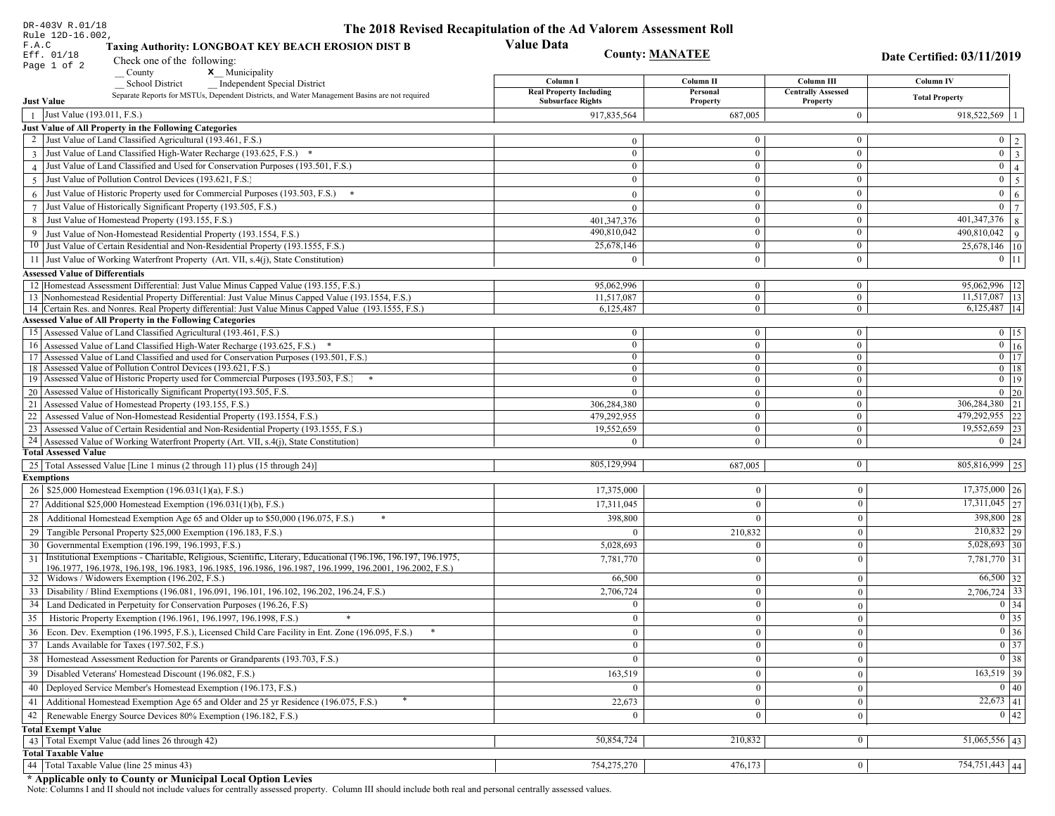DR-403V R.01/18
Rule 12D-16.002, F.A.C
Eff. 01/18

# The 2018 Revised Recapitulation of the Ad Valorem Assessment Roll

## Value Data

**Taxing Authority: LONGBOAT KEY BEACH EROSION DIST B**

**County: MANATEE**

**Date Certified: 03/11/2019**

Check one of the following:
__ County
X Municipality
__ School District
__ Independent Special District

Separate Reports for MSTUs, Dependent Districts, and Water Management Basins are not required

| | Column I Real Property Including Subsurface Rights | Column II Personal Property | Column III Centrally Assessed Property | Column IV Total Property | |
|---|---|---|---|---|---|
| **Just Value** | | | | | |
| 1 Just Value (193.011, F.S.) | 917,835,564 | 687,005 | 0 | 918,522,569 | 1 |
| **Just Value of All Property in the Following Categories** | | | | | |
| 2 Just Value of Land Classified Agricultural (193.461, F.S.) | 0 | 0 | 0 | 0 | 2 |
| 3 Just Value of Land Classified High-Water Recharge (193.625, F.S.) * | 0 | 0 | 0 | 0 | 3 |
| 4 Just Value of Land Classified and Used for Conservation Purposes (193.501, F.S.) | 0 | 0 | 0 | 0 | 4 |
| 5 Just Value of Pollution Control Devices (193.621, F.S.) | 0 | 0 | 0 | 0 | 5 |
| 6 Just Value of Historic Property used for Commercial Purposes (193.503, F.S.) * | 0 | 0 | 0 | 0 | 6 |
| 7 Just Value of Historically Significant Property (193.505, F.S.) | 0 | 0 | 0 | 0 | 7 |
| 8 Just Value of Homestead Property (193.155, F.S.) | 401,347,376 | 0 | 0 | 401,347,376 | 8 |
| 9 Just Value of Non-Homestead Residential Property (193.1554, F.S.) | 490,810,042 | 0 | 0 | 490,810,042 | 9 |
| 10 Just Value of Certain Residential and Non-Residential Property (193.1555, F.S.) | 25,678,146 | 0 | 0 | 25,678,146 | 10 |
| 11 Just Value of Working Waterfront Property (Art. VII, s.4(j), State Constitution) | 0 | 0 | 0 | 0 | 11 |
| **Assessed Value of Differentials** | | | | | |
| 12 Homestead Assessment Differential: Just Value Minus Capped Value (193.155, F.S.) | 95,062,996 | 0 | 0 | 95,062,996 | 12 |
| 13 Nonhomestead Residential Property Differential: Just Value Minus Capped Value (193.1554, F.S.) | 11,517,087 | 0 | 0 | 11,517,087 | 13 |
| 14 Certain Res. and Nonres. Real Property differential: Just Value Minus Capped Value (193.1555, F.S.) | 6,125,487 | 0 | 0 | 6,125,487 | 14 |
| **Assessed Value of All Property in the Following Categories** | | | | | |
| 15 Assessed Value of Land Classified Agricultural (193.461, F.S.) | 0 | 0 | 0 | 0 | 15 |
| 16 Assessed Value of Land Classified High-Water Recharge (193.625, F.S.) * | 0 | 0 | 0 | 0 | 16 |
| 17 Assessed Value of Land Classified and used for Conservation Purposes (193.501, F.S.) | 0 | 0 | 0 | 0 | 17 |
| 18 Assessed Value of Pollution Control Devices (193.621, F.S.) | 0 | 0 | 0 | 0 | 18 |
| 19 Assessed Value of Historic Property used for Commercial Purposes (193.503, F.S.) * | 0 | 0 | 0 | 0 | 19 |
| 20 Assessed Value of Historically Significant Property(193.505, F.S. | 0 | 0 | 0 | 0 | 20 |
| 21 Assessed Value of Homestead Property (193.155, F.S.) | 306,284,380 | 0 | 0 | 306,284,380 | 21 |
| 22 Assessed Value of Non-Homestead Residential Property (193.1554, F.S.) | 479,292,955 | 0 | 0 | 479,292,955 | 22 |
| 23 Assessed Value of Certain Residential and Non-Residential Property (193.1555, F.S.) | 19,552,659 | 0 | 0 | 19,552,659 | 23 |
| 24 Assessed Value of Working Waterfront Property (Art. VII, s.4(j), State Constitution) | 0 | 0 | 0 | 0 | 24 |
| **Total Assessed Value** | | | | | |
| 25 Total Assessed Value [Line 1 minus (2 through 11) plus (15 through 24)] | 805,129,994 | 687,005 | 0 | 805,816,999 | 25 |
| **Exemptions** | | | | | |
| 26 $25,000 Homestead Exemption (196.031(1)(a), F.S.) | 17,375,000 | 0 | 0 | 17,375,000 | 26 |
| 27 Additional $25,000 Homestead Exemption (196.031(1)(b), F.S.) | 17,311,045 | 0 | 0 | 17,311,045 | 27 |
| 28 Additional Homestead Exemption Age 65 and Older up to $50,000 (196.075, F.S.) * | 398,800 | 0 | 0 | 398,800 | 28 |
| 29 Tangible Personal Property $25,000 Exemption (196.183, F.S.) | 0 | 210,832 | 0 | 210,832 | 29 |
| 30 Governmental Exemption (196.199, 196.1993, F.S.) | 5,028,693 | 0 | 0 | 5,028,693 | 30 |
| 31 Institutional Exemptions - Charitable, Religious, Scientific, Literary, Educational (196.196, 196.197, 196.1975, 196.1977, 196.1978, 196.198, 196.1983, 196.1985, 196.1986, 196.1987, 196.1999, 196.2001, 196.2002, F.S.) | 7,781,770 | 0 | 0 | 7,781,770 | 31 |
| 32 Widows / Widowers Exemption (196.202, F.S.) | 66,500 | 0 | 0 | 66,500 | 32 |
| 33 Disability / Blind Exemptions (196.081, 196.091, 196.101, 196.102, 196.202, 196.24, F.S.) | 2,706,724 | 0 | 0 | 2,706,724 | 33 |
| 34 Land Dedicated in Perpetuity for Conservation Purposes (196.26, F.S) | 0 | 0 | 0 | 0 | 34 |
| 35 Historic Property Exemption (196.1961, 196.1997, 196.1998, F.S.) * | 0 | 0 | 0 | 0 | 35 |
| 36 Econ. Dev. Exemption (196.1995, F.S.), Licensed Child Care Facility in Ent. Zone (196.095, F.S.) * | 0 | 0 | 0 | 0 | 36 |
| 37 Lands Available for Taxes (197.502, F.S.) | 0 | 0 | 0 | 0 | 37 |
| 38 Homestead Assessment Reduction for Parents or Grandparents (193.703, F.S.) | 0 | 0 | 0 | 0 | 38 |
| 39 Disabled Veterans' Homestead Discount (196.082, F.S.) | 163,519 | 0 | 0 | 163,519 | 39 |
| 40 Deployed Service Member's Homestead Exemption (196.173, F.S.) | 0 | 0 | 0 | 0 | 40 |
| 41 Additional Homestead Exemption Age 65 and Older and 25 yr Residence (196.075, F.S.) * | 22,673 | 0 | 0 | 22,673 | 41 |
| 42 Renewable Energy Source Devices 80% Exemption (196.182, F.S.) | 0 | 0 | 0 | 0 | 42 |
| **Total Exempt Value** | | | | | |
| 43 Total Exempt Value (add lines 26 through 42) | 50,854,724 | 210,832 | 0 | 51,065,556 | 43 |
| **Total Taxable Value** | | | | | |
| 44 Total Taxable Value (line 25 minus 43) | 754,275,270 | 476,173 | 0 | 754,751,443 | 44 |

**\* Applicable only to County or Municipal Local Option Levies**

Note: Columns I and II should not include values for centrally assessed property. Column III should include both real and personal centrally assessed values.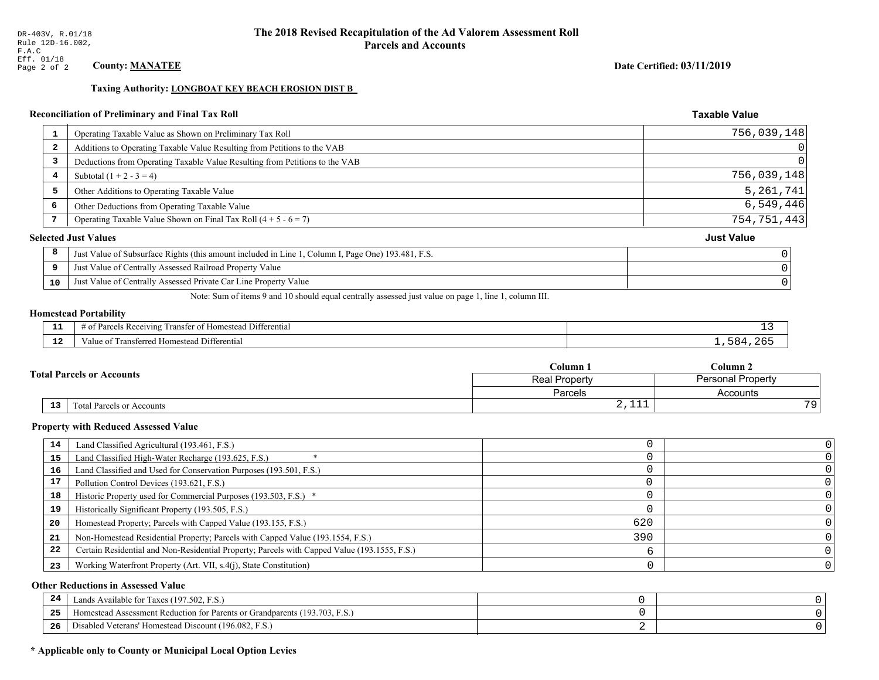DR-403V, R.01/18
Rule 12D-16.002,
F.A.C
Eff. 01/18

# The 2018 Revised Recapitulation of the Ad Valorem Assessment Roll
## Parcels and Accounts

**County: MANATEE**

**Date Certified: 03/11/2019**

**Taxing Authority: LONGBOAT KEY BEACH EROSION DIST B**

### Reconciliation of Preliminary and Final Tax Roll

| | | Taxable Value |
|---|---|---|
| 1 | Operating Taxable Value as Shown on Preliminary Tax Roll | 756,039,148 |
| 2 | Additions to Operating Taxable Value Resulting from Petitions to the VAB | 0 |
| 3 | Deductions from Operating Taxable Value Resulting from Petitions to the VAB | 0 |
| 4 | Subtotal (1 + 2 - 3 = 4) | 756,039,148 |
| 5 | Other Additions to Operating Taxable Value | 5,261,741 |
| 6 | Other Deductions from Operating Taxable Value | 6,549,446 |
| 7 | Operating Taxable Value Shown on Final Tax Roll (4 + 5 - 6 = 7) | 754,751,443 |

### Selected Just Values

| | | Just Value |
|---|---|---|
| 8 | Just Value of Subsurface Rights (this amount included in Line 1, Column I, Page One) 193.481, F.S. | 0 |
| 9 | Just Value of Centrally Assessed Railroad Property Value | 0 |
| 10 | Just Value of Centrally Assessed Private Car Line Property Value | 0 |

Note: Sum of items 9 and 10 should equal centrally assessed just value on page 1, line 1, column III.

### Homestead Portability

| | | |
|---|---|---|
| 11 | # of Parcels Receiving Transfer of Homestead Differential | 13 |
| 12 | Value of Transferred Homestead Differential | 1,584,265 |

### Total Parcels or Accounts

| | | Column 1 | Column 2 |
|---|---|---|---|
| | | Real Property | Personal Property |
| | | Parcels | Accounts |
| 13 | Total Parcels or Accounts | 2,111 | 79 |

### Property with Reduced Assessed Value

| | | Column 1 | Column 2 |
|---|---|---|---|
| 14 | Land Classified Agricultural (193.461, F.S.) | 0 | 0 |
| 15 | Land Classified High-Water Recharge (193.625, F.S.) * | 0 | 0 |
| 16 | Land Classified and Used for Conservation Purposes (193.501, F.S.) | 0 | 0 |
| 17 | Pollution Control Devices (193.621, F.S.) | 0 | 0 |
| 18 | Historic Property used for Commercial Purposes (193.503, F.S.) * | 0 | 0 |
| 19 | Historically Significant Property (193.505, F.S.) | 0 | 0 |
| 20 | Homestead Property; Parcels with Capped Value (193.155, F.S.) | 620 | 0 |
| 21 | Non-Homestead Residential Property; Parcels with Capped Value (193.1554, F.S.) | 390 | 0 |
| 22 | Certain Residential and Non-Residential Property; Parcels with Capped Value (193.1555, F.S.) | 6 | 0 |
| 23 | Working Waterfront Property (Art. VII, s.4(j), State Constitution) | 0 | 0 |

### Other Reductions in Assessed Value

| | | Column 1 | Column 2 |
|---|---|---|---|
| 24 | Lands Available for Taxes (197.502, F.S.) | 0 | 0 |
| 25 | Homestead Assessment Reduction for Parents or Grandparents (193.703, F.S.) | 0 | 0 |
| 26 | Disabled Veterans' Homestead Discount (196.082, F.S.) | 2 | 0 |

**\* Applicable only to County or Municipal Local Option Levies**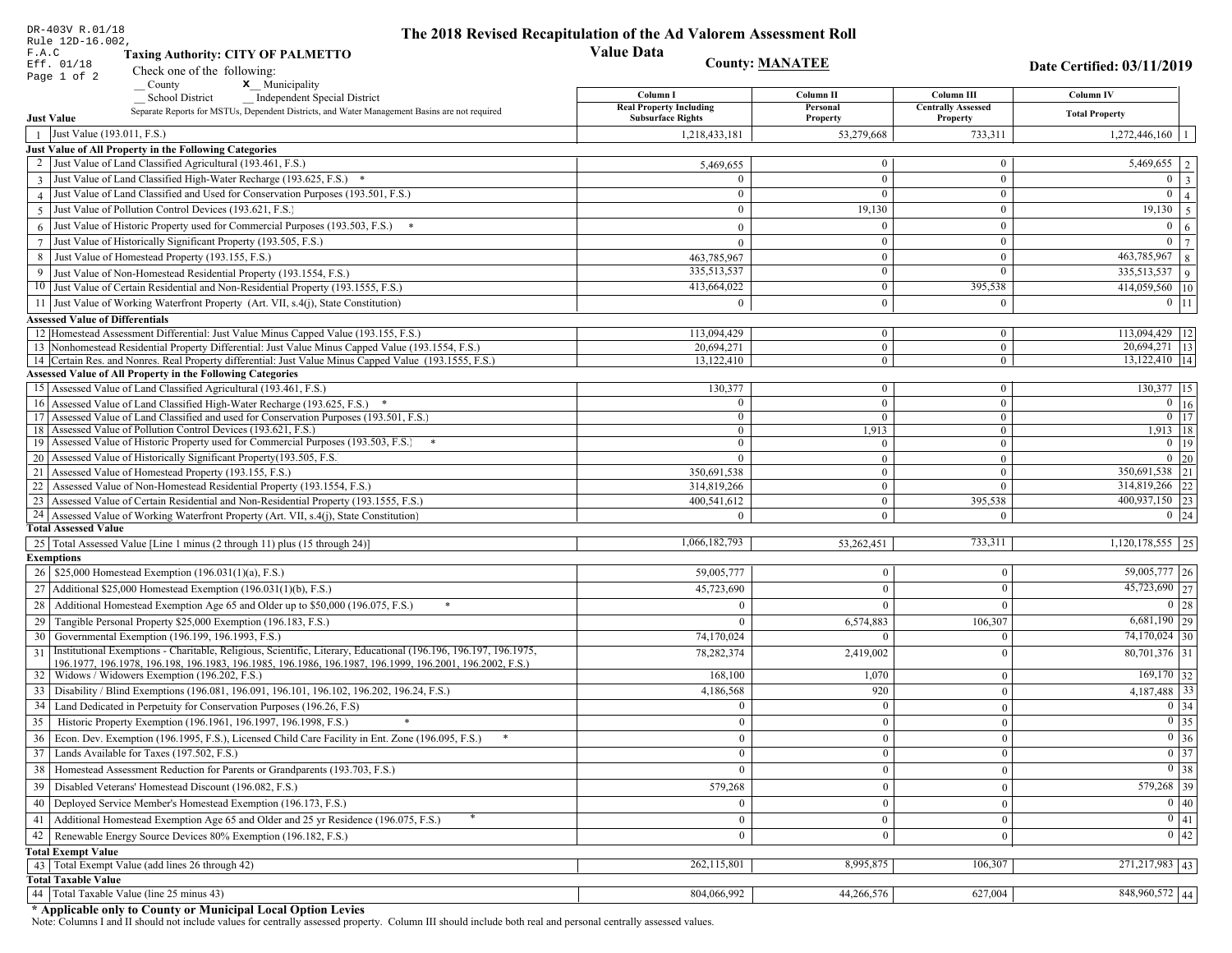DR-403V R.01/18
Rule 12D-16.002, F.A.C
Eff. 01/18

# The 2018 Revised Recapitulation of the Ad Valorem Assessment Roll

## Value Data

**Taxing Authority: CITY OF PALMETTO**

**County: MANATEE**

**Date Certified: 03/11/2019**

Check one of the following:
__ County
**X** __ Municipality
__ School District
__ Independent Special District

Separate Reports for MSTUs, Dependent Districts, and Water Management Basins are not required

| # | Just Value | Column I Real Property Including Subsurface Rights | Column II Personal Property | Column III Centrally Assessed Property | Column IV Total Property | # |
|---|---|---|---|---|---|---|
| 1 | Just Value (193.011, F.S.) | 1,218,433,181 | 53,279,668 | 733,311 | 1,272,446,160 | 1 |
| | **Just Value of All Property in the Following Categories** | | | | | |
| 2 | Just Value of Land Classified Agricultural (193.461, F.S.) | 5,469,655 | 0 | 0 | 5,469,655 | 2 |
| 3 | Just Value of Land Classified High-Water Recharge (193.625, F.S.) * | 0 | 0 | 0 | 0 | 3 |
| 4 | Just Value of Land Classified and Used for Conservation Purposes (193.501, F.S.) | 0 | 0 | 0 | 0 | 4 |
| 5 | Just Value of Pollution Control Devices (193.621, F.S.) | 0 | 19,130 | 0 | 19,130 | 5 |
| 6 | Just Value of Historic Property used for Commercial Purposes (193.503, F.S.) * | 0 | 0 | 0 | 0 | 6 |
| 7 | Just Value of Historically Significant Property (193.505, F.S.) | 0 | 0 | 0 | 0 | 7 |
| 8 | Just Value of Homestead Property (193.155, F.S.) | 463,785,967 | 0 | 0 | 463,785,967 | 8 |
| 9 | Just Value of Non-Homestead Residential Property (193.1554, F.S.) | 335,513,537 | 0 | 0 | 335,513,537 | 9 |
| 10 | Just Value of Certain Residential and Non-Residential Property (193.1555, F.S.) | 413,664,022 | 0 | 395,538 | 414,059,560 | 10 |
| 11 | Just Value of Working Waterfront Property (Art. VII, s.4(j), State Constitution) | 0 | 0 | 0 | 0 | 11 |
| | **Assessed Value of Differentials** | | | | | |
| 12 | Homestead Assessment Differential: Just Value Minus Capped Value (193.155, F.S.) | 113,094,429 | 0 | 0 | 113,094,429 | 12 |
| 13 | Nonhomestead Residential Property Differential: Just Value Minus Capped Value (193.1554, F.S.) | 20,694,271 | 0 | 0 | 20,694,271 | 13 |
| 14 | Certain Res. and Nonres. Real Property differential: Just Value Minus Capped Value (193.1555, F.S.) | 13,122,410 | 0 | 0 | 13,122,410 | 14 |
| | **Assessed Value of All Property in the Following Categories** | | | | | |
| 15 | Assessed Value of Land Classified Agricultural (193.461, F.S.) | 130,377 | 0 | 0 | 130,377 | 15 |
| 16 | Assessed Value of Land Classified High-Water Recharge (193.625, F.S.) * | 0 | 0 | 0 | 0 | 16 |
| 17 | Assessed Value of Land Classified and used for Conservation Purposes (193.501, F.S.) | 0 | 0 | 0 | 0 | 17 |
| 18 | Assessed Value of Pollution Control Devices (193.621, F.S.) | 0 | 1,913 | 0 | 1,913 | 18 |
| 19 | Assessed Value of Historic Property used for Commercial Purposes (193.503, F.S.) * | 0 | 0 | 0 | 0 | 19 |
| 20 | Assessed Value of Historically Significant Property(193.505, F.S. | 0 | 0 | 0 | 0 | 20 |
| 21 | Assessed Value of Homestead Property (193.155, F.S.) | 350,691,538 | 0 | 0 | 350,691,538 | 21 |
| 22 | Assessed Value of Non-Homestead Residential Property (193.1554, F.S.) | 314,819,266 | 0 | 0 | 314,819,266 | 22 |
| 23 | Assessed Value of Certain Residential and Non-Residential Property (193.1555, F.S.) | 400,541,612 | 0 | 395,538 | 400,937,150 | 23 |
| 24 | Assessed Value of Working Waterfront Property (Art. VII, s.4(j), State Constitution) | 0 | 0 | 0 | 0 | 24 |
| | **Total Assessed Value** | | | | | |
| 25 | Total Assessed Value [Line 1 minus (2 through 11) plus (15 through 24)] | 1,066,182,793 | 53,262,451 | 733,311 | 1,120,178,555 | 25 |
| | **Exemptions** | | | | | |
| 26 | $25,000 Homestead Exemption (196.031(1)(a), F.S.) | 59,005,777 | 0 | 0 | 59,005,777 | 26 |
| 27 | Additional $25,000 Homestead Exemption (196.031(1)(b), F.S.) | 45,723,690 | 0 | 0 | 45,723,690 | 27 |
| 28 | Additional Homestead Exemption Age 65 and Older up to $50,000 (196.075, F.S.) * | 0 | 0 | 0 | 0 | 28 |
| 29 | Tangible Personal Property $25,000 Exemption (196.183, F.S.) | 0 | 6,574,883 | 106,307 | 6,681,190 | 29 |
| 30 | Governmental Exemption (196.199, 196.1993, F.S.) | 74,170,024 | 0 | 0 | 74,170,024 | 30 |
| 31 | Institutional Exemptions - Charitable, Religious, Scientific, Literary, Educational (196.196, 196.197, 196.1975, 196.1977, 196.1978, 196.198, 196.1983, 196.1985, 196.1986, 196.1987, 196.1999, 196.2001, 196.2002, F.S.) | 78,282,374 | 2,419,002 | 0 | 80,701,376 | 31 |
| 32 | Widows / Widowers Exemption (196.202, F.S.) | 168,100 | 1,070 | 0 | 169,170 | 32 |
| 33 | Disability / Blind Exemptions (196.081, 196.091, 196.101, 196.102, 196.202, 196.24, F.S.) | 4,186,568 | 920 | 0 | 4,187,488 | 33 |
| 34 | Land Dedicated in Perpetuity for Conservation Purposes (196.26, F.S) | 0 | 0 | 0 | 0 | 34 |
| 35 | Historic Property Exemption (196.1961, 196.1997, 196.1998, F.S.) * | 0 | 0 | 0 | 0 | 35 |
| 36 | Econ. Dev. Exemption (196.1995, F.S.), Licensed Child Care Facility in Ent. Zone (196.095, F.S.) * | 0 | 0 | 0 | 0 | 36 |
| 37 | Lands Available for Taxes (197.502, F.S.) | 0 | 0 | 0 | 0 | 37 |
| 38 | Homestead Assessment Reduction for Parents or Grandparents (193.703, F.S.) | 0 | 0 | 0 | 0 | 38 |
| 39 | Disabled Veterans' Homestead Discount (196.082, F.S.) | 579,268 | 0 | 0 | 579,268 | 39 |
| 40 | Deployed Service Member's Homestead Exemption (196.173, F.S.) | 0 | 0 | 0 | 0 | 40 |
| 41 | Additional Homestead Exemption Age 65 and Older and 25 yr Residence (196.075, F.S.) * | 0 | 0 | 0 | 0 | 41 |
| 42 | Renewable Energy Source Devices 80% Exemption (196.182, F.S.) | 0 | 0 | 0 | 0 | 42 |
| | **Total Exempt Value** | | | | | |
| 43 | Total Exempt Value (add lines 26 through 42) | 262,115,801 | 8,995,875 | 106,307 | 271,217,983 | 43 |
| | **Total Taxable Value** | | | | | |
| 44 | Total Taxable Value (line 25 minus 43) | 804,066,992 | 44,266,576 | 627,004 | 848,960,572 | 44 |

**\* Applicable only to County or Municipal Local Option Levies**

Note: Columns I and II should not include values for centrally assessed property. Column III should include both real and personal centrally assessed values.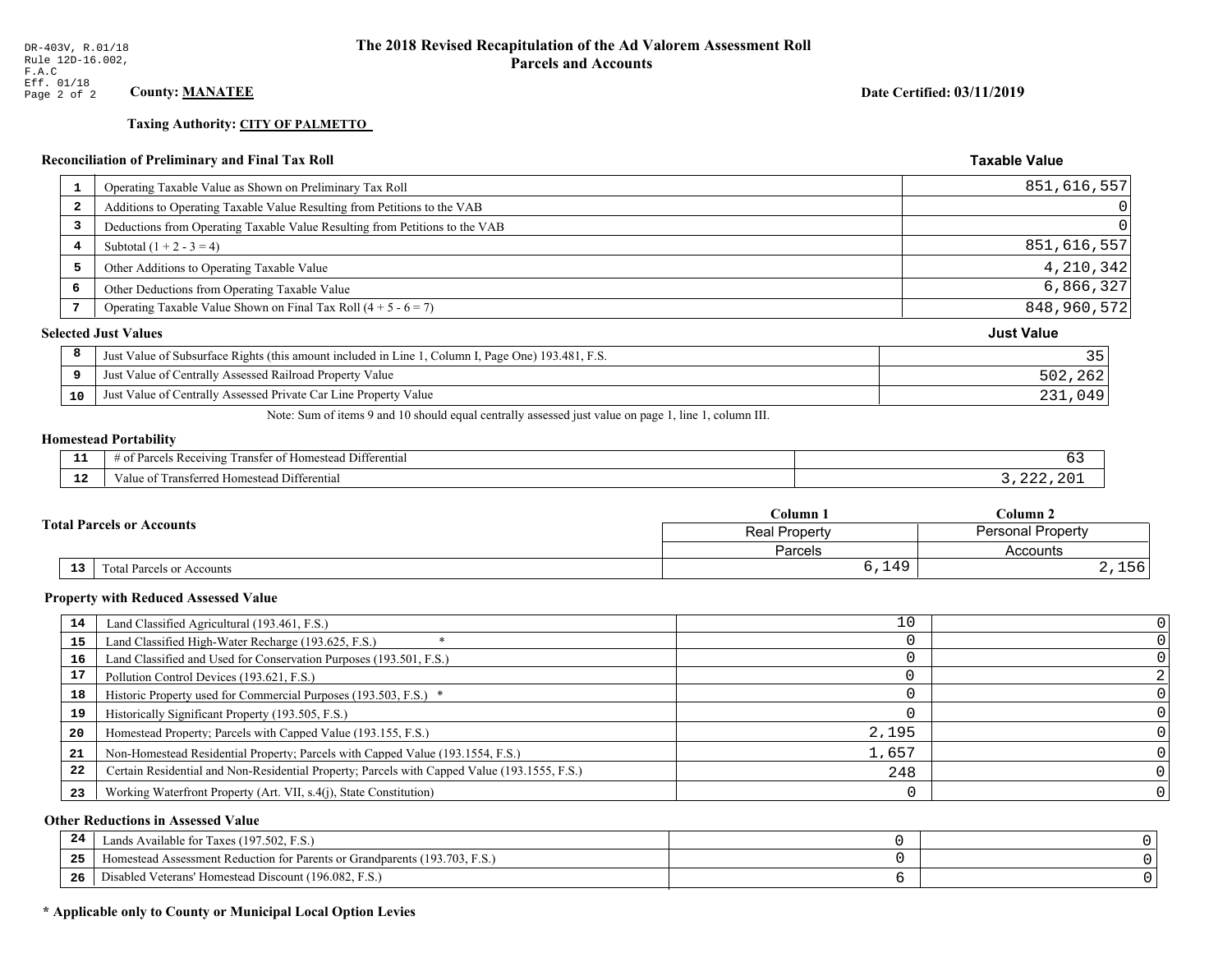DR-403V, R.01/18
Rule 12D-16.002,
F.A.C
Eff. 01/18
Page 2 of 2

# The 2018 Revised Recapitulation of the Ad Valorem Assessment Roll
## Parcels and Accounts

**County: MANATEE**

**Date Certified: 03/11/2019**

**Taxing Authority: CITY OF PALMETTO**

### Reconciliation of Preliminary and Final Tax Roll

| | | Taxable Value |
|---|---|---|
| 1 | Operating Taxable Value as Shown on Preliminary Tax Roll | 851,616,557 |
| 2 | Additions to Operating Taxable Value Resulting from Petitions to the VAB | 0 |
| 3 | Deductions from Operating Taxable Value Resulting from Petitions to the VAB | 0 |
| 4 | Subtotal (1 + 2 - 3 = 4) | 851,616,557 |
| 5 | Other Additions to Operating Taxable Value | 4,210,342 |
| 6 | Other Deductions from Operating Taxable Value | 6,866,327 |
| 7 | Operating Taxable Value Shown on Final Tax Roll (4 + 5 - 6 = 7) | 848,960,572 |

### Selected Just Values

| | | Just Value |
|---|---|---|
| 8 | Just Value of Subsurface Rights (this amount included in Line 1, Column I, Page One) 193.481, F.S. | 35 |
| 9 | Just Value of Centrally Assessed Railroad Property Value | 502,262 |
| 10 | Just Value of Centrally Assessed Private Car Line Property Value | 231,049 |

Note: Sum of items 9 and 10 should equal centrally assessed just value on page 1, line 1, column III.

### Homestead Portability

| | | |
|---|---|---|
| 11 | # of Parcels Receiving Transfer of Homestead Differential | 63 |
| 12 | Value of Transferred Homestead Differential | 3,222,201 |

### Total Parcels or Accounts

| | | Column 1 | Column 2 |
|---|---|---|---|
| | | Real Property | Personal Property |
| | | Parcels | Accounts |
| 13 | Total Parcels or Accounts | 6,149 | 2,156 |

### Property with Reduced Assessed Value

| | | Column 1 | Column 2 |
|---|---|---|---|
| 14 | Land Classified Agricultural (193.461, F.S.) | 10 | 0 |
| 15 | Land Classified High-Water Recharge (193.625, F.S.) * | 0 | 0 |
| 16 | Land Classified and Used for Conservation Purposes (193.501, F.S.) | 0 | 0 |
| 17 | Pollution Control Devices (193.621, F.S.) | 0 | 2 |
| 18 | Historic Property used for Commercial Purposes (193.503, F.S.) * | 0 | 0 |
| 19 | Historically Significant Property (193.505, F.S.) | 0 | 0 |
| 20 | Homestead Property; Parcels with Capped Value (193.155, F.S.) | 2,195 | 0 |
| 21 | Non-Homestead Residential Property; Parcels with Capped Value (193.1554, F.S.) | 1,657 | 0 |
| 22 | Certain Residential and Non-Residential Property; Parcels with Capped Value (193.1555, F.S.) | 248 | 0 |
| 23 | Working Waterfront Property (Art. VII, s.4(j), State Constitution) | 0 | 0 |

### Other Reductions in Assessed Value

| | | Column 1 | Column 2 |
|---|---|---|---|
| 24 | Lands Available for Taxes (197.502, F.S.) | 0 | 0 |
| 25 | Homestead Assessment Reduction for Parents or Grandparents (193.703, F.S.) | 0 | 0 |
| 26 | Disabled Veterans' Homestead Discount (196.082, F.S.) | 6 | 0 |

**\* Applicable only to County or Municipal Local Option Levies**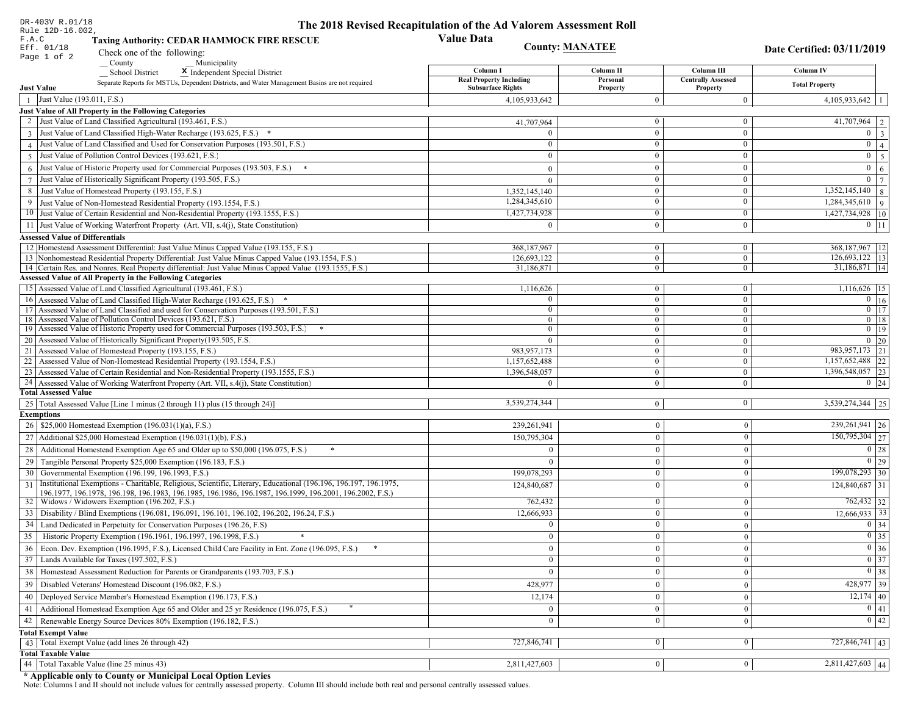DR-403V R.01/18
Rule 12D-16.002, F.A.C
Eff. 01/18

# The 2018 Revised Recapitulation of the Ad Valorem Assessment Roll

## Value Data

**Taxing Authority: CEDAR HAMMOCK FIRE RESCUE**

**County: MANATEE**

**Date Certified: 03/11/2019**

Check one of the following:
__ County
__ Municipality
__ School District
X Independent Special District

Separate Reports for MSTUs, Dependent Districts, and Water Management Basins are not required

| | Just Value | Column I Real Property Including Subsurface Rights | Column II Personal Property | Column III Centrally Assessed Property | Column IV Total Property | |
|---|---|---|---|---|---|---|
| 1 | Just Value (193.011, F.S.) | 4,105,933,642 | 0 | 0 | 4,105,933,642 | 1 |
| | **Just Value of All Property in the Following Categories** | | | | | |
| 2 | Just Value of Land Classified Agricultural (193.461, F.S.) | 41,707,964 | 0 | 0 | 41,707,964 | 2 |
| 3 | Just Value of Land Classified High-Water Recharge (193.625, F.S.) * | 0 | 0 | 0 | 0 | 3 |
| 4 | Just Value of Land Classified and Used for Conservation Purposes (193.501, F.S.) | 0 | 0 | 0 | 0 | 4 |
| 5 | Just Value of Pollution Control Devices (193.621, F.S.) | 0 | 0 | 0 | 0 | 5 |
| 6 | Just Value of Historic Property used for Commercial Purposes (193.503, F.S.) * | 0 | 0 | 0 | 0 | 6 |
| 7 | Just Value of Historically Significant Property (193.505, F.S.) | 0 | 0 | 0 | 0 | 7 |
| 8 | Just Value of Homestead Property (193.155, F.S.) | 1,352,145,140 | 0 | 0 | 1,352,145,140 | 8 |
| 9 | Just Value of Non-Homestead Residential Property (193.1554, F.S.) | 1,284,345,610 | 0 | 0 | 1,284,345,610 | 9 |
| 10 | Just Value of Certain Residential and Non-Residential Property (193.1555, F.S.) | 1,427,734,928 | 0 | 0 | 1,427,734,928 | 10 |
| 11 | Just Value of Working Waterfront Property (Art. VII, s.4(j), State Constitution) | 0 | 0 | 0 | 0 | 11 |
| | **Assessed Value of Differentials** | | | | | |
| 12 | Homestead Assessment Differential: Just Value Minus Capped Value (193.155, F.S.) | 368,187,967 | 0 | 0 | 368,187,967 | 12 |
| 13 | Nonhomestead Residential Property Differential: Just Value Minus Capped Value (193.1554, F.S.) | 126,693,122 | 0 | 0 | 126,693,122 | 13 |
| 14 | Certain Res. and Nonres. Real Property differential: Just Value Minus Capped Value (193.1555, F.S.) | 31,186,871 | 0 | 0 | 31,186,871 | 14 |
| | **Assessed Value of All Property in the Following Categories** | | | | | |
| 15 | Assessed Value of Land Classified Agricultural (193.461, F.S.) | 1,116,626 | 0 | 0 | 1,116,626 | 15 |
| 16 | Assessed Value of Land Classified High-Water Recharge (193.625, F.S.) * | 0 | 0 | 0 | 0 | 16 |
| 17 | Assessed Value of Land Classified and used for Conservation Purposes (193.501, F.S.) | 0 | 0 | 0 | 0 | 17 |
| 18 | Assessed Value of Pollution Control Devices (193.621, F.S.) | 0 | 0 | 0 | 0 | 18 |
| 19 | Assessed Value of Historic Property used for Commercial Purposes (193.503, F.S.) * | 0 | 0 | 0 | 0 | 19 |
| 20 | Assessed Value of Historically Significant Property(193.505, F.S. | 0 | 0 | 0 | 0 | 20 |
| 21 | Assessed Value of Homestead Property (193.155, F.S.) | 983,957,173 | 0 | 0 | 983,957,173 | 21 |
| 22 | Assessed Value of Non-Homestead Residential Property (193.1554, F.S.) | 1,157,652,488 | 0 | 0 | 1,157,652,488 | 22 |
| 23 | Assessed Value of Certain Residential and Non-Residential Property (193.1555, F.S.) | 1,396,548,057 | 0 | 0 | 1,396,548,057 | 23 |
| 24 | Assessed Value of Working Waterfront Property (Art. VII, s.4(j), State Constitution) | 0 | 0 | 0 | 0 | 24 |
| | **Total Assessed Value** | | | | | |
| 25 | Total Assessed Value [Line 1 minus (2 through 11) plus (15 through 24)] | 3,539,274,344 | 0 | 0 | 3,539,274,344 | 25 |
| | **Exemptions** | | | | | |
| 26 | $25,000 Homestead Exemption (196.031(1)(a), F.S.) | 239,261,941 | 0 | 0 | 239,261,941 | 26 |
| 27 | Additional $25,000 Homestead Exemption (196.031(1)(b), F.S.) | 150,795,304 | 0 | 0 | 150,795,304 | 27 |
| 28 | Additional Homestead Exemption Age 65 and Older up to $50,000 (196.075, F.S.) * | 0 | 0 | 0 | 0 | 28 |
| 29 | Tangible Personal Property $25,000 Exemption (196.183, F.S.) | 0 | 0 | 0 | 0 | 29 |
| 30 | Governmental Exemption (196.199, 196.1993, F.S.) | 199,078,293 | 0 | 0 | 199,078,293 | 30 |
| 31 | Institutional Exemptions - Charitable, Religious, Scientific, Literary, Educational (196.196, 196.197, 196.1975, 196.1977, 196.1978, 196.198, 196.1983, 196.1985, 196.1986, 196.1987, 196.1999, 196.2001, 196.2002, F.S.) | 124,840,687 | 0 | 0 | 124,840,687 | 31 |
| 32 | Widows / Widowers Exemption (196.202, F.S.) | 762,432 | 0 | 0 | 762,432 | 32 |
| 33 | Disability / Blind Exemptions (196.081, 196.091, 196.101, 196.102, 196.202, 196.24, F.S.) | 12,666,933 | 0 | 0 | 12,666,933 | 33 |
| 34 | Land Dedicated in Perpetuity for Conservation Purposes (196.26, F.S) | 0 | 0 | 0 | 0 | 34 |
| 35 | Historic Property Exemption (196.1961, 196.1997, 196.1998, F.S.) * | 0 | 0 | 0 | 0 | 35 |
| 36 | Econ. Dev. Exemption (196.1995, F.S.), Licensed Child Care Facility in Ent. Zone (196.095, F.S.) * | 0 | 0 | 0 | 0 | 36 |
| 37 | Lands Available for Taxes (197.502, F.S.) | 0 | 0 | 0 | 0 | 37 |
| 38 | Homestead Assessment Reduction for Parents or Grandparents (193.703, F.S.) | 0 | 0 | 0 | 0 | 38 |
| 39 | Disabled Veterans' Homestead Discount (196.082, F.S.) | 428,977 | 0 | 0 | 428,977 | 39 |
| 40 | Deployed Service Member's Homestead Exemption (196.173, F.S.) | 12,174 | 0 | 0 | 12,174 | 40 |
| 41 | Additional Homestead Exemption Age 65 and Older and 25 yr Residence (196.075, F.S.) * | 0 | 0 | 0 | 0 | 41 |
| 42 | Renewable Energy Source Devices 80% Exemption (196.182, F.S.) | 0 | 0 | 0 | 0 | 42 |
| | **Total Exempt Value** | | | | | |
| 43 | Total Exempt Value (add lines 26 through 42) | 727,846,741 | 0 | 0 | 727,846,741 | 43 |
| | **Total Taxable Value** | | | | | |
| 44 | Total Taxable Value (line 25 minus 43) | 2,811,427,603 | 0 | 0 | 2,811,427,603 | 44 |

**\* Applicable only to County or Municipal Local Option Levies**

Note: Columns I and II should not include values for centrally assessed property. Column III should include both real and personal centrally assessed values.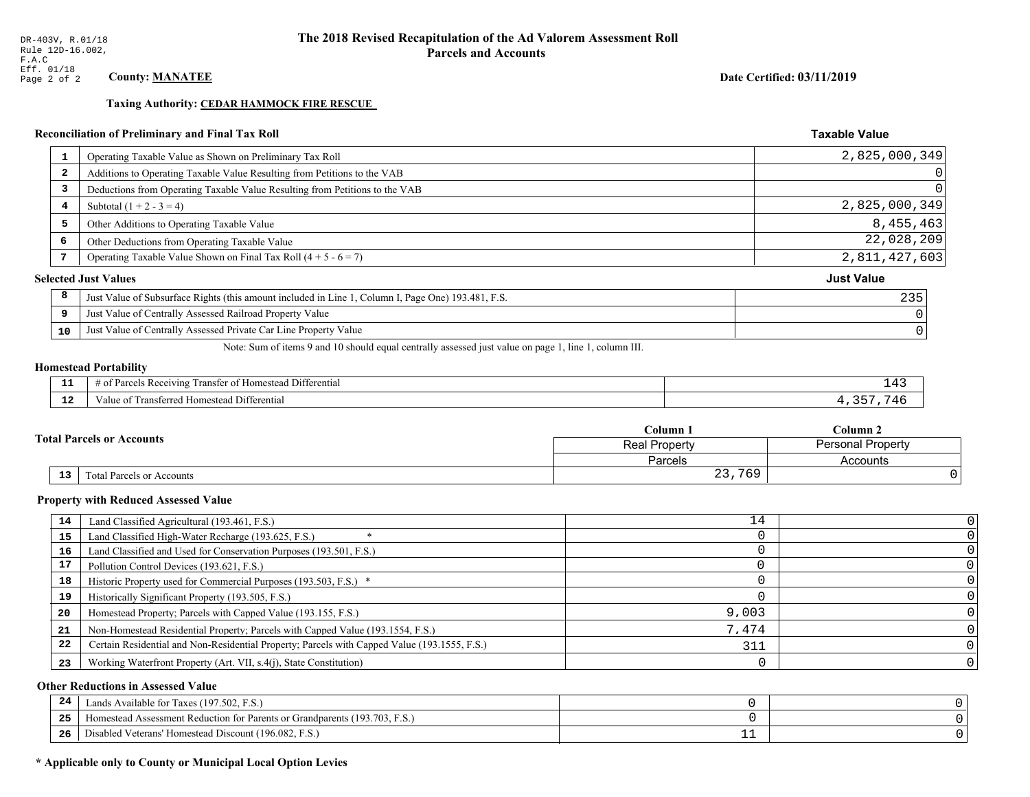DR-403V, R.01/18
Rule 12D-16.002,
F.A.C
Eff. 01/18

# The 2018 Revised Recapitulation of the Ad Valorem Assessment Roll
## Parcels and Accounts

**County: MANATEE**

**Date Certified: 03/11/2019**

**Taxing Authority: CEDAR HAMMOCK FIRE RESCUE**

### Reconciliation of Preliminary and Final Tax Roll

| | | Taxable Value |
|---|---|---|
| 1 | Operating Taxable Value as Shown on Preliminary Tax Roll | 2,825,000,349 |
| 2 | Additions to Operating Taxable Value Resulting from Petitions to the VAB | 0 |
| 3 | Deductions from Operating Taxable Value Resulting from Petitions to the VAB | 0 |
| 4 | Subtotal (1 + 2 - 3 = 4) | 2,825,000,349 |
| 5 | Other Additions to Operating Taxable Value | 8,455,463 |
| 6 | Other Deductions from Operating Taxable Value | 22,028,209 |
| 7 | Operating Taxable Value Shown on Final Tax Roll (4 + 5 - 6 = 7) | 2,811,427,603 |

### Selected Just Values

| | | Just Value |
|---|---|---|
| 8 | Just Value of Subsurface Rights (this amount included in Line 1, Column I, Page One) 193.481, F.S. | 235 |
| 9 | Just Value of Centrally Assessed Railroad Property Value | 0 |
| 10 | Just Value of Centrally Assessed Private Car Line Property Value | 0 |

Note: Sum of items 9 and 10 should equal centrally assessed just value on page 1, line 1, column III.

### Homestead Portability

| | | |
|---|---|---|
| 11 | # of Parcels Receiving Transfer of Homestead Differential | 143 |
| 12 | Value of Transferred Homestead Differential | 4,357,746 |

### Total Parcels or Accounts

| | | Column 1 | Column 2 |
|---|---|---|---|
| | | Real Property | Personal Property |
| | | Parcels | Accounts |
| 13 | Total Parcels or Accounts | 23,769 | 0 |

### Property with Reduced Assessed Value

| | | Column 1 | Column 2 |
|---|---|---|---|
| 14 | Land Classified Agricultural (193.461, F.S.) | 14 | 0 |
| 15 | Land Classified High-Water Recharge (193.625, F.S.) * | 0 | 0 |
| 16 | Land Classified and Used for Conservation Purposes (193.501, F.S.) | 0 | 0 |
| 17 | Pollution Control Devices (193.621, F.S.) | 0 | 0 |
| 18 | Historic Property used for Commercial Purposes (193.503, F.S.) * | 0 | 0 |
| 19 | Historically Significant Property (193.505, F.S.) | 0 | 0 |
| 20 | Homestead Property; Parcels with Capped Value (193.155, F.S.) | 9,003 | 0 |
| 21 | Non-Homestead Residential Property; Parcels with Capped Value (193.1554, F.S.) | 7,474 | 0 |
| 22 | Certain Residential and Non-Residential Property; Parcels with Capped Value (193.1555, F.S.) | 311 | 0 |
| 23 | Working Waterfront Property (Art. VII, s.4(j), State Constitution) | 0 | 0 |

### Other Reductions in Assessed Value

| | | Column 1 | Column 2 |
|---|---|---|---|
| 24 | Lands Available for Taxes (197.502, F.S.) | 0 | 0 |
| 25 | Homestead Assessment Reduction for Parents or Grandparents (193.703, F.S.) | 0 | 0 |
| 26 | Disabled Veterans' Homestead Discount (196.082, F.S.) | 11 | 0 |

**\* Applicable only to County or Municipal Local Option Levies**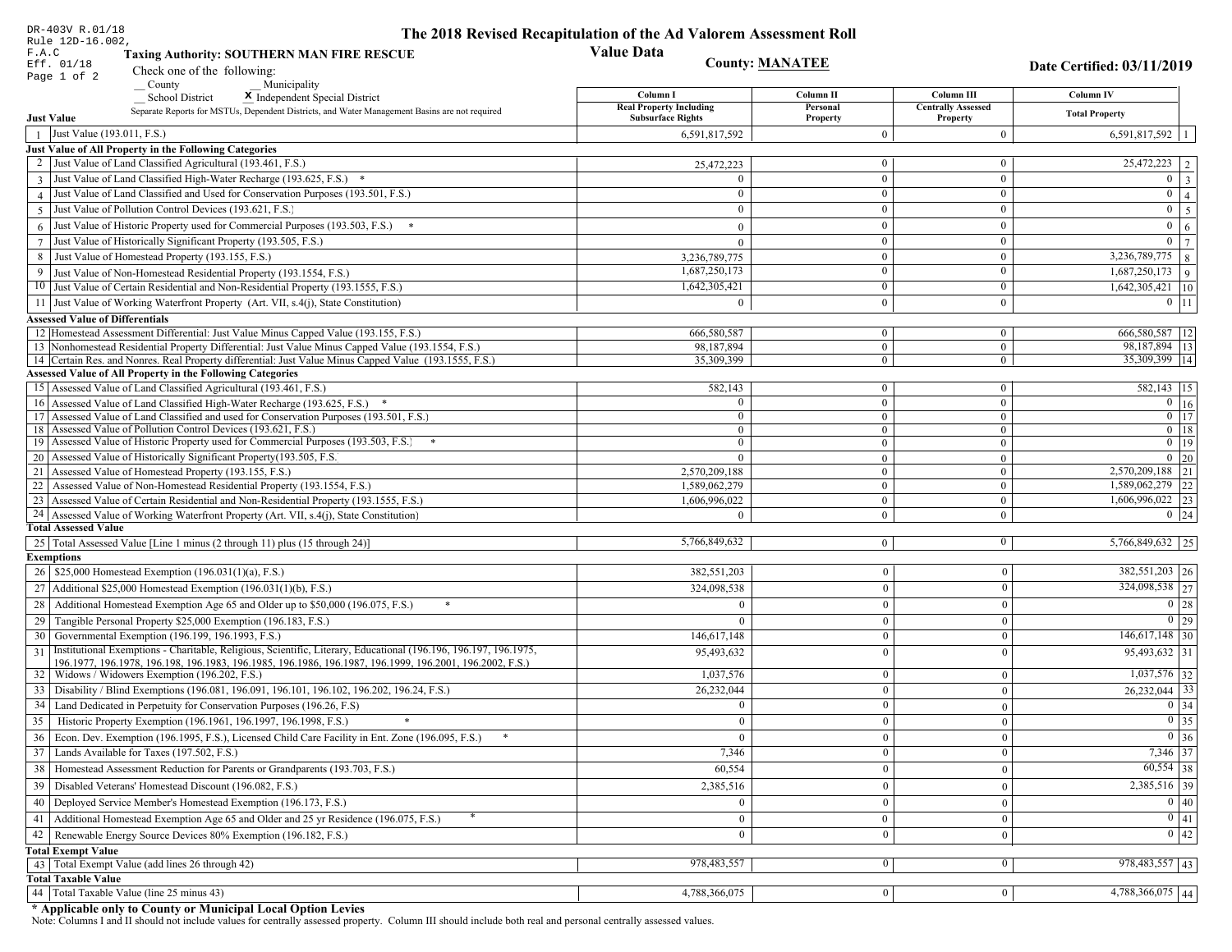DR-403V R.01/18
Rule 12D-16.002, F.A.C
Eff. 01/18

# The 2018 Revised Recapitulation of the Ad Valorem Assessment Roll

## Value Data

**Taxing Authority: SOUTHERN MAN FIRE RESCUE**

**County: MANATEE**

**Date Certified: 03/11/2019**

Check one of the following:
__ County __ Municipality
__ School District **X** Independent Special District

Separate Reports for MSTUs, Dependent Districts, and Water Management Basins are not required

| | | Column I Real Property Including Subsurface Rights | Column II Personal Property | Column III Centrally Assessed Property | Column IV Total Property | |
|---|---|---|---|---|---|---|
| **Just Value** | | | | | | |
| 1 | Just Value (193.011, F.S.) | 6,591,817,592 | 0 | 0 | 6,591,817,592 | 1 |
| **Just Value of All Property in the Following Categories** | | | | | | |
| 2 | Just Value of Land Classified Agricultural (193.461, F.S.) | 25,472,223 | 0 | 0 | 25,472,223 | 2 |
| 3 | Just Value of Land Classified High-Water Recharge (193.625, F.S.) * | 0 | 0 | 0 | 0 | 3 |
| 4 | Just Value of Land Classified and Used for Conservation Purposes (193.501, F.S.) | 0 | 0 | 0 | 0 | 4 |
| 5 | Just Value of Pollution Control Devices (193.621, F.S.) | 0 | 0 | 0 | 0 | 5 |
| 6 | Just Value of Historic Property used for Commercial Purposes (193.503, F.S.) * | 0 | 0 | 0 | 0 | 6 |
| 7 | Just Value of Historically Significant Property (193.505, F.S.) | 0 | 0 | 0 | 0 | 7 |
| 8 | Just Value of Homestead Property (193.155, F.S.) | 3,236,789,775 | 0 | 0 | 3,236,789,775 | 8 |
| 9 | Just Value of Non-Homestead Residential Property (193.1554, F.S.) | 1,687,250,173 | 0 | 0 | 1,687,250,173 | 9 |
| 10 | Just Value of Certain Residential and Non-Residential Property (193.1555, F.S.) | 1,642,305,421 | 0 | 0 | 1,642,305,421 | 10 |
| 11 | Just Value of Working Waterfront Property (Art. VII, s.4(j), State Constitution) | 0 | 0 | 0 | 0 | 11 |
| **Assessed Value of Differentials** | | | | | | |
| 12 | Homestead Assessment Differential: Just Value Minus Capped Value (193.155, F.S.) | 666,580,587 | 0 | 0 | 666,580,587 | 12 |
| 13 | Nonhomestead Residential Property Differential: Just Value Minus Capped Value (193.1554, F.S.) | 98,187,894 | 0 | 0 | 98,187,894 | 13 |
| 14 | Certain Res. and Nonres. Real Property differential: Just Value Minus Capped Value (193.1555, F.S.) | 35,309,399 | 0 | 0 | 35,309,399 | 14 |
| **Assessed Value of All Property in the Following Categories** | | | | | | |
| 15 | Assessed Value of Land Classified Agricultural (193.461, F.S.) | 582,143 | 0 | 0 | 582,143 | 15 |
| 16 | Assessed Value of Land Classified High-Water Recharge (193.625, F.S.) * | 0 | 0 | 0 | 0 | 16 |
| 17 | Assessed Value of Land Classified and used for Conservation Purposes (193.501, F.S.) | 0 | 0 | 0 | 0 | 17 |
| 18 | Assessed Value of Pollution Control Devices (193.621, F.S.) | 0 | 0 | 0 | 0 | 18 |
| 19 | Assessed Value of Historic Property used for Commercial Purposes (193.503, F.S.) * | 0 | 0 | 0 | 0 | 19 |
| 20 | Assessed Value of Historically Significant Property(193.505, F.S. | 0 | 0 | 0 | 0 | 20 |
| 21 | Assessed Value of Homestead Property (193.155, F.S.) | 2,570,209,188 | 0 | 0 | 2,570,209,188 | 21 |
| 22 | Assessed Value of Non-Homestead Residential Property (193.1554, F.S.) | 1,589,062,279 | 0 | 0 | 1,589,062,279 | 22 |
| 23 | Assessed Value of Certain Residential and Non-Residential Property (193.1555, F.S.) | 1,606,996,022 | 0 | 0 | 1,606,996,022 | 23 |
| 24 | Assessed Value of Working Waterfront Property (Art. VII, s.4(j), State Constitution) | 0 | 0 | 0 | 0 | 24 |
| **Total Assessed Value** | | | | | | |
| 25 | Total Assessed Value [Line 1 minus (2 through 11) plus (15 through 24)] | 5,766,849,632 | 0 | 0 | 5,766,849,632 | 25 |
| **Exemptions** | | | | | | |
| 26 | $25,000 Homestead Exemption (196.031(1)(a), F.S.) | 382,551,203 | 0 | 0 | 382,551,203 | 26 |
| 27 | Additional $25,000 Homestead Exemption (196.031(1)(b), F.S.) | 324,098,538 | 0 | 0 | 324,098,538 | 27 |
| 28 | Additional Homestead Exemption Age 65 and Older up to $50,000 (196.075, F.S.) * | 0 | 0 | 0 | 0 | 28 |
| 29 | Tangible Personal Property $25,000 Exemption (196.183, F.S.) | 0 | 0 | 0 | 0 | 29 |
| 30 | Governmental Exemption (196.199, 196.1993, F.S.) | 146,617,148 | 0 | 0 | 146,617,148 | 30 |
| 31 | Institutional Exemptions - Charitable, Religious, Scientific, Literary, Educational (196.196, 196.197, 196.1975, 196.1977, 196.1978, 196.198, 196.1983, 196.1985, 196.1986, 196.1987, 196.1999, 196.2001, 196.2002, F.S.) | 95,493,632 | 0 | 0 | 95,493,632 | 31 |
| 32 | Widows / Widowers Exemption (196.202, F.S.) | 1,037,576 | 0 | 0 | 1,037,576 | 32 |
| 33 | Disability / Blind Exemptions (196.081, 196.091, 196.101, 196.102, 196.202, 196.24, F.S.) | 26,232,044 | 0 | 0 | 26,232,044 | 33 |
| 34 | Land Dedicated in Perpetuity for Conservation Purposes (196.26, F.S) | 0 | 0 | 0 | 0 | 34 |
| 35 | Historic Property Exemption (196.1961, 196.1997, 196.1998, F.S.) * | 0 | 0 | 0 | 0 | 35 |
| 36 | Econ. Dev. Exemption (196.1995, F.S.), Licensed Child Care Facility in Ent. Zone (196.095, F.S.) * | 0 | 0 | 0 | 0 | 36 |
| 37 | Lands Available for Taxes (197.502, F.S.) | 7,346 | 0 | 0 | 7,346 | 37 |
| 38 | Homestead Assessment Reduction for Parents or Grandparents (193.703, F.S.) | 60,554 | 0 | 0 | 60,554 | 38 |
| 39 | Disabled Veterans' Homestead Discount (196.082, F.S.) | 2,385,516 | 0 | 0 | 2,385,516 | 39 |
| 40 | Deployed Service Member's Homestead Exemption (196.173, F.S.) | 0 | 0 | 0 | 0 | 40 |
| 41 | Additional Homestead Exemption Age 65 and Older and 25 yr Residence (196.075, F.S.) * | 0 | 0 | 0 | 0 | 41 |
| 42 | Renewable Energy Source Devices 80% Exemption (196.182, F.S.) | 0 | 0 | 0 | 0 | 42 |
| **Total Exempt Value** | | | | | | |
| 43 | Total Exempt Value (add lines 26 through 42) | 978,483,557 | 0 | 0 | 978,483,557 | 43 |
| **Total Taxable Value** | | | | | | |
| 44 | Total Taxable Value (line 25 minus 43) | 4,788,366,075 | 0 | 0 | 4,788,366,075 | 44 |

**\* Applicable only to County or Municipal Local Option Levies**

Note: Columns I and II should not include values for centrally assessed property. Column III should include both real and personal centrally assessed values.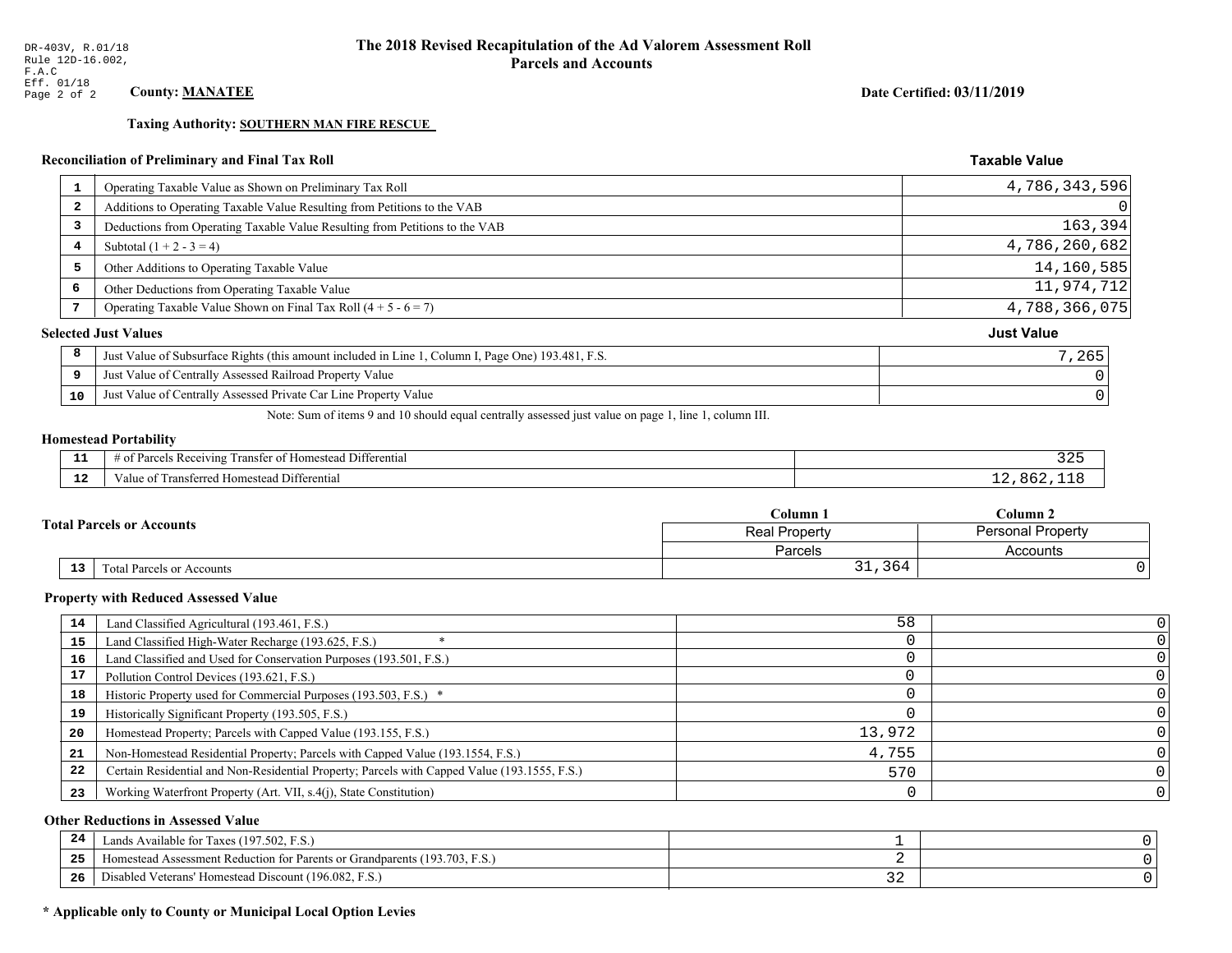DR-403V, R.01/18
Rule 12D-16.002, F.A.C
Eff. 01/18

# The 2018 Revised Recapitulation of the Ad Valorem Assessment Roll
## Parcels and Accounts

**County: MANATEE**

**Date Certified: 03/11/2019**

**Taxing Authority: SOUTHERN MAN FIRE RESCUE**

### Reconciliation of Preliminary and Final Tax Roll

| # | Description | Taxable Value |
|---|---|---|
| 1 | Operating Taxable Value as Shown on Preliminary Tax Roll | 4,786,343,596 |
| 2 | Additions to Operating Taxable Value Resulting from Petitions to the VAB | 0 |
| 3 | Deductions from Operating Taxable Value Resulting from Petitions to the VAB | 163,394 |
| 4 | Subtotal (1 + 2 - 3 = 4) | 4,786,260,682 |
| 5 | Other Additions to Operating Taxable Value | 14,160,585 |
| 6 | Other Deductions from Operating Taxable Value | 11,974,712 |
| 7 | Operating Taxable Value Shown on Final Tax Roll (4 + 5 - 6 = 7) | 4,788,366,075 |

### Selected Just Values

| # | Description | Just Value |
|---|---|---|
| 8 | Just Value of Subsurface Rights (this amount included in Line 1, Column I, Page One) 193.481, F.S. | 7,265 |
| 9 | Just Value of Centrally Assessed Railroad Property Value | 0 |
| 10 | Just Value of Centrally Assessed Private Car Line Property Value | 0 |

Note: Sum of items 9 and 10 should equal centrally assessed just value on page 1, line 1, column III.

### Homestead Portability

| # | Description | Value |
|---|---|---|
| 11 | # of Parcels Receiving Transfer of Homestead Differential | 325 |
| 12 | Value of Transferred Homestead Differential | 12,862,118 |

### Total Parcels or Accounts

| # | Description | Column 1 Real Property Parcels | Column 2 Personal Property Accounts |
|---|---|---|---|
| 13 | Total Parcels or Accounts | 31,364 | 0 |

### Property with Reduced Assessed Value

| # | Description | Column 1 | Column 2 |
|---|---|---|---|
| 14 | Land Classified Agricultural (193.461, F.S.) | 58 | 0 |
| 15 | Land Classified High-Water Recharge (193.625, F.S.) * | 0 | 0 |
| 16 | Land Classified and Used for Conservation Purposes (193.501, F.S.) | 0 | 0 |
| 17 | Pollution Control Devices (193.621, F.S.) | 0 | 0 |
| 18 | Historic Property used for Commercial Purposes (193.503, F.S.) * | 0 | 0 |
| 19 | Historically Significant Property (193.505, F.S.) | 0 | 0 |
| 20 | Homestead Property; Parcels with Capped Value (193.155, F.S.) | 13,972 | 0 |
| 21 | Non-Homestead Residential Property; Parcels with Capped Value (193.1554, F.S.) | 4,755 | 0 |
| 22 | Certain Residential and Non-Residential Property; Parcels with Capped Value (193.1555, F.S.) | 570 | 0 |
| 23 | Working Waterfront Property (Art. VII, s.4(j), State Constitution) | 0 | 0 |

### Other Reductions in Assessed Value

| # | Description | Column 1 | Column 2 |
|---|---|---|---|
| 24 | Lands Available for Taxes (197.502, F.S.) | 1 | 0 |
| 25 | Homestead Assessment Reduction for Parents or Grandparents (193.703, F.S.) | 2 | 0 |
| 26 | Disabled Veterans' Homestead Discount (196.082, F.S.) | 32 | 0 |

**\* Applicable only to County or Municipal Local Option Levies**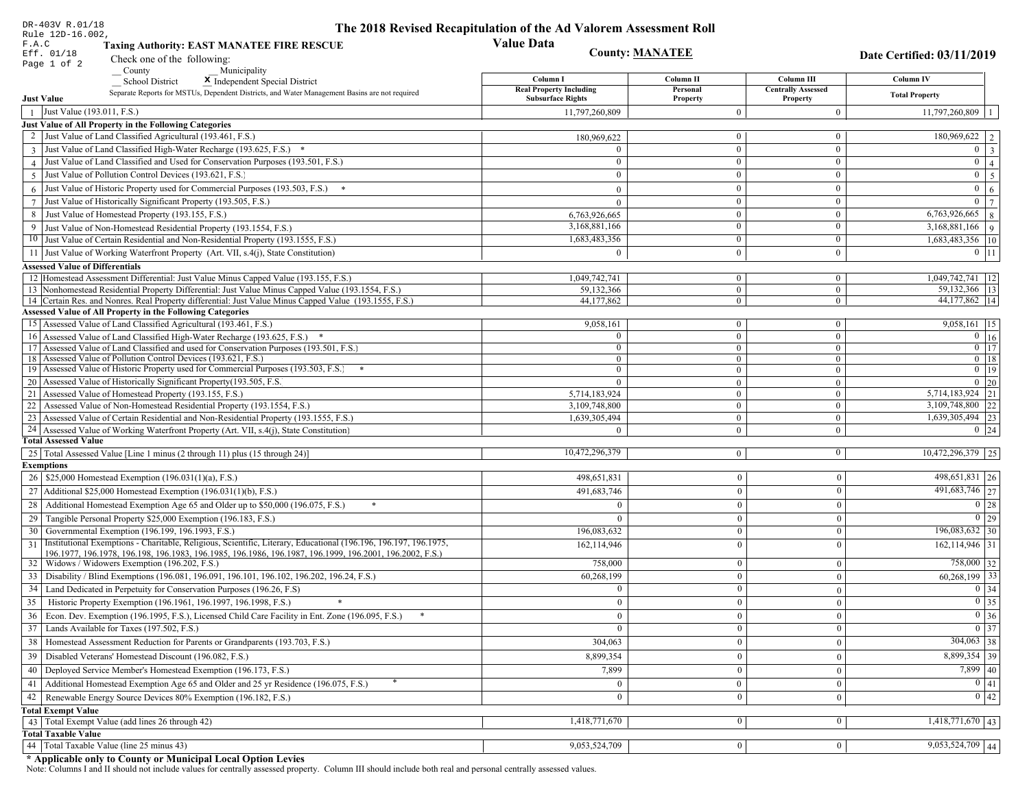DR-403V R.01/18
Rule 12D-16.002, F.A.C
Eff. 01/18

# The 2018 Revised Recapitulation of the Ad Valorem Assessment Roll

## Value Data

**Taxing Authority: EAST MANATEE FIRE RESCUE**

**County: MANATEE**

**Date Certified: 03/11/2019**

Check one of the following:
__ County __ Municipality
__ School District **X** Independent Special District

Separate Reports for MSTUs, Dependent Districts, and Water Management Basins are not required

| Just Value | Column I Real Property Including Subsurface Rights | Column II Personal Property | Column III Centrally Assessed Property | Column IV Total Property | |
|---|---|---|---|---|---|
| 1 Just Value (193.011, F.S.) | 11,797,260,809 | 0 | 0 | 11,797,260,809 | 1 |
| **Just Value of All Property in the Following Categories** | | | | | |
| 2 Just Value of Land Classified Agricultural (193.461, F.S.) | 180,969,622 | 0 | 0 | 180,969,622 | 2 |
| 3 Just Value of Land Classified High-Water Recharge (193.625, F.S.) * | 0 | 0 | 0 | 0 | 3 |
| 4 Just Value of Land Classified and Used for Conservation Purposes (193.501, F.S.) | 0 | 0 | 0 | 0 | 4 |
| 5 Just Value of Pollution Control Devices (193.621, F.S.) | 0 | 0 | 0 | 0 | 5 |
| 6 Just Value of Historic Property used for Commercial Purposes (193.503, F.S.) * | 0 | 0 | 0 | 0 | 6 |
| 7 Just Value of Historically Significant Property (193.505, F.S.) | 0 | 0 | 0 | 0 | 7 |
| 8 Just Value of Homestead Property (193.155, F.S.) | 6,763,926,665 | 0 | 0 | 6,763,926,665 | 8 |
| 9 Just Value of Non-Homestead Residential Property (193.1554, F.S.) | 3,168,881,166 | 0 | 0 | 3,168,881,166 | 9 |
| 10 Just Value of Certain Residential and Non-Residential Property (193.1555, F.S.) | 1,683,483,356 | 0 | 0 | 1,683,483,356 | 10 |
| 11 Just Value of Working Waterfront Property (Art. VII, s.4(j), State Constitution) | 0 | 0 | 0 | 0 | 11 |
| **Assessed Value of Differentials** | | | | | |
| 12 Homestead Assessment Differential: Just Value Minus Capped Value (193.155, F.S.) | 1,049,742,741 | 0 | 0 | 1,049,742,741 | 12 |
| 13 Nonhomestead Residential Property Differential: Just Value Minus Capped Value (193.1554, F.S.) | 59,132,366 | 0 | 0 | 59,132,366 | 13 |
| 14 Certain Res. and Nonres. Real Property differential: Just Value Minus Capped Value (193.1555, F.S.) | 44,177,862 | 0 | 0 | 44,177,862 | 14 |
| **Assessed Value of All Property in the Following Categories** | | | | | |
| 15 Assessed Value of Land Classified Agricultural (193.461, F.S.) | 9,058,161 | 0 | 0 | 9,058,161 | 15 |
| 16 Assessed Value of Land Classified High-Water Recharge (193.625, F.S.) * | 0 | 0 | 0 | 0 | 16 |
| 17 Assessed Value of Land Classified and used for Conservation Purposes (193.501, F.S.) | 0 | 0 | 0 | 0 | 17 |
| 18 Assessed Value of Pollution Control Devices (193.621, F.S.) | 0 | 0 | 0 | 0 | 18 |
| 19 Assessed Value of Historic Property used for Commercial Purposes (193.503, F.S.) * | 0 | 0 | 0 | 0 | 19 |
| 20 Assessed Value of Historically Significant Property(193.505, F.S. | 0 | 0 | 0 | 0 | 20 |
| 21 Assessed Value of Homestead Property (193.155, F.S.) | 5,714,183,924 | 0 | 0 | 5,714,183,924 | 21 |
| 22 Assessed Value of Non-Homestead Residential Property (193.1554, F.S.) | 3,109,748,800 | 0 | 0 | 3,109,748,800 | 22 |
| 23 Assessed Value of Certain Residential and Non-Residential Property (193.1555, F.S.) | 1,639,305,494 | 0 | 0 | 1,639,305,494 | 23 |
| 24 Assessed Value of Working Waterfront Property (Art. VII, s.4(j), State Constitution) | 0 | 0 | 0 | 0 | 24 |
| **Total Assessed Value** | | | | | |
| 25 Total Assessed Value [Line 1 minus (2 through 11) plus (15 through 24)] | 10,472,296,379 | 0 | 0 | 10,472,296,379 | 25 |
| **Exemptions** | | | | | |
| 26 $25,000 Homestead Exemption (196.031(1)(a), F.S.) | 498,651,831 | 0 | 0 | 498,651,831 | 26 |
| 27 Additional $25,000 Homestead Exemption (196.031(1)(b), F.S.) | 491,683,746 | 0 | 0 | 491,683,746 | 27 |
| 28 Additional Homestead Exemption Age 65 and Older up to $50,000 (196.075, F.S.) * | 0 | 0 | 0 | 0 | 28 |
| 29 Tangible Personal Property $25,000 Exemption (196.183, F.S.) | 0 | 0 | 0 | 0 | 29 |
| 30 Governmental Exemption (196.199, 196.1993, F.S.) | 196,083,632 | 0 | 0 | 196,083,632 | 30 |
| 31 Institutional Exemptions - Charitable, Religious, Scientific, Literary, Educational (196.196, 196.197, 196.1975, 196.1977, 196.1978, 196.198, 196.1983, 196.1985, 196.1986, 196.1987, 196.1999, 196.2001, 196.2002, F.S.) | 162,114,946 | 0 | 0 | 162,114,946 | 31 |
| 32 Widows / Widowers Exemption (196.202, F.S.) | 758,000 | 0 | 0 | 758,000 | 32 |
| 33 Disability / Blind Exemptions (196.081, 196.091, 196.101, 196.102, 196.202, 196.24, F.S.) | 60,268,199 | 0 | 0 | 60,268,199 | 33 |
| 34 Land Dedicated in Perpetuity for Conservation Purposes (196.26, F.S) | 0 | 0 | 0 | 0 | 34 |
| 35 Historic Property Exemption (196.1961, 196.1997, 196.1998, F.S.) * | 0 | 0 | 0 | 0 | 35 |
| 36 Econ. Dev. Exemption (196.1995, F.S.), Licensed Child Care Facility in Ent. Zone (196.095, F.S.) * | 0 | 0 | 0 | 0 | 36 |
| 37 Lands Available for Taxes (197.502, F.S.) | 0 | 0 | 0 | 0 | 37 |
| 38 Homestead Assessment Reduction for Parents or Grandparents (193.703, F.S.) | 304,063 | 0 | 0 | 304,063 | 38 |
| 39 Disabled Veterans' Homestead Discount (196.082, F.S.) | 8,899,354 | 0 | 0 | 8,899,354 | 39 |
| 40 Deployed Service Member's Homestead Exemption (196.173, F.S.) | 7,899 | 0 | 0 | 7,899 | 40 |
| 41 Additional Homestead Exemption Age 65 and Older and 25 yr Residence (196.075, F.S.) * | 0 | 0 | 0 | 0 | 41 |
| 42 Renewable Energy Source Devices 80% Exemption (196.182, F.S.) | 0 | 0 | 0 | 0 | 42 |
| **Total Exempt Value** | | | | | |
| 43 Total Exempt Value (add lines 26 through 42) | 1,418,771,670 | 0 | 0 | 1,418,771,670 | 43 |
| **Total Taxable Value** | | | | | |
| 44 Total Taxable Value (line 25 minus 43) | 9,053,524,709 | 0 | 0 | 9,053,524,709 | 44 |

**\* Applicable only to County or Municipal Local Option Levies**

Note: Columns I and II should not include values for centrally assessed property. Column III should include both real and personal centrally assessed values.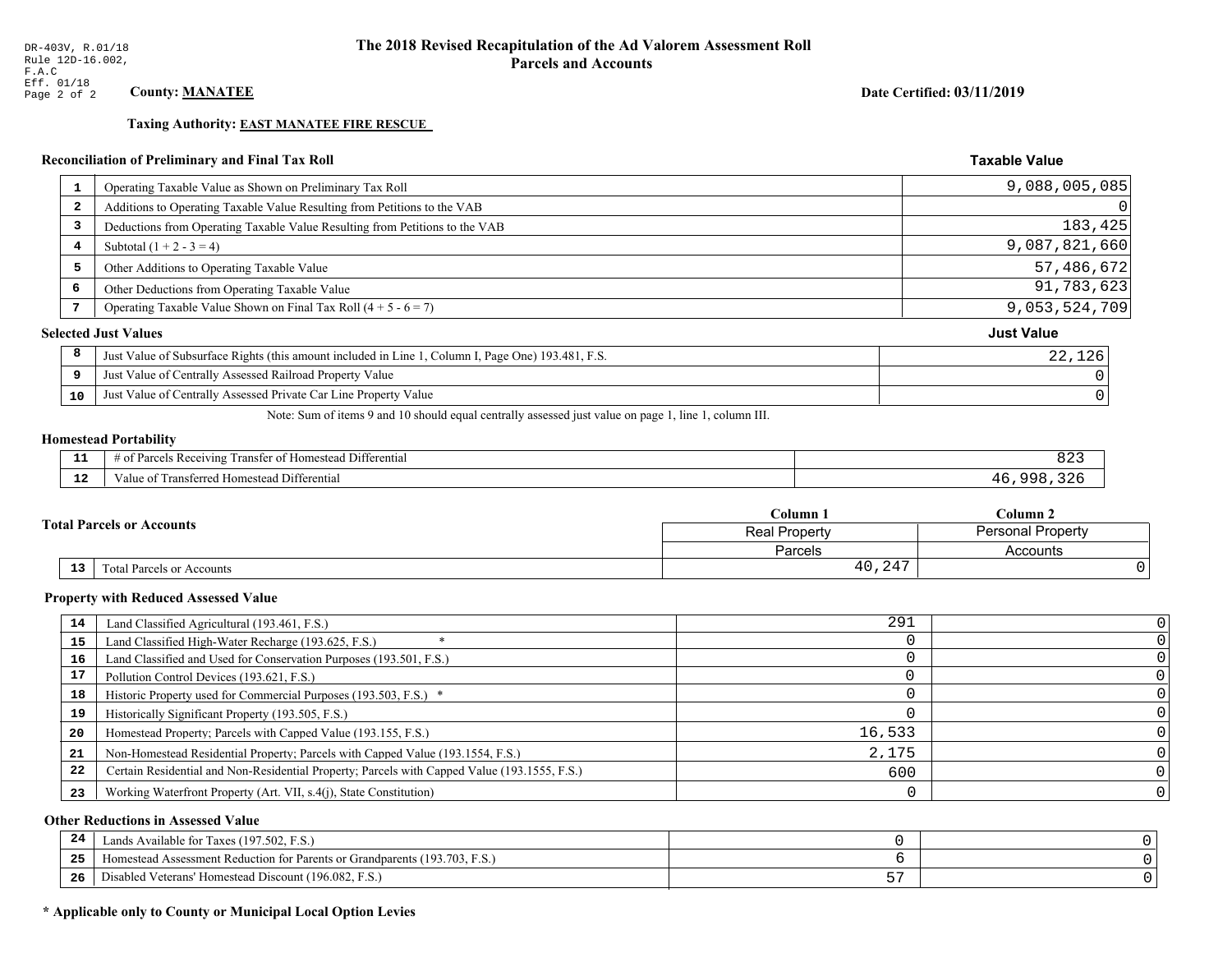DR-403V, R.01/18
Rule 12D-16.002, F.A.C
Eff. 01/18

# The 2018 Revised Recapitulation of the Ad Valorem Assessment Roll
## Parcels and Accounts

**County: MANATEE**

**Date Certified: 03/11/2019**

**Taxing Authority: EAST MANATEE FIRE RESCUE**

### Reconciliation of Preliminary and Final Tax Roll

| | | Taxable Value |
|---|---|---|
| 1 | Operating Taxable Value as Shown on Preliminary Tax Roll | 9,088,005,085 |
| 2 | Additions to Operating Taxable Value Resulting from Petitions to the VAB | 0 |
| 3 | Deductions from Operating Taxable Value Resulting from Petitions to the VAB | 183,425 |
| 4 | Subtotal (1 + 2 - 3 = 4) | 9,087,821,660 |
| 5 | Other Additions to Operating Taxable Value | 57,486,672 |
| 6 | Other Deductions from Operating Taxable Value | 91,783,623 |
| 7 | Operating Taxable Value Shown on Final Tax Roll (4 + 5 - 6 = 7) | 9,053,524,709 |

### Selected Just Values

| | | Just Value |
|---|---|---|
| 8 | Just Value of Subsurface Rights (this amount included in Line 1, Column I, Page One) 193.481, F.S. | 22,126 |
| 9 | Just Value of Centrally Assessed Railroad Property Value | 0 |
| 10 | Just Value of Centrally Assessed Private Car Line Property Value | 0 |

Note: Sum of items 9 and 10 should equal centrally assessed just value on page 1, line 1, column III.

### Homestead Portability

| | | |
|---|---|---|
| 11 | # of Parcels Receiving Transfer of Homestead Differential | 823 |
| 12 | Value of Transferred Homestead Differential | 46,998,326 |

### Total Parcels or Accounts

| | | Column 1 | Column 2 |
|---|---|---|---|
| | | Real Property | Personal Property |
| | | Parcels | Accounts |
| 13 | Total Parcels or Accounts | 40,247 | 0 |

### Property with Reduced Assessed Value

| | | Column 1 | Column 2 |
|---|---|---|---|
| 14 | Land Classified Agricultural (193.461, F.S.) | 291 | 0 |
| 15 | Land Classified High-Water Recharge (193.625, F.S.) * | 0 | 0 |
| 16 | Land Classified and Used for Conservation Purposes (193.501, F.S.) | 0 | 0 |
| 17 | Pollution Control Devices (193.621, F.S.) | 0 | 0 |
| 18 | Historic Property used for Commercial Purposes (193.503, F.S.) * | 0 | 0 |
| 19 | Historically Significant Property (193.505, F.S.) | 0 | 0 |
| 20 | Homestead Property; Parcels with Capped Value (193.155, F.S.) | 16,533 | 0 |
| 21 | Non-Homestead Residential Property; Parcels with Capped Value (193.1554, F.S.) | 2,175 | 0 |
| 22 | Certain Residential and Non-Residential Property; Parcels with Capped Value (193.1555, F.S.) | 600 | 0 |
| 23 | Working Waterfront Property (Art. VII, s.4(j), State Constitution) | 0 | 0 |

### Other Reductions in Assessed Value

| | | Column 1 | Column 2 |
|---|---|---|---|
| 24 | Lands Available for Taxes (197.502, F.S.) | 0 | 0 |
| 25 | Homestead Assessment Reduction for Parents or Grandparents (193.703, F.S.) | 6 | 0 |
| 26 | Disabled Veterans' Homestead Discount (196.082, F.S.) | 57 | 0 |

**\* Applicable only to County or Municipal Local Option Levies**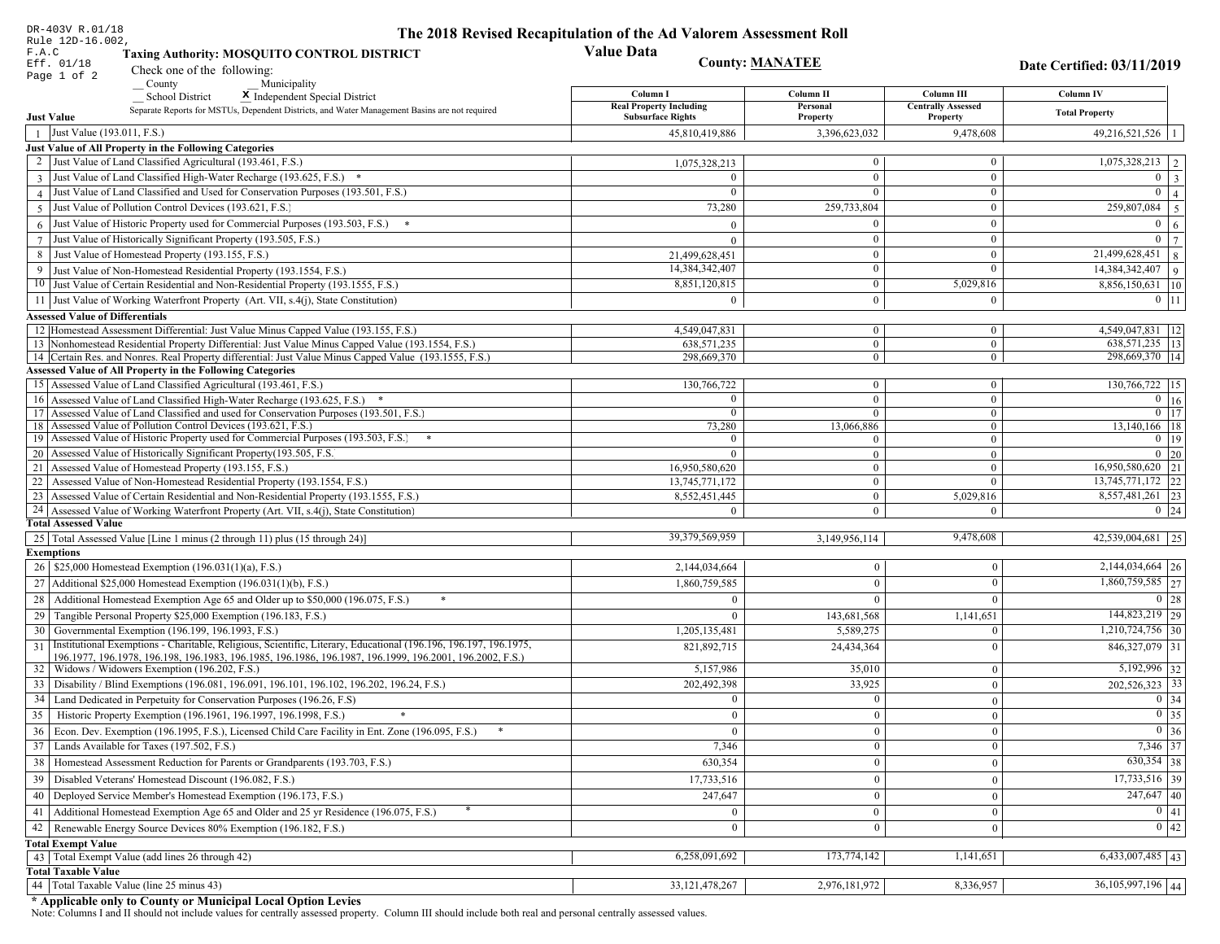DR-403V R.01/18
Rule 12D-16.002, F.A.C
Eff. 01/18

# The 2018 Revised Recapitulation of the Ad Valorem Assessment Roll

## Value Data

**Taxing Authority: MOSQUITO CONTROL DISTRICT**

**County: MANATEE**

**Date Certified: 03/11/2019**

Check one of the following:
__ County  __ Municipality
__ School District  **X** Independent Special District

Separate Reports for MSTUs, Dependent Districts, and Water Management Basins are not required

| | Just Value | Column I Real Property Including Subsurface Rights | Column II Personal Property | Column III Centrally Assessed Property | Column IV Total Property | |
|---|---|---|---|---|---|---|
| 1 | Just Value (193.011, F.S.) | 45,810,419,886 | 3,396,623,032 | 9,478,608 | 49,216,521,526 | 1 |
| | **Just Value of All Property in the Following Categories** | | | | | |
| 2 | Just Value of Land Classified Agricultural (193.461, F.S.) | 1,075,328,213 | 0 | 0 | 1,075,328,213 | 2 |
| 3 | Just Value of Land Classified High-Water Recharge (193.625, F.S.) * | 0 | 0 | 0 | 0 | 3 |
| 4 | Just Value of Land Classified and Used for Conservation Purposes (193.501, F.S.) | 0 | 0 | 0 | 0 | 4 |
| 5 | Just Value of Pollution Control Devices (193.621, F.S.) | 73,280 | 259,733,804 | 0 | 259,807,084 | 5 |
| 6 | Just Value of Historic Property used for Commercial Purposes (193.503, F.S.) * | 0 | 0 | 0 | 0 | 6 |
| 7 | Just Value of Historically Significant Property (193.505, F.S.) | 0 | 0 | 0 | 0 | 7 |
| 8 | Just Value of Homestead Property (193.155, F.S.) | 21,499,628,451 | 0 | 0 | 21,499,628,451 | 8 |
| 9 | Just Value of Non-Homestead Residential Property (193.1554, F.S.) | 14,384,342,407 | 0 | 0 | 14,384,342,407 | 9 |
| 10 | Just Value of Certain Residential and Non-Residential Property (193.1555, F.S.) | 8,851,120,815 | 0 | 5,029,816 | 8,856,150,631 | 10 |
| 11 | Just Value of Working Waterfront Property (Art. VII, s.4(j), State Constitution) | 0 | 0 | 0 | 0 | 11 |
| | **Assessed Value of Differentials** | | | | | |
| 12 | Homestead Assessment Differential: Just Value Minus Capped Value (193.155, F.S.) | 4,549,047,831 | 0 | 0 | 4,549,047,831 | 12 |
| 13 | Nonhomestead Residential Property Differential: Just Value Minus Capped Value (193.1554, F.S.) | 638,571,235 | 0 | 0 | 638,571,235 | 13 |
| 14 | Certain Res. and Nonres. Real Property differential: Just Value Minus Capped Value (193.1555, F.S.) | 298,669,370 | 0 | 0 | 298,669,370 | 14 |
| | **Assessed Value of All Property in the Following Categories** | | | | | |
| 15 | Assessed Value of Land Classified Agricultural (193.461, F.S.) | 130,766,722 | 0 | 0 | 130,766,722 | 15 |
| 16 | Assessed Value of Land Classified High-Water Recharge (193.625, F.S.) * | 0 | 0 | 0 | 0 | 16 |
| 17 | Assessed Value of Land Classified and used for Conservation Purposes (193.501, F.S.) | 0 | 0 | 0 | 0 | 17 |
| 18 | Assessed Value of Pollution Control Devices (193.621, F.S.) | 73,280 | 13,066,886 | 0 | 13,140,166 | 18 |
| 19 | Assessed Value of Historic Property used for Commercial Purposes (193.503, F.S.) * | 0 | 0 | 0 | 0 | 19 |
| 20 | Assessed Value of Historically Significant Property(193.505, F.S. | 0 | 0 | 0 | 0 | 20 |
| 21 | Assessed Value of Homestead Property (193.155, F.S.) | 16,950,580,620 | 0 | 0 | 16,950,580,620 | 21 |
| 22 | Assessed Value of Non-Homestead Residential Property (193.1554, F.S.) | 13,745,771,172 | 0 | 0 | 13,745,771,172 | 22 |
| 23 | Assessed Value of Certain Residential and Non-Residential Property (193.1555, F.S.) | 8,552,451,445 | 0 | 5,029,816 | 8,557,481,261 | 23 |
| 24 | Assessed Value of Working Waterfront Property (Art. VII, s.4(j), State Constitution) | 0 | 0 | 0 | 0 | 24 |
| | **Total Assessed Value** | | | | | |
| 25 | Total Assessed Value [Line 1 minus (2 through 11) plus (15 through 24)] | 39,379,569,959 | 3,149,956,114 | 9,478,608 | 42,539,004,681 | 25 |
| | **Exemptions** | | | | | |
| 26 | $25,000 Homestead Exemption (196.031(1)(a), F.S.) | 2,144,034,664 | 0 | 0 | 2,144,034,664 | 26 |
| 27 | Additional $25,000 Homestead Exemption (196.031(1)(b), F.S.) | 1,860,759,585 | 0 | 0 | 1,860,759,585 | 27 |
| 28 | Additional Homestead Exemption Age 65 and Older up to $50,000 (196.075, F.S.) * | 0 | 0 | 0 | 0 | 28 |
| 29 | Tangible Personal Property $25,000 Exemption (196.183, F.S.) | 0 | 143,681,568 | 1,141,651 | 144,823,219 | 29 |
| 30 | Governmental Exemption (196.199, 196.1993, F.S.) | 1,205,135,481 | 5,589,275 | 0 | 1,210,724,756 | 30 |
| 31 | Institutional Exemptions - Charitable, Religious, Scientific, Literary, Educational (196.196, 196.197, 196.1975, 196.1977, 196.1978, 196.198, 196.1983, 196.1985, 196.1986, 196.1987, 196.1999, 196.2001, 196.2002, F.S.) | 821,892,715 | 24,434,364 | 0 | 846,327,079 | 31 |
| 32 | Widows / Widowers Exemption (196.202, F.S.) | 5,157,986 | 35,010 | 0 | 5,192,996 | 32 |
| 33 | Disability / Blind Exemptions (196.081, 196.091, 196.101, 196.102, 196.202, 196.24, F.S.) | 202,492,398 | 33,925 | 0 | 202,526,323 | 33 |
| 34 | Land Dedicated in Perpetuity for Conservation Purposes (196.26, F.S) | 0 | 0 | 0 | 0 | 34 |
| 35 | Historic Property Exemption (196.1961, 196.1997, 196.1998, F.S.) * | 0 | 0 | 0 | 0 | 35 |
| 36 | Econ. Dev. Exemption (196.1995, F.S.), Licensed Child Care Facility in Ent. Zone (196.095, F.S.) * | 0 | 0 | 0 | 0 | 36 |
| 37 | Lands Available for Taxes (197.502, F.S.) | 7,346 | 0 | 0 | 7,346 | 37 |
| 38 | Homestead Assessment Reduction for Parents or Grandparents (193.703, F.S.) | 630,354 | 0 | 0 | 630,354 | 38 |
| 39 | Disabled Veterans' Homestead Discount (196.082, F.S.) | 17,733,516 | 0 | 0 | 17,733,516 | 39 |
| 40 | Deployed Service Member's Homestead Exemption (196.173, F.S.) | 247,647 | 0 | 0 | 247,647 | 40 |
| 41 | Additional Homestead Exemption Age 65 and Older and 25 yr Residence (196.075, F.S.) * | 0 | 0 | 0 | 0 | 41 |
| 42 | Renewable Energy Source Devices 80% Exemption (196.182, F.S.) | 0 | 0 | 0 | 0 | 42 |
| | **Total Exempt Value** | | | | | |
| 43 | Total Exempt Value (add lines 26 through 42) | 6,258,091,692 | 173,774,142 | 1,141,651 | 6,433,007,485 | 43 |
| | **Total Taxable Value** | | | | | |
| 44 | Total Taxable Value (line 25 minus 43) | 33,121,478,267 | 2,976,181,972 | 8,336,957 | 36,105,997,196 | 44 |

**\* Applicable only to County or Municipal Local Option Levies**

Note: Columns I and II should not include values for centrally assessed property. Column III should include both real and personal centrally assessed values.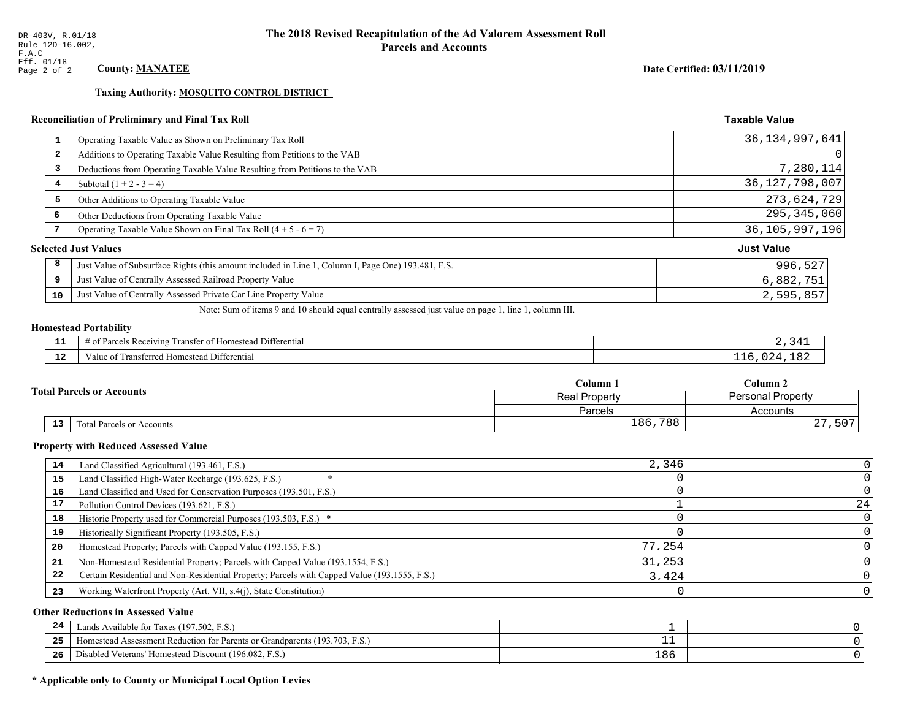DR-403V, R.01/18
Rule 12D-16.002, F.A.C
Eff. 01/18

# The 2018 Revised Recapitulation of the Ad Valorem Assessment Roll
## Parcels and Accounts

**County: MANATEE**

**Date Certified: 03/11/2019**

**Taxing Authority: MOSQUITO CONTROL DISTRICT**

### Reconciliation of Preliminary and Final Tax Roll

| | | Taxable Value |
|---|---|---|
| 1 | Operating Taxable Value as Shown on Preliminary Tax Roll | 36,134,997,641 |
| 2 | Additions to Operating Taxable Value Resulting from Petitions to the VAB | 0 |
| 3 | Deductions from Operating Taxable Value Resulting from Petitions to the VAB | 7,280,114 |
| 4 | Subtotal (1 + 2 - 3 = 4) | 36,127,798,007 |
| 5 | Other Additions to Operating Taxable Value | 273,624,729 |
| 6 | Other Deductions from Operating Taxable Value | 295,345,060 |
| 7 | Operating Taxable Value Shown on Final Tax Roll (4 + 5 - 6 = 7) | 36,105,997,196 |

### Selected Just Values

| | | Just Value |
|---|---|---|
| 8 | Just Value of Subsurface Rights (this amount included in Line 1, Column I, Page One) 193.481, F.S. | 996,527 |
| 9 | Just Value of Centrally Assessed Railroad Property Value | 6,882,751 |
| 10 | Just Value of Centrally Assessed Private Car Line Property Value | 2,595,857 |

Note: Sum of items 9 and 10 should equal centrally assessed just value on page 1, line 1, column III.

### Homestead Portability

| | | |
|---|---|---|
| 11 | # of Parcels Receiving Transfer of Homestead Differential | 2,341 |
| 12 | Value of Transferred Homestead Differential | 116,024,182 |

### Total Parcels or Accounts

| | | Column 1 | Column 2 |
|---|---|---|---|
| | | Real Property | Personal Property |
| | | Parcels | Accounts |
| 13 | Total Parcels or Accounts | 186,788 | 27,507 |

### Property with Reduced Assessed Value

| | | Column 1 | Column 2 |
|---|---|---|---|
| 14 | Land Classified Agricultural (193.461, F.S.) | 2,346 | 0 |
| 15 | Land Classified High-Water Recharge (193.625, F.S.) * | 0 | 0 |
| 16 | Land Classified and Used for Conservation Purposes (193.501, F.S.) | 0 | 0 |
| 17 | Pollution Control Devices (193.621, F.S.) | 1 | 24 |
| 18 | Historic Property used for Commercial Purposes (193.503, F.S.) * | 0 | 0 |
| 19 | Historically Significant Property (193.505, F.S.) | 0 | 0 |
| 20 | Homestead Property; Parcels with Capped Value (193.155, F.S.) | 77,254 | 0 |
| 21 | Non-Homestead Residential Property; Parcels with Capped Value (193.1554, F.S.) | 31,253 | 0 |
| 22 | Certain Residential and Non-Residential Property; Parcels with Capped Value (193.1555, F.S.) | 3,424 | 0 |
| 23 | Working Waterfront Property (Art. VII, s.4(j), State Constitution) | 0 | 0 |

### Other Reductions in Assessed Value

| | | Column 1 | Column 2 |
|---|---|---|---|
| 24 | Lands Available for Taxes (197.502, F.S.) | 1 | 0 |
| 25 | Homestead Assessment Reduction for Parents or Grandparents (193.703, F.S.) | 11 | 0 |
| 26 | Disabled Veterans' Homestead Discount (196.082, F.S.) | 186 | 0 |

**\* Applicable only to County or Municipal Local Option Levies**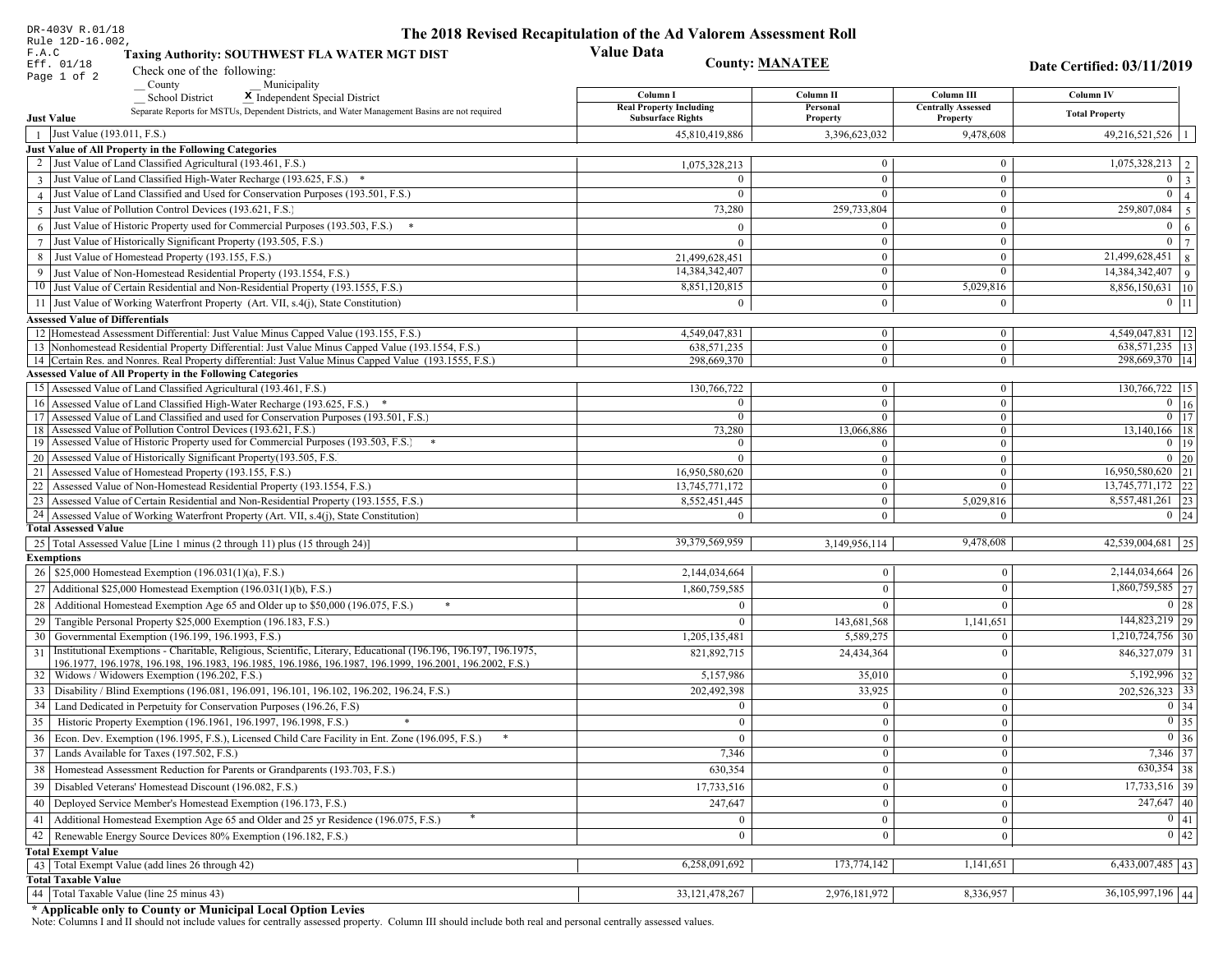DR-403V R.01/18
Rule 12D-16.002, F.A.C
Eff. 01/18

# The 2018 Revised Recapitulation of the Ad Valorem Assessment Roll

## Value Data

**Taxing Authority: SOUTHWEST FLA WATER MGT DIST**

**County: MANATEE**

**Date Certified: 03/11/2019**

Check one of the following:
__ County
__ Municipality
__ School District
X Independent Special District

Separate Reports for MSTUs, Dependent Districts, and Water Management Basins are not required

| | Just Value | Column I Real Property Including Subsurface Rights | Column II Personal Property | Column III Centrally Assessed Property | Column IV Total Property | |
|---|---|---|---|---|---|---|
| 1 | Just Value (193.011, F.S.) | 45,810,419,886 | 3,396,623,032 | 9,478,608 | 49,216,521,526 | 1 |
| | **Just Value of All Property in the Following Categories** | | | | | |
| 2 | Just Value of Land Classified Agricultural (193.461, F.S.) | 1,075,328,213 | 0 | 0 | 1,075,328,213 | 2 |
| 3 | Just Value of Land Classified High-Water Recharge (193.625, F.S.) * | 0 | 0 | 0 | 0 | 3 |
| 4 | Just Value of Land Classified and Used for Conservation Purposes (193.501, F.S.) | 0 | 0 | 0 | 0 | 4 |
| 5 | Just Value of Pollution Control Devices (193.621, F.S.) | 73,280 | 259,733,804 | 0 | 259,807,084 | 5 |
| 6 | Just Value of Historic Property used for Commercial Purposes (193.503, F.S.) * | 0 | 0 | 0 | 0 | 6 |
| 7 | Just Value of Historically Significant Property (193.505, F.S.) | 0 | 0 | 0 | 0 | 7 |
| 8 | Just Value of Homestead Property (193.155, F.S.) | 21,499,628,451 | 0 | 0 | 21,499,628,451 | 8 |
| 9 | Just Value of Non-Homestead Residential Property (193.1554, F.S.) | 14,384,342,407 | 0 | 0 | 14,384,342,407 | 9 |
| 10 | Just Value of Certain Residential and Non-Residential Property (193.1555, F.S.) | 8,851,120,815 | 0 | 5,029,816 | 8,856,150,631 | 10 |
| 11 | Just Value of Working Waterfront Property (Art. VII, s.4(j), State Constitution) | 0 | 0 | 0 | 0 | 11 |
| | **Assessed Value of Differentials** | | | | | |
| 12 | Homestead Assessment Differential: Just Value Minus Capped Value (193.155, F.S.) | 4,549,047,831 | 0 | 0 | 4,549,047,831 | 12 |
| 13 | Nonhomestead Residential Property Differential: Just Value Minus Capped Value (193.1554, F.S.) | 638,571,235 | 0 | 0 | 638,571,235 | 13 |
| 14 | Certain Res. and Nonres. Real Property differential: Just Value Minus Capped Value (193.1555, F.S.) | 298,669,370 | 0 | 0 | 298,669,370 | 14 |
| | **Assessed Value of All Property in the Following Categories** | | | | | |
| 15 | Assessed Value of Land Classified Agricultural (193.461, F.S.) | 130,766,722 | 0 | 0 | 130,766,722 | 15 |
| 16 | Assessed Value of Land Classified High-Water Recharge (193.625, F.S.) * | 0 | 0 | 0 | 0 | 16 |
| 17 | Assessed Value of Land Classified and used for Conservation Purposes (193.501, F.S.) | 0 | 0 | 0 | 0 | 17 |
| 18 | Assessed Value of Pollution Control Devices (193.621, F.S.) | 73,280 | 13,066,886 | 0 | 13,140,166 | 18 |
| 19 | Assessed Value of Historic Property used for Commercial Purposes (193.503, F.S.) * | 0 | 0 | 0 | 0 | 19 |
| 20 | Assessed Value of Historically Significant Property(193.505, F.S. | 0 | 0 | 0 | 0 | 20 |
| 21 | Assessed Value of Homestead Property (193.155, F.S.) | 16,950,580,620 | 0 | 0 | 16,950,580,620 | 21 |
| 22 | Assessed Value of Non-Homestead Residential Property (193.1554, F.S.) | 13,745,771,172 | 0 | 0 | 13,745,771,172 | 22 |
| 23 | Assessed Value of Certain Residential and Non-Residential Property (193.1555, F.S.) | 8,552,451,445 | 0 | 5,029,816 | 8,557,481,261 | 23 |
| 24 | Assessed Value of Working Waterfront Property (Art. VII, s.4(j), State Constitution) | 0 | 0 | 0 | 0 | 24 |
| | **Total Assessed Value** | | | | | |
| 25 | Total Assessed Value [Line 1 minus (2 through 11) plus (15 through 24)] | 39,379,569,959 | 3,149,956,114 | 9,478,608 | 42,539,004,681 | 25 |
| | **Exemptions** | | | | | |
| 26 | $25,000 Homestead Exemption (196.031(1)(a), F.S.) | 2,144,034,664 | 0 | 0 | 2,144,034,664 | 26 |
| 27 | Additional $25,000 Homestead Exemption (196.031(1)(b), F.S.) | 1,860,759,585 | 0 | 0 | 1,860,759,585 | 27 |
| 28 | Additional Homestead Exemption Age 65 and Older up to $50,000 (196.075, F.S.) * | 0 | 0 | 0 | 0 | 28 |
| 29 | Tangible Personal Property $25,000 Exemption (196.183, F.S.) | 0 | 143,681,568 | 1,141,651 | 144,823,219 | 29 |
| 30 | Governmental Exemption (196.199, 196.1993, F.S.) | 1,205,135,481 | 5,589,275 | 0 | 1,210,724,756 | 30 |
| 31 | Institutional Exemptions - Charitable, Religious, Scientific, Literary, Educational (196.196, 196.197, 196.1975, 196.1977, 196.1978, 196.198, 196.1983, 196.1985, 196.1986, 196.1987, 196.1999, 196.2001, 196.2002, F.S.) | 821,892,715 | 24,434,364 | 0 | 846,327,079 | 31 |
| 32 | Widows / Widowers Exemption (196.202, F.S.) | 5,157,986 | 35,010 | 0 | 5,192,996 | 32 |
| 33 | Disability / Blind Exemptions (196.081, 196.091, 196.101, 196.102, 196.202, 196.24, F.S.) | 202,492,398 | 33,925 | 0 | 202,526,323 | 33 |
| 34 | Land Dedicated in Perpetuity for Conservation Purposes (196.26, F.S) | 0 | 0 | 0 | 0 | 34 |
| 35 | Historic Property Exemption (196.1961, 196.1997, 196.1998, F.S.) * | 0 | 0 | 0 | 0 | 35 |
| 36 | Econ. Dev. Exemption (196.1995, F.S.), Licensed Child Care Facility in Ent. Zone (196.095, F.S.) * | 0 | 0 | 0 | 0 | 36 |
| 37 | Lands Available for Taxes (197.502, F.S.) | 7,346 | 0 | 0 | 7,346 | 37 |
| 38 | Homestead Assessment Reduction for Parents or Grandparents (193.703, F.S.) | 630,354 | 0 | 0 | 630,354 | 38 |
| 39 | Disabled Veterans' Homestead Discount (196.082, F.S.) | 17,733,516 | 0 | 0 | 17,733,516 | 39 |
| 40 | Deployed Service Member's Homestead Exemption (196.173, F.S.) | 247,647 | 0 | 0 | 247,647 | 40 |
| 41 | Additional Homestead Exemption Age 65 and Older and 25 yr Residence (196.075, F.S.) * | 0 | 0 | 0 | 0 | 41 |
| 42 | Renewable Energy Source Devices 80% Exemption (196.182, F.S.) | 0 | 0 | 0 | 0 | 42 |
| | **Total Exempt Value** | | | | | |
| 43 | Total Exempt Value (add lines 26 through 42) | 6,258,091,692 | 173,774,142 | 1,141,651 | 6,433,007,485 | 43 |
| | **Total Taxable Value** | | | | | |
| 44 | Total Taxable Value (line 25 minus 43) | 33,121,478,267 | 2,976,181,972 | 8,336,957 | 36,105,997,196 | 44 |

**\* Applicable only to County or Municipal Local Option Levies**

Note: Columns I and II should not include values for centrally assessed property. Column III should include both real and personal centrally assessed values.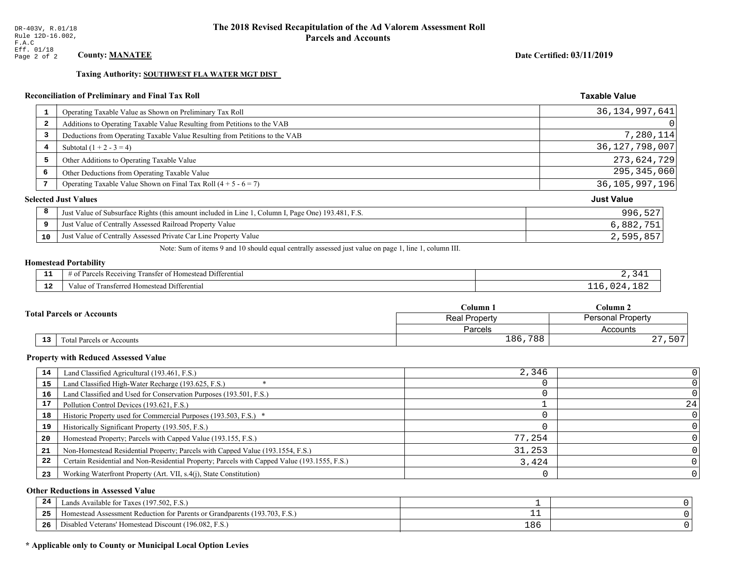DR-403V, R.01/18
Rule 12D-16.002, F.A.C
Eff. 01/18

# The 2018 Revised Recapitulation of the Ad Valorem Assessment Roll
## Parcels and Accounts

**County: MANATEE**

**Date Certified: 03/11/2019**

**Taxing Authority: SOUTHWEST FLA WATER MGT DIST**

### Reconciliation of Preliminary and Final Tax Roll

| | | Taxable Value |
|---|---|---|
| 1 | Operating Taxable Value as Shown on Preliminary Tax Roll | 36,134,997,641 |
| 2 | Additions to Operating Taxable Value Resulting from Petitions to the VAB | 0 |
| 3 | Deductions from Operating Taxable Value Resulting from Petitions to the VAB | 7,280,114 |
| 4 | Subtotal (1 + 2 - 3 = 4) | 36,127,798,007 |
| 5 | Other Additions to Operating Taxable Value | 273,624,729 |
| 6 | Other Deductions from Operating Taxable Value | 295,345,060 |
| 7 | Operating Taxable Value Shown on Final Tax Roll (4 + 5 - 6 = 7) | 36,105,997,196 |

### Selected Just Values

| | | Just Value |
|---|---|---|
| 8 | Just Value of Subsurface Rights (this amount included in Line 1, Column I, Page One) 193.481, F.S. | 996,527 |
| 9 | Just Value of Centrally Assessed Railroad Property Value | 6,882,751 |
| 10 | Just Value of Centrally Assessed Private Car Line Property Value | 2,595,857 |

Note: Sum of items 9 and 10 should equal centrally assessed just value on page 1, line 1, column III.

### Homestead Portability

| | | |
|---|---|---|
| 11 | # of Parcels Receiving Transfer of Homestead Differential | 2,341 |
| 12 | Value of Transferred Homestead Differential | 116,024,182 |

### Total Parcels or Accounts

| | | Column 1 Real Property Parcels | Column 2 Personal Property Accounts |
|---|---|---|---|
| 13 | Total Parcels or Accounts | 186,788 | 27,507 |

### Property with Reduced Assessed Value

| | | Column 1 | Column 2 |
|---|---|---|---|
| 14 | Land Classified Agricultural (193.461, F.S.) | 2,346 | 0 |
| 15 | Land Classified High-Water Recharge (193.625, F.S.) * | 0 | 0 |
| 16 | Land Classified and Used for Conservation Purposes (193.501, F.S.) | 0 | 0 |
| 17 | Pollution Control Devices (193.621, F.S.) | 1 | 24 |
| 18 | Historic Property used for Commercial Purposes (193.503, F.S.) * | 0 | 0 |
| 19 | Historically Significant Property (193.505, F.S.) | 0 | 0 |
| 20 | Homestead Property; Parcels with Capped Value (193.155, F.S.) | 77,254 | 0 |
| 21 | Non-Homestead Residential Property; Parcels with Capped Value (193.1554, F.S.) | 31,253 | 0 |
| 22 | Certain Residential and Non-Residential Property; Parcels with Capped Value (193.1555, F.S.) | 3,424 | 0 |
| 23 | Working Waterfront Property (Art. VII, s.4(j), State Constitution) | 0 | 0 |

### Other Reductions in Assessed Value

| | | Column 1 | Column 2 |
|---|---|---|---|
| 24 | Lands Available for Taxes (197.502, F.S.) | 1 | 0 |
| 25 | Homestead Assessment Reduction for Parents or Grandparents (193.703, F.S.) | 11 | 0 |
| 26 | Disabled Veterans' Homestead Discount (196.082, F.S.) | 186 | 0 |

**\* Applicable only to County or Municipal Local Option Levies**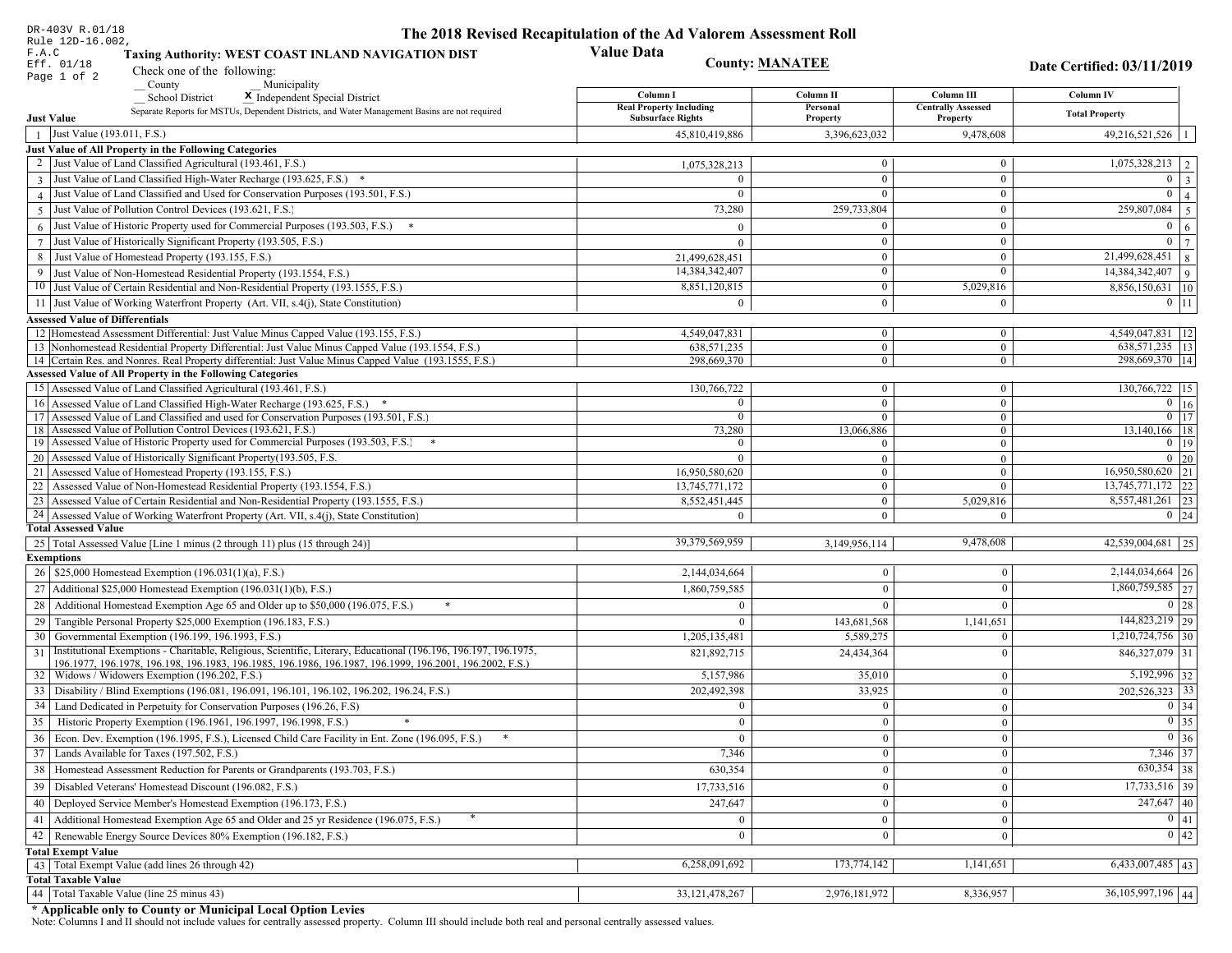DR-403V R.01/18
Rule 12D-16.002, F.A.C
Eff. 01/18

# The 2018 Revised Recapitulation of the Ad Valorem Assessment Roll

## Value Data

**Taxing Authority: WEST COAST INLAND NAVIGATION DIST**

**County: MANATEE**

**Date Certified: 03/11/2019**

Check one of the following:
__ County __ Municipality
__ School District **X** Independent Special District

Separate Reports for MSTUs, Dependent Districts, and Water Management Basins are not required

| | Just Value | Column I Real Property Including Subsurface Rights | Column II Personal Property | Column III Centrally Assessed Property | Column IV Total Property | |
|---|---|---|---|---|---|---|
| 1 | Just Value (193.011, F.S.) | 45,810,419,886 | 3,396,623,032 | 9,478,608 | 49,216,521,526 | 1 |
| | **Just Value of All Property in the Following Categories** | | | | | |
| 2 | Just Value of Land Classified Agricultural (193.461, F.S.) | 1,075,328,213 | 0 | 0 | 1,075,328,213 | 2 |
| 3 | Just Value of Land Classified High-Water Recharge (193.625, F.S.) * | 0 | 0 | 0 | 0 | 3 |
| 4 | Just Value of Land Classified and Used for Conservation Purposes (193.501, F.S.) | 0 | 0 | 0 | 0 | 4 |
| 5 | Just Value of Pollution Control Devices (193.621, F.S.) | 73,280 | 259,733,804 | 0 | 259,807,084 | 5 |
| 6 | Just Value of Historic Property used for Commercial Purposes (193.503, F.S.) * | 0 | 0 | 0 | 0 | 6 |
| 7 | Just Value of Historically Significant Property (193.505, F.S.) | 0 | 0 | 0 | 0 | 7 |
| 8 | Just Value of Homestead Property (193.155, F.S.) | 21,499,628,451 | 0 | 0 | 21,499,628,451 | 8 |
| 9 | Just Value of Non-Homestead Residential Property (193.1554, F.S.) | 14,384,342,407 | 0 | 0 | 14,384,342,407 | 9 |
| 10 | Just Value of Certain Residential and Non-Residential Property (193.1555, F.S.) | 8,851,120,815 | 0 | 5,029,816 | 8,856,150,631 | 10 |
| 11 | Just Value of Working Waterfront Property (Art. VII, s.4(j), State Constitution) | 0 | 0 | 0 | 0 | 11 |
| | **Assessed Value of Differentials** | | | | | |
| 12 | Homestead Assessment Differential: Just Value Minus Capped Value (193.155, F.S.) | 4,549,047,831 | 0 | 0 | 4,549,047,831 | 12 |
| 13 | Nonhomestead Residential Property Differential: Just Value Minus Capped Value (193.1554, F.S.) | 638,571,235 | 0 | 0 | 638,571,235 | 13 |
| 14 | Certain Res. and Nonres. Real Property differential: Just Value Minus Capped Value (193.1555, F.S.) | 298,669,370 | 0 | 0 | 298,669,370 | 14 |
| | **Assessed Value of All Property in the Following Categories** | | | | | |
| 15 | Assessed Value of Land Classified Agricultural (193.461, F.S.) | 130,766,722 | 0 | 0 | 130,766,722 | 15 |
| 16 | Assessed Value of Land Classified High-Water Recharge (193.625, F.S.) * | 0 | 0 | 0 | 0 | 16 |
| 17 | Assessed Value of Land Classified and used for Conservation Purposes (193.501, F.S.) | 0 | 0 | 0 | 0 | 17 |
| 18 | Assessed Value of Pollution Control Devices (193.621, F.S.) | 73,280 | 13,066,886 | 0 | 13,140,166 | 18 |
| 19 | Assessed Value of Historic Property used for Commercial Purposes (193.503, F.S.) * | 0 | 0 | 0 | 0 | 19 |
| 20 | Assessed Value of Historically Significant Property(193.505, F.S. | 0 | 0 | 0 | 0 | 20 |
| 21 | Assessed Value of Homestead Property (193.155, F.S.) | 16,950,580,620 | 0 | 0 | 16,950,580,620 | 21 |
| 22 | Assessed Value of Non-Homestead Residential Property (193.1554, F.S.) | 13,745,771,172 | 0 | 0 | 13,745,771,172 | 22 |
| 23 | Assessed Value of Certain Residential and Non-Residential Property (193.1555, F.S.) | 8,552,451,445 | 0 | 5,029,816 | 8,557,481,261 | 23 |
| 24 | Assessed Value of Working Waterfront Property (Art. VII, s.4(j), State Constitution) | 0 | 0 | 0 | 0 | 24 |
| | **Total Assessed Value** | | | | | |
| 25 | Total Assessed Value [Line 1 minus (2 through 11) plus (15 through 24)] | 39,379,569,959 | 3,149,956,114 | 9,478,608 | 42,539,004,681 | 25 |
| | **Exemptions** | | | | | |
| 26 | $25,000 Homestead Exemption (196.031(1)(a), F.S.) | 2,144,034,664 | 0 | 0 | 2,144,034,664 | 26 |
| 27 | Additional $25,000 Homestead Exemption (196.031(1)(b), F.S.) | 1,860,759,585 | 0 | 0 | 1,860,759,585 | 27 |
| 28 | Additional Homestead Exemption Age 65 and Older up to $50,000 (196.075, F.S.) * | 0 | 0 | 0 | 0 | 28 |
| 29 | Tangible Personal Property $25,000 Exemption (196.183, F.S.) | 0 | 143,681,568 | 1,141,651 | 144,823,219 | 29 |
| 30 | Governmental Exemption (196.199, 196.1993, F.S.) | 1,205,135,481 | 5,589,275 | 0 | 1,210,724,756 | 30 |
| 31 | Institutional Exemptions - Charitable, Religious, Scientific, Literary, Educational (196.196, 196.197, 196.1975, 196.1977, 196.1978, 196.198, 196.1983, 196.1985, 196.1986, 196.1987, 196.1999, 196.2001, 196.2002, F.S.) | 821,892,715 | 24,434,364 | 0 | 846,327,079 | 31 |
| 32 | Widows / Widowers Exemption (196.202, F.S.) | 5,157,986 | 35,010 | 0 | 5,192,996 | 32 |
| 33 | Disability / Blind Exemptions (196.081, 196.091, 196.101, 196.102, 196.202, 196.24, F.S.) | 202,492,398 | 33,925 | 0 | 202,526,323 | 33 |
| 34 | Land Dedicated in Perpetuity for Conservation Purposes (196.26, F.S) | 0 | 0 | 0 | 0 | 34 |
| 35 | Historic Property Exemption (196.1961, 196.1997, 196.1998, F.S.) * | 0 | 0 | 0 | 0 | 35 |
| 36 | Econ. Dev. Exemption (196.1995, F.S.), Licensed Child Care Facility in Ent. Zone (196.095, F.S.) * | 0 | 0 | 0 | 0 | 36 |
| 37 | Lands Available for Taxes (197.502, F.S.) | 7,346 | 0 | 0 | 7,346 | 37 |
| 38 | Homestead Assessment Reduction for Parents or Grandparents (193.703, F.S.) | 630,354 | 0 | 0 | 630,354 | 38 |
| 39 | Disabled Veterans' Homestead Discount (196.082, F.S.) | 17,733,516 | 0 | 0 | 17,733,516 | 39 |
| 40 | Deployed Service Member's Homestead Exemption (196.173, F.S.) | 247,647 | 0 | 0 | 247,647 | 40 |
| 41 | Additional Homestead Exemption Age 65 and Older and 25 yr Residence (196.075, F.S.) * | 0 | 0 | 0 | 0 | 41 |
| 42 | Renewable Energy Source Devices 80% Exemption (196.182, F.S.) | 0 | 0 | 0 | 0 | 42 |
| | **Total Exempt Value** | | | | | |
| 43 | Total Exempt Value (add lines 26 through 42) | 6,258,091,692 | 173,774,142 | 1,141,651 | 6,433,007,485 | 43 |
| | **Total Taxable Value** | | | | | |
| 44 | Total Taxable Value (line 25 minus 43) | 33,121,478,267 | 2,976,181,972 | 8,336,957 | 36,105,997,196 | 44 |

**\* Applicable only to County or Municipal Local Option Levies**

Note: Columns I and II should not include values for centrally assessed property. Column III should include both real and personal centrally assessed values.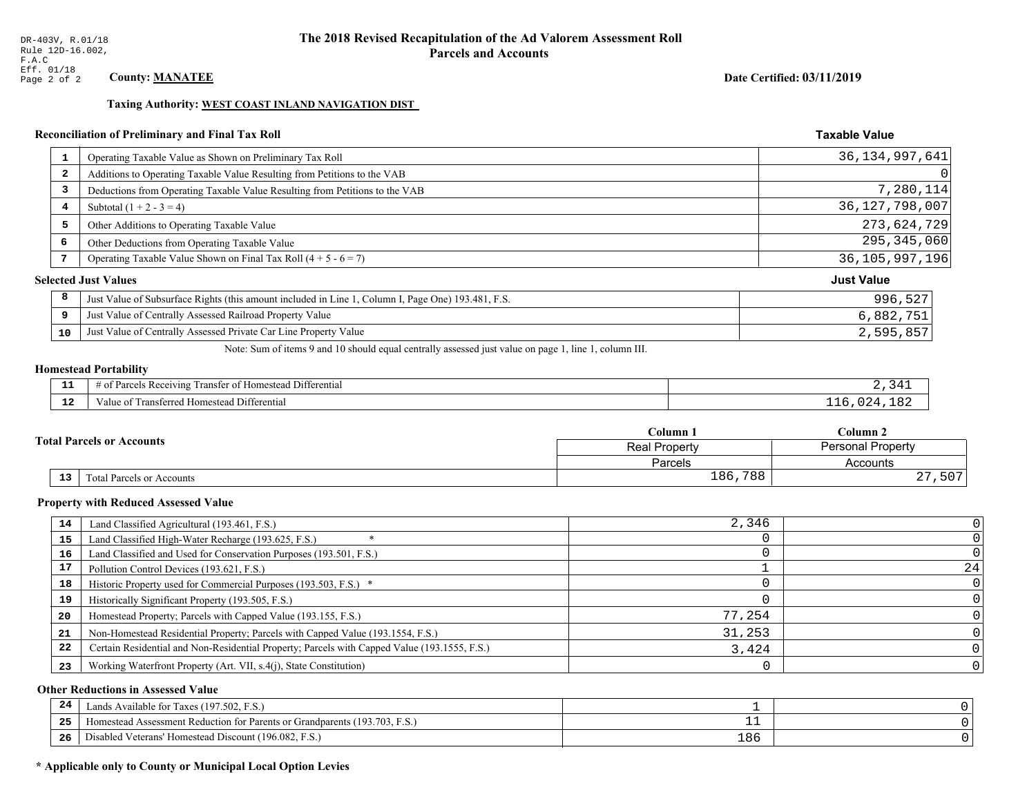DR-403V, R.01/18
Rule 12D-16.002, F.A.C
Eff. 01/18

# The 2018 Revised Recapitulation of the Ad Valorem Assessment Roll
## Parcels and Accounts

**County: MANATEE**

**Date Certified: 03/11/2019**

**Taxing Authority: WEST COAST INLAND NAVIGATION DIST**

### Reconciliation of Preliminary and Final Tax Roll

| | | Taxable Value |
|---|---|---|
| 1 | Operating Taxable Value as Shown on Preliminary Tax Roll | 36,134,997,641 |
| 2 | Additions to Operating Taxable Value Resulting from Petitions to the VAB | 0 |
| 3 | Deductions from Operating Taxable Value Resulting from Petitions to the VAB | 7,280,114 |
| 4 | Subtotal (1 + 2 - 3 = 4) | 36,127,798,007 |
| 5 | Other Additions to Operating Taxable Value | 273,624,729 |
| 6 | Other Deductions from Operating Taxable Value | 295,345,060 |
| 7 | Operating Taxable Value Shown on Final Tax Roll (4 + 5 - 6 = 7) | 36,105,997,196 |

### Selected Just Values

| | | Just Value |
|---|---|---|
| 8 | Just Value of Subsurface Rights (this amount included in Line 1, Column I, Page One) 193.481, F.S. | 996,527 |
| 9 | Just Value of Centrally Assessed Railroad Property Value | 6,882,751 |
| 10 | Just Value of Centrally Assessed Private Car Line Property Value | 2,595,857 |

Note: Sum of items 9 and 10 should equal centrally assessed just value on page 1, line 1, column III.

### Homestead Portability

| | | |
|---|---|---|
| 11 | # of Parcels Receiving Transfer of Homestead Differential | 2,341 |
| 12 | Value of Transferred Homestead Differential | 116,024,182 |

### Total Parcels or Accounts

| | | Column 1<br>Real Property<br>Parcels | Column 2<br>Personal Property<br>Accounts |
|---|---|---|---|
| 13 | Total Parcels or Accounts | 186,788 | 27,507 |

### Property with Reduced Assessed Value

| | | Column 1 | Column 2 |
|---|---|---|---|
| 14 | Land Classified Agricultural (193.461, F.S.) | 2,346 | 0 |
| 15 | Land Classified High-Water Recharge (193.625, F.S.) * | 0 | 0 |
| 16 | Land Classified and Used for Conservation Purposes (193.501, F.S.) | 0 | 0 |
| 17 | Pollution Control Devices (193.621, F.S.) | 1 | 24 |
| 18 | Historic Property used for Commercial Purposes (193.503, F.S.) * | 0 | 0 |
| 19 | Historically Significant Property (193.505, F.S.) | 0 | 0 |
| 20 | Homestead Property; Parcels with Capped Value (193.155, F.S.) | 77,254 | 0 |
| 21 | Non-Homestead Residential Property; Parcels with Capped Value (193.1554, F.S.) | 31,253 | 0 |
| 22 | Certain Residential and Non-Residential Property; Parcels with Capped Value (193.1555, F.S.) | 3,424 | 0 |
| 23 | Working Waterfront Property (Art. VII, s.4(j), State Constitution) | 0 | 0 |

### Other Reductions in Assessed Value

| | | Column 1 | Column 2 |
|---|---|---|---|
| 24 | Lands Available for Taxes (197.502, F.S.) | 1 | 0 |
| 25 | Homestead Assessment Reduction for Parents or Grandparents (193.703, F.S.) | 11 | 0 |
| 26 | Disabled Veterans' Homestead Discount (196.082, F.S.) | 186 | 0 |

**\* Applicable only to County or Municipal Local Option Levies**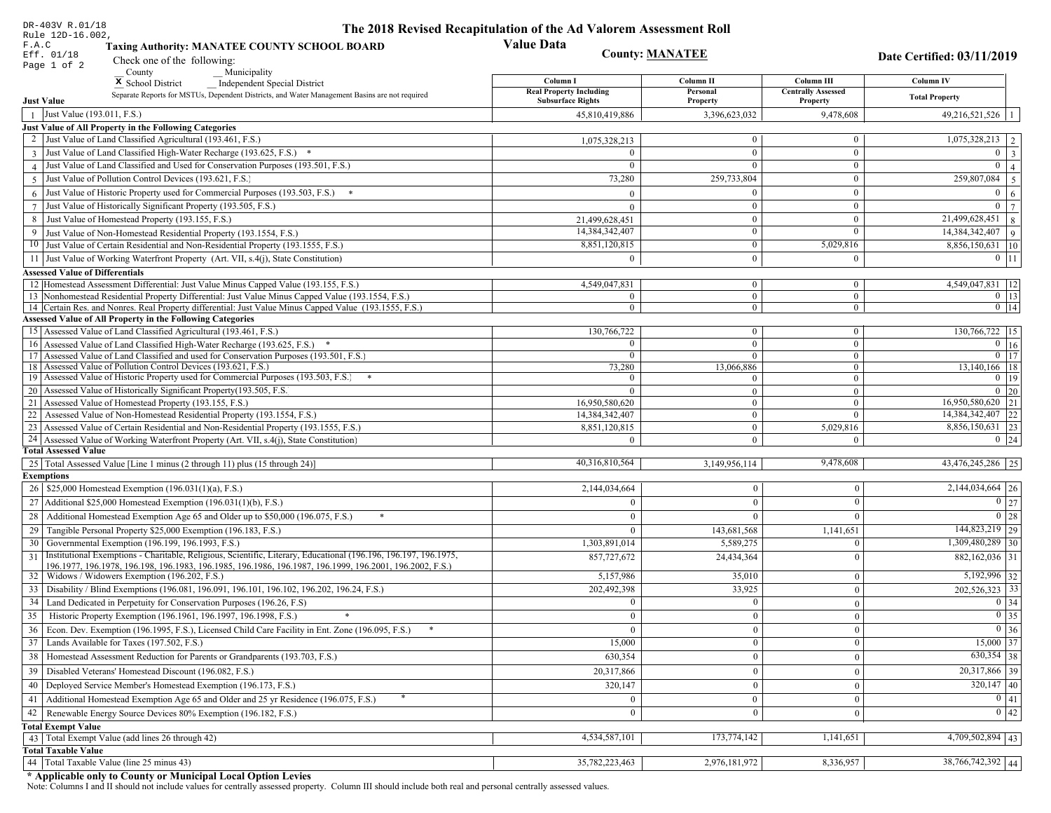DR-403V R.01/18
Rule 12D-16.002, F.A.C
Eff. 01/18
Page 1 of 2

# The 2018 Revised Recapitulation of the Ad Valorem Assessment Roll

## Value Data

**Taxing Authority: MANATEE COUNTY SCHOOL BOARD**

**County: MANATEE**

**Date Certified: 03/11/2019**

Check one of the following:

__ County __ Municipality

X School District __ Independent Special District

Separate Reports for MSTUs, Dependent Districts, and Water Management Basins are not required

| # | Just Value | Column I Real Property Including Subsurface Rights | Column II Personal Property | Column III Centrally Assessed Property | Column IV Total Property | # |
|---|---|---|---|---|---|---|
| 1 | Just Value (193.011, F.S.) | 45,810,419,886 | 3,396,623,032 | 9,478,608 | 49,216,521,526 | 1 |
| | **Just Value of All Property in the Following Categories** | | | | | |
| 2 | Just Value of Land Classified Agricultural (193.461, F.S.) | 1,075,328,213 | 0 | 0 | 1,075,328,213 | 2 |
| 3 | Just Value of Land Classified High-Water Recharge (193.625, F.S.) * | 0 | 0 | 0 | 0 | 3 |
| 4 | Just Value of Land Classified and Used for Conservation Purposes (193.501, F.S.) | 0 | 0 | 0 | 0 | 4 |
| 5 | Just Value of Pollution Control Devices (193.621, F.S.) | 73,280 | 259,733,804 | 0 | 259,807,084 | 5 |
| 6 | Just Value of Historic Property used for Commercial Purposes (193.503, F.S.) * | 0 | 0 | 0 | 0 | 6 |
| 7 | Just Value of Historically Significant Property (193.505, F.S.) | 0 | 0 | 0 | 0 | 7 |
| 8 | Just Value of Homestead Property (193.155, F.S.) | 21,499,628,451 | 0 | 0 | 21,499,628,451 | 8 |
| 9 | Just Value of Non-Homestead Residential Property (193.1554, F.S.) | 14,384,342,407 | 0 | 0 | 14,384,342,407 | 9 |
| 10 | Just Value of Certain Residential and Non-Residential Property (193.1555, F.S.) | 8,851,120,815 | 0 | 5,029,816 | 8,856,150,631 | 10 |
| 11 | Just Value of Working Waterfront Property (Art. VII, s.4(j), State Constitution) | 0 | 0 | 0 | 0 | 11 |
| | **Assessed Value of Differentials** | | | | | |
| 12 | Homestead Assessment Differential: Just Value Minus Capped Value (193.155, F.S.) | 4,549,047,831 | 0 | 0 | 4,549,047,831 | 12 |
| 13 | Nonhomestead Residential Property Differential: Just Value Minus Capped Value (193.1554, F.S.) | 0 | 0 | 0 | 0 | 13 |
| 14 | Certain Res. and Nonres. Real Property differential: Just Value Minus Capped Value (193.1555, F.S.) | 0 | 0 | 0 | 0 | 14 |
| | **Assessed Value of All Property in the Following Categories** | | | | | |
| 15 | Assessed Value of Land Classified Agricultural (193.461, F.S.) | 130,766,722 | 0 | 0 | 130,766,722 | 15 |
| 16 | Assessed Value of Land Classified High-Water Recharge (193.625, F.S.) * | 0 | 0 | 0 | 0 | 16 |
| 17 | Assessed Value of Land Classified and used for Conservation Purposes (193.501, F.S.) | 0 | 0 | 0 | 0 | 17 |
| 18 | Assessed Value of Pollution Control Devices (193.621, F.S.) | 73,280 | 13,066,886 | 0 | 13,140,166 | 18 |
| 19 | Assessed Value of Historic Property used for Commercial Purposes (193.503, F.S.) * | 0 | 0 | 0 | 0 | 19 |
| 20 | Assessed Value of Historically Significant Property(193.505, F.S. | 0 | 0 | 0 | 0 | 20 |
| 21 | Assessed Value of Homestead Property (193.155, F.S.) | 16,950,580,620 | 0 | 0 | 16,950,580,620 | 21 |
| 22 | Assessed Value of Non-Homestead Residential Property (193.1554, F.S.) | 14,384,342,407 | 0 | 0 | 14,384,342,407 | 22 |
| 23 | Assessed Value of Certain Residential and Non-Residential Property (193.1555, F.S.) | 8,851,120,815 | 0 | 5,029,816 | 8,856,150,631 | 23 |
| 24 | Assessed Value of Working Waterfront Property (Art. VII, s.4(j), State Constitution) | 0 | 0 | 0 | 0 | 24 |
| | **Total Assessed Value** | | | | | |
| 25 | Total Assessed Value [Line 1 minus (2 through 11) plus (15 through 24)] | 40,316,810,564 | 3,149,956,114 | 9,478,608 | 43,476,245,286 | 25 |
| | **Exemptions** | | | | | |
| 26 | $25,000 Homestead Exemption (196.031(1)(a), F.S.) | 2,144,034,664 | 0 | 0 | 2,144,034,664 | 26 |
| 27 | Additional $25,000 Homestead Exemption (196.031(1)(b), F.S.) | 0 | 0 | 0 | 0 | 27 |
| 28 | Additional Homestead Exemption Age 65 and Older up to $50,000 (196.075, F.S.) * | 0 | 0 | 0 | 0 | 28 |
| 29 | Tangible Personal Property $25,000 Exemption (196.183, F.S.) | 0 | 143,681,568 | 1,141,651 | 144,823,219 | 29 |
| 30 | Governmental Exemption (196.199, 196.1993, F.S.) | 1,303,891,014 | 5,589,275 | 0 | 1,309,480,289 | 30 |
| 31 | Institutional Exemptions - Charitable, Religious, Scientific, Literary, Educational (196.196, 196.197, 196.1975, 196.1977, 196.1978, 196.198, 196.1983, 196.1985, 196.1986, 196.1987, 196.1999, 196.2001, 196.2002, F.S.) | 857,727,672 | 24,434,364 | 0 | 882,162,036 | 31 |
| 32 | Widows / Widowers Exemption (196.202, F.S.) | 5,157,986 | 35,010 | 0 | 5,192,996 | 32 |
| 33 | Disability / Blind Exemptions (196.081, 196.091, 196.101, 196.102, 196.202, 196.24, F.S.) | 202,492,398 | 33,925 | 0 | 202,526,323 | 33 |
| 34 | Land Dedicated in Perpetuity for Conservation Purposes (196.26, F.S) | 0 | 0 | 0 | 0 | 34 |
| 35 | Historic Property Exemption (196.1961, 196.1997, 196.1998, F.S.) * | 0 | 0 | 0 | 0 | 35 |
| 36 | Econ. Dev. Exemption (196.1995, F.S.), Licensed Child Care Facility in Ent. Zone (196.095, F.S.) * | 0 | 0 | 0 | 0 | 36 |
| 37 | Lands Available for Taxes (197.502, F.S.) | 15,000 | 0 | 0 | 15,000 | 37 |
| 38 | Homestead Assessment Reduction for Parents or Grandparents (193.703, F.S.) | 630,354 | 0 | 0 | 630,354 | 38 |
| 39 | Disabled Veterans' Homestead Discount (196.082, F.S.) | 20,317,866 | 0 | 0 | 20,317,866 | 39 |
| 40 | Deployed Service Member's Homestead Exemption (196.173, F.S.) | 320,147 | 0 | 0 | 320,147 | 40 |
| 41 | Additional Homestead Exemption Age 65 and Older and 25 yr Residence (196.075, F.S.) * | 0 | 0 | 0 | 0 | 41 |
| 42 | Renewable Energy Source Devices 80% Exemption (196.182, F.S.) | 0 | 0 | 0 | 0 | 42 |
| | **Total Exempt Value** | | | | | |
| 43 | Total Exempt Value (add lines 26 through 42) | 4,534,587,101 | 173,774,142 | 1,141,651 | 4,709,502,894 | 43 |
| | **Total Taxable Value** | | | | | |
| 44 | Total Taxable Value (line 25 minus 43) | 35,782,223,463 | 2,976,181,972 | 8,336,957 | 38,766,742,392 | 44 |

**\* Applicable only to County or Municipal Local Option Levies**

Note: Columns I and II should not include values for centrally assessed property. Column III should include both real and personal centrally assessed values.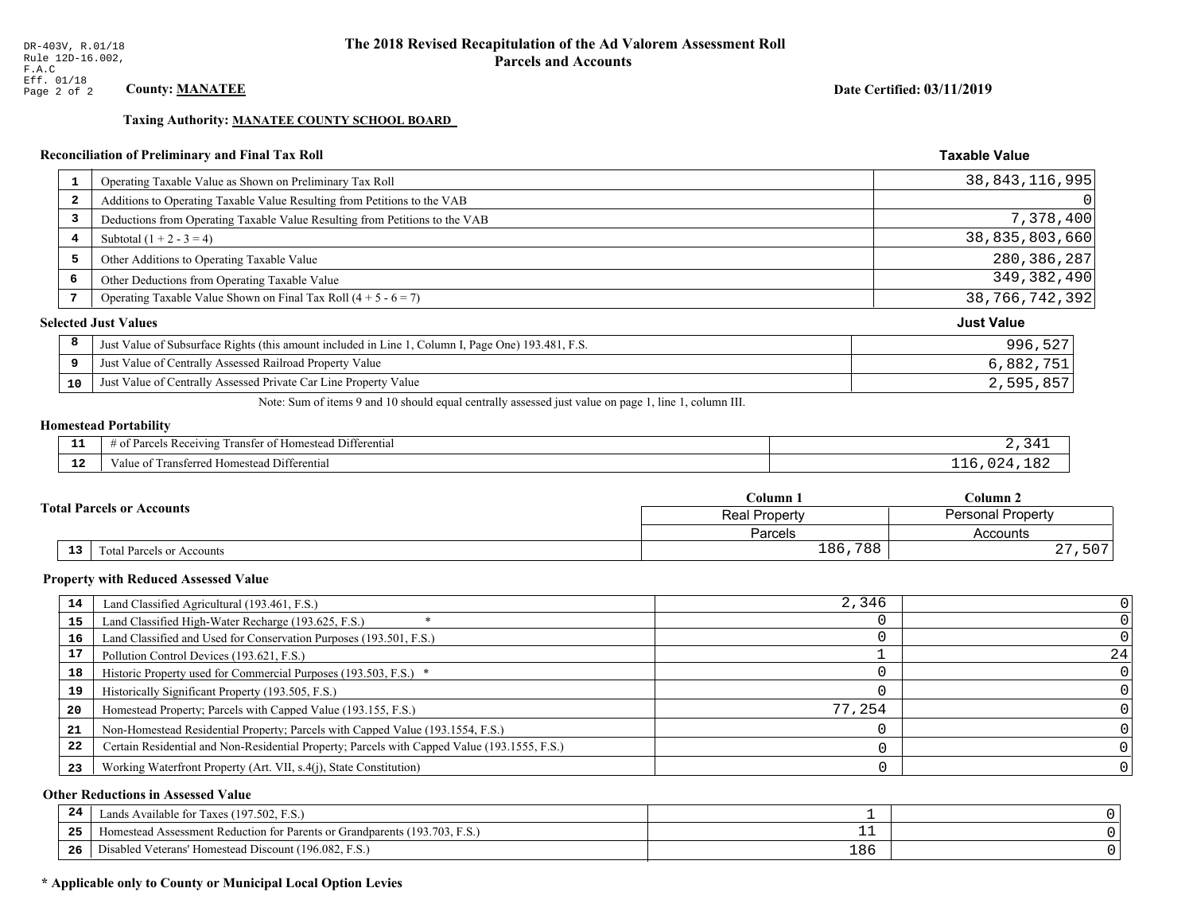DR-403V, R.01/18
Rule 12D-16.002, F.A.C
Eff. 01/18

# The 2018 Revised Recapitulation of the Ad Valorem Assessment Roll
## Parcels and Accounts

**County: MANATEE**

**Date Certified: 03/11/2019**

**Taxing Authority: MANATEE COUNTY SCHOOL BOARD**

### Reconciliation of Preliminary and Final Tax Roll

| | | Taxable Value |
|---|---|---|
| 1 | Operating Taxable Value as Shown on Preliminary Tax Roll | 38,843,116,995 |
| 2 | Additions to Operating Taxable Value Resulting from Petitions to the VAB | 0 |
| 3 | Deductions from Operating Taxable Value Resulting from Petitions to the VAB | 7,378,400 |
| 4 | Subtotal (1 + 2 - 3 = 4) | 38,835,803,660 |
| 5 | Other Additions to Operating Taxable Value | 280,386,287 |
| 6 | Other Deductions from Operating Taxable Value | 349,382,490 |
| 7 | Operating Taxable Value Shown on Final Tax Roll (4 + 5 - 6 = 7) | 38,766,742,392 |

### Selected Just Values

| | | Just Value |
|---|---|---|
| 8 | Just Value of Subsurface Rights (this amount included in Line 1, Column I, Page One) 193.481, F.S. | 996,527 |
| 9 | Just Value of Centrally Assessed Railroad Property Value | 6,882,751 |
| 10 | Just Value of Centrally Assessed Private Car Line Property Value | 2,595,857 |

Note: Sum of items 9 and 10 should equal centrally assessed just value on page 1, line 1, column III.

### Homestead Portability

| | | |
|---|---|---|
| 11 | # of Parcels Receiving Transfer of Homestead Differential | 2,341 |
| 12 | Value of Transferred Homestead Differential | 116,024,182 |

### Total Parcels or Accounts

| | | Column 1 | Column 2 |
|---|---|---|---|
| | | Real Property | Personal Property |
| | | Parcels | Accounts |
| 13 | Total Parcels or Accounts | 186,788 | 27,507 |

### Property with Reduced Assessed Value

| | | Column 1 | Column 2 |
|---|---|---|---|
| 14 | Land Classified Agricultural (193.461, F.S.) | 2,346 | 0 |
| 15 | Land Classified High-Water Recharge (193.625, F.S.) * | 0 | 0 |
| 16 | Land Classified and Used for Conservation Purposes (193.501, F.S.) | 0 | 0 |
| 17 | Pollution Control Devices (193.621, F.S.) | 1 | 24 |
| 18 | Historic Property used for Commercial Purposes (193.503, F.S.) * | 0 | 0 |
| 19 | Historically Significant Property (193.505, F.S.) | 0 | 0 |
| 20 | Homestead Property; Parcels with Capped Value (193.155, F.S.) | 77,254 | 0 |
| 21 | Non-Homestead Residential Property; Parcels with Capped Value (193.1554, F.S.) | 0 | 0 |
| 22 | Certain Residential and Non-Residential Property; Parcels with Capped Value (193.1555, F.S.) | 0 | 0 |
| 23 | Working Waterfront Property (Art. VII, s.4(j), State Constitution) | 0 | 0 |

### Other Reductions in Assessed Value

| | | Column 1 | Column 2 |
|---|---|---|---|
| 24 | Lands Available for Taxes (197.502, F.S.) | 1 | 0 |
| 25 | Homestead Assessment Reduction for Parents or Grandparents (193.703, F.S.) | 11 | 0 |
| 26 | Disabled Veterans' Homestead Discount (196.082, F.S.) | 186 | 0 |

**\* Applicable only to County or Municipal Local Option Levies**